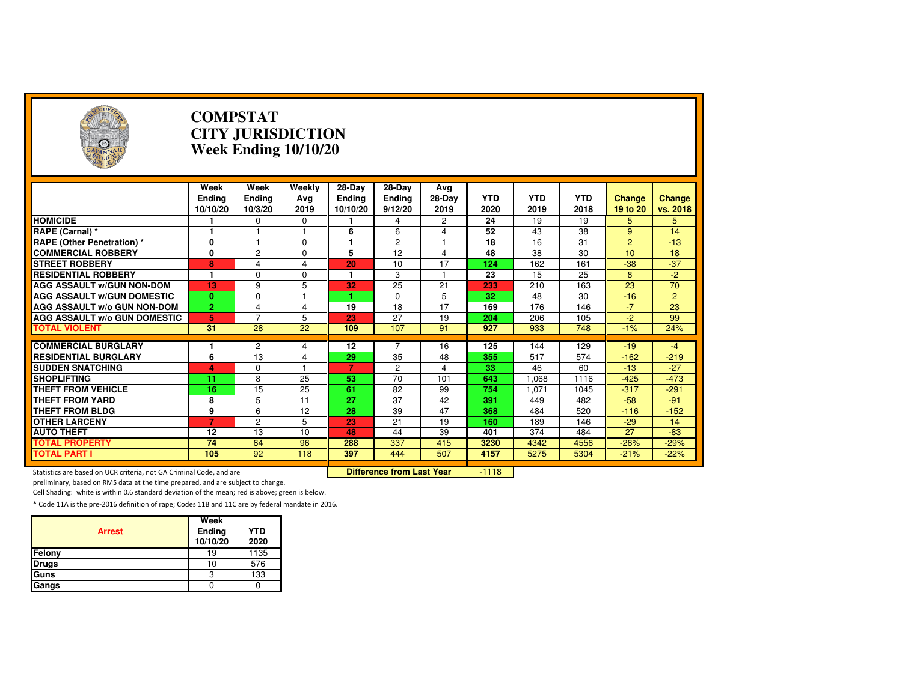# COMPSTAT
# CITY JURISDICTION
# Week Ending 10/10/20

| | Week Ending 10/10/20 | Week Ending 10/3/20 | Weekly Avg 2019 | 28-Day Ending 10/10/20 | 28-Day Ending 9/12/20 | Avg 28-Day 2019 | YTD 2020 | YTD 2019 | YTD 2018 | Change 19 to 20 | Change vs. 2018 |
|---|---|---|---|---|---|---|---|---|---|---|---|
| **HOMICIDE** | 1 | 0 | 0 | 1 | 4 | 2 | 24 | 19 | 19 | 5 | 5 |
| **RAPE (Carnal) *** | 1 | 1 | 1 | 6 | 6 | 4 | 52 | 43 | 38 | 9 | 14 |
| **RAPE (Other Penetration) *** | 0 | 1 | 0 | 1 | 2 | 1 | 18 | 16 | 31 | 2 | -13 |
| **COMMERCIAL ROBBERY** | 0 | 2 | 0 | 5 | 12 | 4 | 48 | 38 | 30 | 10 | 18 |
| **STREET ROBBERY** | 8 | 4 | 4 | 20 | 10 | 17 | 124 | 162 | 161 | -38 | -37 |
| **RESIDENTIAL ROBBERY** | 1 | 0 | 0 | 1 | 3 | 1 | 23 | 15 | 25 | 8 | -2 |
| **AGG ASSAULT w/GUN NON-DOM** | 13 | 9 | 5 | 32 | 25 | 21 | 233 | 210 | 163 | 23 | 70 |
| **AGG ASSAULT w/GUN DOMESTIC** | 0 | 0 | 1 | 1 | 0 | 5 | 32 | 48 | 30 | -16 | 2 |
| **AGG ASSAULT w/o GUN NON-DOM** | 2 | 4 | 4 | 19 | 18 | 17 | 169 | 176 | 146 | -7 | 23 |
| **AGG ASSAULT w/o GUN DOMESTIC** | 5 | 7 | 5 | 23 | 27 | 19 | 204 | 206 | 105 | -2 | 99 |
| **TOTAL VIOLENT** | 31 | 28 | 22 | 109 | 107 | 91 | 927 | 933 | 748 | -1% | 24% |
| **COMMERCIAL BURGLARY** | 1 | 2 | 4 | 12 | 7 | 16 | 125 | 144 | 129 | -19 | -4 |
| **RESIDENTIAL BURGLARY** | 6 | 13 | 4 | 29 | 35 | 48 | 355 | 517 | 574 | -162 | -219 |
| **SUDDEN SNATCHING** | 4 | 0 | 1 | 7 | 2 | 4 | 33 | 46 | 60 | -13 | -27 |
| **SHOPLIFTING** | 11 | 8 | 25 | 53 | 70 | 101 | 643 | 1,068 | 1116 | -425 | -473 |
| **THEFT FROM VEHICLE** | 16 | 15 | 25 | 61 | 82 | 99 | 754 | 1,071 | 1045 | -317 | -291 |
| **THEFT FROM YARD** | 8 | 5 | 11 | 27 | 37 | 42 | 391 | 449 | 482 | -58 | -91 |
| **THEFT FROM BLDG** | 9 | 6 | 12 | 28 | 39 | 47 | 368 | 484 | 520 | -116 | -152 |
| **OTHER LARCENY** | 7 | 2 | 5 | 23 | 21 | 19 | 160 | 189 | 146 | -29 | 14 |
| **AUTO THEFT** | 12 | 13 | 10 | 48 | 44 | 39 | 401 | 374 | 484 | 27 | -83 |
| **TOTAL PROPERTY** | 74 | 64 | 96 | 288 | 337 | 415 | 3230 | 4342 | 4556 | -26% | -29% |
| **TOTAL PART I** | 105 | 92 | 118 | 397 | 444 | 507 | 4157 | 5275 | 5304 | -21% | -22% |

**Difference from Last Year** -1118

Statistics are based on UCR criteria, not GA Criminal Code, and are preliminary, based on RMS data at the time prepared, and are subject to change.

Cell Shading: white is within 0.6 standard deviation of the mean; red is above; green is below.

* Code 11A is the pre-2016 definition of rape; Codes 11B and 11C are by federal mandate in 2016.

| Arrest | Week Ending 10/10/20 | YTD 2020 |
|---|---|---|
| Felony | 19 | 1135 |
| Drugs | 10 | 576 |
| Guns | 3 | 133 |
| Gangs | 0 | 0 |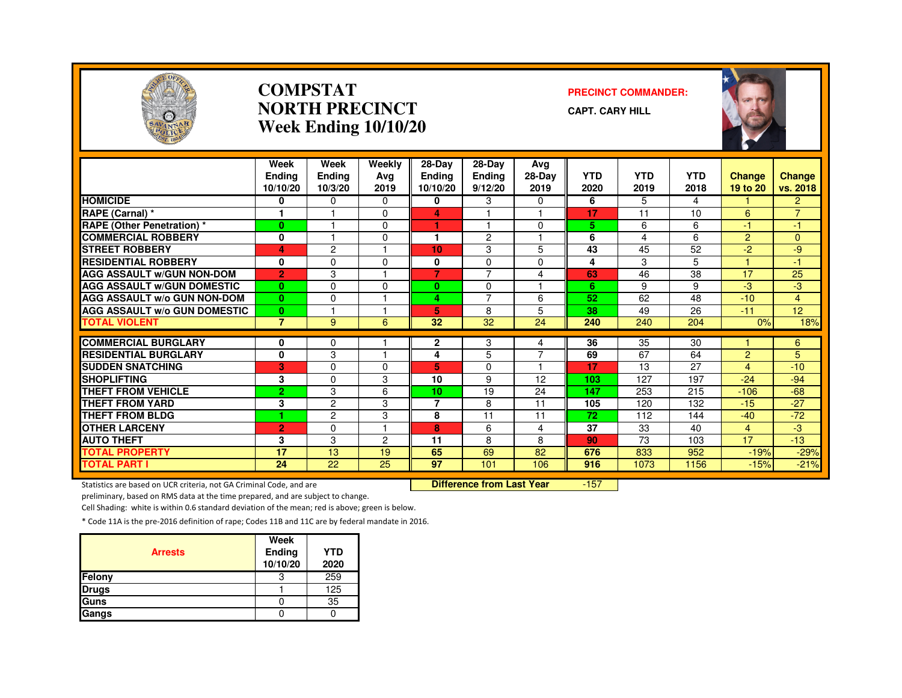# COMPSTAT
# NORTH PRECINCT
# Week Ending 10/10/20

**PRECINCT COMMANDER:**

**CAPT. CARY HILL**

| | Week Ending 10/10/20 | Week Ending 10/3/20 | Weekly Avg 2019 | 28-Day Ending 10/10/20 | 28-Day Ending 9/12/20 | Avg 28-Day 2019 | YTD 2020 | YTD 2019 | YTD 2018 | Change 19 to 20 | Change vs. 2018 |
|---|---|---|---|---|---|---|---|---|---|---|---|
| HOMICIDE | 0 | 0 | 0 | 0 | 3 | 0 | 6 | 5 | 4 | 1 | 2 |
| RAPE (Carnal) * | 1 | 1 | 0 | 4 | 1 | 1 | 17 | 11 | 10 | 6 | 7 |
| RAPE (Other Penetration) * | 0 | 1 | 0 | 1 | 1 | 0 | 5 | 6 | 6 | -1 | -1 |
| COMMERCIAL ROBBERY | 0 | 1 | 0 | 1 | 2 | 1 | 6 | 4 | 6 | 2 | 0 |
| STREET ROBBERY | 4 | 2 | 1 | 10 | 3 | 5 | 43 | 45 | 52 | -2 | -9 |
| RESIDENTIAL ROBBERY | 0 | 0 | 0 | 0 | 0 | 0 | 4 | 3 | 5 | 1 | -1 |
| AGG ASSAULT w/GUN NON-DOM | 2 | 3 | 1 | 7 | 7 | 4 | 63 | 46 | 38 | 17 | 25 |
| AGG ASSAULT w/GUN DOMESTIC | 0 | 0 | 0 | 0 | 0 | 1 | 6 | 9 | 9 | -3 | -3 |
| AGG ASSAULT w/o GUN NON-DOM | 0 | 0 | 1 | 4 | 7 | 6 | 52 | 62 | 48 | -10 | 4 |
| AGG ASSAULT w/o GUN DOMESTIC | 0 | 1 | 1 | 5 | 8 | 5 | 38 | 49 | 26 | -11 | 12 |
| TOTAL VIOLENT | 7 | 9 | 6 | 32 | 32 | 24 | 240 | 240 | 204 | 0% | 18% |
| COMMERCIAL BURGLARY | 0 | 0 | 1 | 2 | 3 | 4 | 36 | 35 | 30 | 1 | 6 |
| RESIDENTIAL BURGLARY | 0 | 3 | 1 | 4 | 5 | 7 | 69 | 67 | 64 | 2 | 5 |
| SUDDEN SNATCHING | 3 | 0 | 0 | 5 | 0 | 1 | 17 | 13 | 27 | 4 | -10 |
| SHOPLIFTING | 3 | 0 | 3 | 10 | 9 | 12 | 103 | 127 | 197 | -24 | -94 |
| THEFT FROM VEHICLE | 2 | 3 | 6 | 10 | 19 | 24 | 147 | 253 | 215 | -106 | -68 |
| THEFT FROM YARD | 3 | 2 | 3 | 7 | 8 | 11 | 105 | 120 | 132 | -15 | -27 |
| THEFT FROM BLDG | 1 | 2 | 3 | 8 | 11 | 11 | 72 | 112 | 144 | -40 | -72 |
| OTHER LARCENY | 2 | 0 | 1 | 8 | 6 | 4 | 37 | 33 | 40 | 4 | -3 |
| AUTO THEFT | 3 | 3 | 2 | 11 | 8 | 8 | 90 | 73 | 103 | 17 | -13 |
| TOTAL PROPERTY | 17 | 13 | 19 | 65 | 69 | 82 | 676 | 833 | 952 | -19% | -29% |
| TOTAL PART I | 24 | 22 | 25 | 97 | 101 | 106 | 916 | 1073 | 1156 | -15% | -21% |

**Difference from Last Year** -157

Statistics are based on UCR criteria, not GA Criminal Code, and are preliminary, based on RMS data at the time prepared, and are subject to change.

Cell Shading: white is within 0.6 standard deviation of the mean; red is above; green is below.

* Code 11A is the pre-2016 definition of rape; Codes 11B and 11C are by federal mandate in 2016.

| Arrests | Week Ending 10/10/20 | YTD 2020 |
|---|---|---|
| Felony | 3 | 259 |
| Drugs | 1 | 125 |
| Guns | 0 | 35 |
| Gangs | 0 | 0 |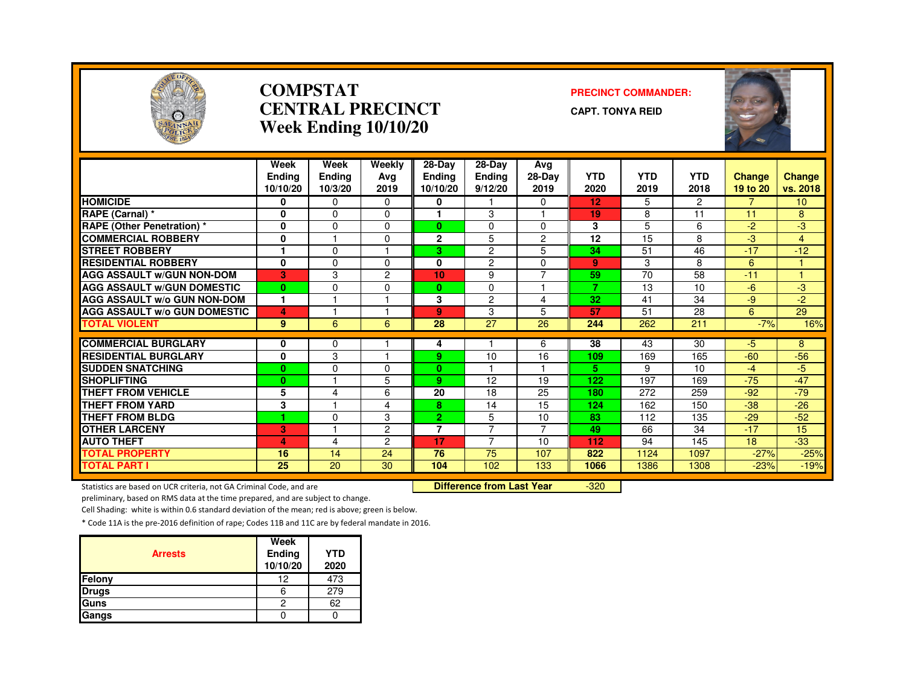# COMPSTAT
# CENTRAL PRECINCT
## Week Ending 10/10/20

**PRECINCT COMMANDER:**

**CAPT. TONYA REID**

| | Week Ending 10/10/20 | Week Ending 10/3/20 | Weekly Avg 2019 | 28-Day Ending 10/10/20 | 28-Day Ending 9/12/20 | Avg 28-Day 2019 | YTD 2020 | YTD 2019 | YTD 2018 | Change 19 to 20 | Change vs. 2018 |
|---|---|---|---|---|---|---|---|---|---|---|---|
| HOMICIDE | 0 | 0 | 0 | 0 | 1 | 0 | 12 | 5 | 2 | 7 | 10 |
| RAPE (Carnal) * | 0 | 0 | 0 | 1 | 3 | 1 | 19 | 8 | 11 | 11 | 8 |
| RAPE (Other Penetration) * | 0 | 0 | 0 | 0 | 0 | 0 | 3 | 5 | 6 | -2 | -3 |
| COMMERCIAL ROBBERY | 0 | 1 | 0 | 2 | 5 | 2 | 12 | 15 | 8 | -3 | 4 |
| STREET ROBBERY | 1 | 0 | 1 | 3 | 2 | 5 | 34 | 51 | 46 | -17 | -12 |
| RESIDENTIAL ROBBERY | 0 | 0 | 0 | 0 | 2 | 0 | 9 | 3 | 8 | 6 | 1 |
| AGG ASSAULT w/GUN NON-DOM | 3 | 3 | 2 | 10 | 9 | 7 | 59 | 70 | 58 | -11 | 1 |
| AGG ASSAULT w/GUN DOMESTIC | 0 | 0 | 0 | 0 | 0 | 1 | 7 | 13 | 10 | -6 | -3 |
| AGG ASSAULT w/o GUN NON-DOM | 1 | 1 | 1 | 3 | 2 | 4 | 32 | 41 | 34 | -9 | -2 |
| AGG ASSAULT w/o GUN DOMESTIC | 4 | 1 | 1 | 9 | 3 | 5 | 57 | 51 | 28 | 6 | 29 |
| TOTAL VIOLENT | 9 | 6 | 6 | 28 | 27 | 26 | 244 | 262 | 211 | -7% | 16% |
| COMMERCIAL BURGLARY | 0 | 0 | 1 | 4 | 1 | 6 | 38 | 43 | 30 | -5 | 8 |
| RESIDENTIAL BURGLARY | 0 | 3 | 1 | 9 | 10 | 16 | 109 | 169 | 165 | -60 | -56 |
| SUDDEN SNATCHING | 0 | 0 | 0 | 0 | 1 | 1 | 5 | 9 | 10 | -4 | -5 |
| SHOPLIFTING | 0 | 1 | 5 | 9 | 12 | 19 | 122 | 197 | 169 | -75 | -47 |
| THEFT FROM VEHICLE | 5 | 4 | 6 | 20 | 18 | 25 | 180 | 272 | 259 | -92 | -79 |
| THEFT FROM YARD | 3 | 1 | 4 | 8 | 14 | 15 | 124 | 162 | 150 | -38 | -26 |
| THEFT FROM BLDG | 1 | 0 | 3 | 2 | 5 | 10 | 83 | 112 | 135 | -29 | -52 |
| OTHER LARCENY | 3 | 1 | 2 | 7 | 7 | 7 | 49 | 66 | 34 | -17 | 15 |
| AUTO THEFT | 4 | 4 | 2 | 17 | 7 | 10 | 112 | 94 | 145 | 18 | -33 |
| TOTAL PROPERTY | 16 | 14 | 24 | 76 | 75 | 107 | 822 | 1124 | 1097 | -27% | -25% |
| TOTAL PART I | 25 | 20 | 30 | 104 | 102 | 133 | 1066 | 1386 | 1308 | -23% | -19% |

**Difference from Last Year** -320

Statistics are based on UCR criteria, not GA Criminal Code, and are preliminary, based on RMS data at the time prepared, and are subject to change.

Cell Shading: white is within 0.6 standard deviation of the mean; red is above; green is below.

* Code 11A is the pre-2016 definition of rape; Codes 11B and 11C are by federal mandate in 2016.

| Arrests | Week Ending 10/10/20 | YTD 2020 |
|---|---|---|
| Felony | 12 | 473 |
| Drugs | 6 | 279 |
| Guns | 2 | 62 |
| Gangs | 0 | 0 |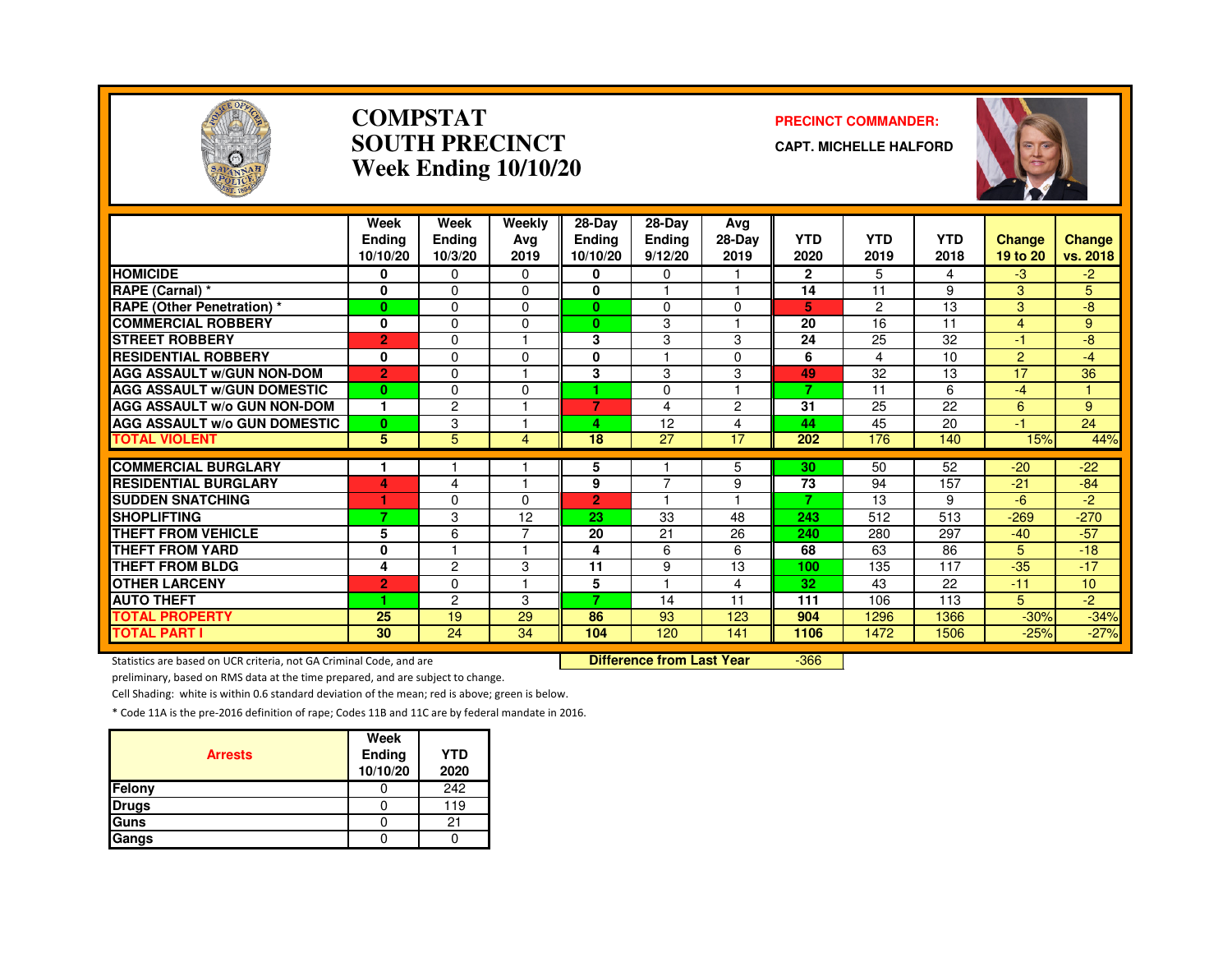# COMPSTAT
# SOUTH PRECINCT
# Week Ending 10/10/20

**PRECINCT COMMANDER:**

**CAPT. MICHELLE HALFORD**

| | Week Ending 10/10/20 | Week Ending 10/3/20 | Weekly Avg 2019 | 28-Day Ending 10/10/20 | 28-Day Ending 9/12/20 | Avg 28-Day 2019 | YTD 2020 | YTD 2019 | YTD 2018 | Change 19 to 20 | Change vs. 2018 |
|---|---|---|---|---|---|---|---|---|---|---|---|
| HOMICIDE | 0 | 0 | 0 | 0 | 0 | 1 | 2 | 5 | 4 | -3 | -2 |
| RAPE (Carnal) * | 0 | 0 | 0 | 0 | 1 | 1 | 14 | 11 | 9 | 3 | 5 |
| RAPE (Other Penetration) * | 0 | 0 | 0 | 0 | 0 | 0 | 5 | 2 | 13 | 3 | -8 |
| COMMERCIAL ROBBERY | 0 | 0 | 0 | 0 | 3 | 1 | 20 | 16 | 11 | 4 | 9 |
| STREET ROBBERY | 2 | 0 | 1 | 3 | 3 | 3 | 24 | 25 | 32 | -1 | -8 |
| RESIDENTIAL ROBBERY | 0 | 0 | 0 | 0 | 1 | 0 | 6 | 4 | 10 | 2 | -4 |
| AGG ASSAULT w/GUN NON-DOM | 2 | 0 | 1 | 3 | 3 | 3 | 49 | 32 | 13 | 17 | 36 |
| AGG ASSAULT w/GUN DOMESTIC | 0 | 0 | 0 | 1 | 0 | 1 | 7 | 11 | 6 | -4 | 1 |
| AGG ASSAULT w/o GUN NON-DOM | 1 | 2 | 1 | 7 | 4 | 2 | 31 | 25 | 22 | 6 | 9 |
| AGG ASSAULT w/o GUN DOMESTIC | 0 | 3 | 1 | 4 | 12 | 4 | 44 | 45 | 20 | -1 | 24 |
| TOTAL VIOLENT | 5 | 5 | 4 | 18 | 27 | 17 | 202 | 176 | 140 | 15% | 44% |
| COMMERCIAL BURGLARY | 1 | 1 | 1 | 5 | 1 | 5 | 30 | 50 | 52 | -20 | -22 |
| RESIDENTIAL BURGLARY | 4 | 4 | 1 | 9 | 7 | 9 | 73 | 94 | 157 | -21 | -84 |
| SUDDEN SNATCHING | 1 | 0 | 0 | 2 | 1 | 1 | 7 | 13 | 9 | -6 | -2 |
| SHOPLIFTING | 7 | 3 | 12 | 23 | 33 | 48 | 243 | 512 | 513 | -269 | -270 |
| THEFT FROM VEHICLE | 5 | 6 | 7 | 20 | 21 | 26 | 240 | 280 | 297 | -40 | -57 |
| THEFT FROM YARD | 0 | 1 | 1 | 4 | 6 | 6 | 68 | 63 | 86 | 5 | -18 |
| THEFT FROM BLDG | 4 | 2 | 3 | 11 | 9 | 13 | 100 | 135 | 117 | -35 | -17 |
| OTHER LARCENY | 2 | 0 | 1 | 5 | 1 | 4 | 32 | 43 | 22 | -11 | 10 |
| AUTO THEFT | 1 | 2 | 3 | 7 | 14 | 11 | 111 | 106 | 113 | 5 | -2 |
| TOTAL PROPERTY | 25 | 19 | 29 | 86 | 93 | 123 | 904 | 1296 | 1366 | -30% | -34% |
| TOTAL PART I | 30 | 24 | 34 | 104 | 120 | 141 | 1106 | 1472 | 1506 | -25% | -27% |

**Difference from Last Year** -366

Statistics are based on UCR criteria, not GA Criminal Code, and are preliminary, based on RMS data at the time prepared, and are subject to change.

Cell Shading: white is within 0.6 standard deviation of the mean; red is above; green is below.

* Code 11A is the pre-2016 definition of rape; Codes 11B and 11C are by federal mandate in 2016.

| Arrests | Week Ending 10/10/20 | YTD 2020 |
|---|---|---|
| Felony | 0 | 242 |
| Drugs | 0 | 119 |
| Guns | 0 | 21 |
| Gangs | 0 | 0 |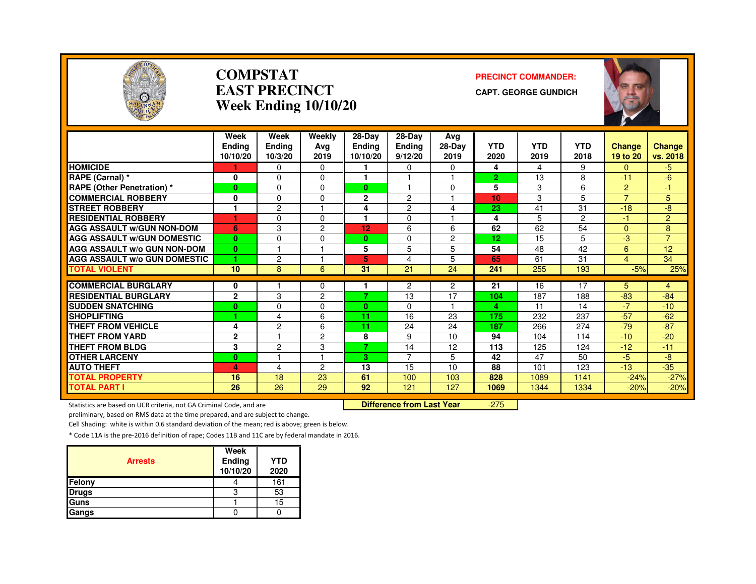# COMPSTAT
# EAST PRECINCT
## Week Ending 10/10/20

**PRECINCT COMMANDER:**

**CAPT. GEORGE GUNDICH**

| | Week Ending 10/10/20 | Week Ending 10/3/20 | Weekly Avg 2019 | 28-Day Ending 10/10/20 | 28-Day Ending 9/12/20 | Avg 28-Day 2019 | YTD 2020 | YTD 2019 | YTD 2018 | Change 19 to 20 | Change vs. 2018 |
|---|---|---|---|---|---|---|---|---|---|---|---|
| HOMICIDE | 1 | 0 | 0 | 1 | 0 | 0 | 4 | 4 | 9 | 0 | -5 |
| RAPE (Carnal) * | 0 | 0 | 0 | 1 | 1 | 1 | 2 | 13 | 8 | -11 | -6 |
| RAPE (Other Penetration) * | 0 | 0 | 0 | 0 | 1 | 0 | 5 | 3 | 6 | 2 | -1 |
| COMMERCIAL ROBBERY | 0 | 0 | 0 | 2 | 2 | 1 | 10 | 3 | 5 | 7 | 5 |
| STREET ROBBERY | 1 | 2 | 1 | 4 | 2 | 4 | 23 | 41 | 31 | -18 | -8 |
| RESIDENTIAL ROBBERY | 1 | 0 | 0 | 1 | 0 | 1 | 4 | 5 | 2 | -1 | 2 |
| AGG ASSAULT w/GUN NON-DOM | 6 | 3 | 2 | 12 | 6 | 6 | 62 | 62 | 54 | 0 | 8 |
| AGG ASSAULT w/GUN DOMESTIC | 0 | 0 | 0 | 0 | 0 | 2 | 12 | 15 | 5 | -3 | 7 |
| AGG ASSAULT w/o GUN NON-DOM | 0 | 1 | 1 | 5 | 5 | 5 | 54 | 48 | 42 | 6 | 12 |
| AGG ASSAULT w/o GUN DOMESTIC | 1 | 2 | 1 | 5 | 4 | 5 | 65 | 61 | 31 | 4 | 34 |
| TOTAL VIOLENT | 10 | 8 | 6 | 31 | 21 | 24 | 241 | 255 | 193 | -5% | 25% |
| COMMERCIAL BURGLARY | 0 | 1 | 0 | 1 | 2 | 2 | 21 | 16 | 17 | 5 | 4 |
| RESIDENTIAL BURGLARY | 2 | 3 | 2 | 7 | 13 | 17 | 104 | 187 | 188 | -83 | -84 |
| SUDDEN SNATCHING | 0 | 0 | 0 | 0 | 0 | 1 | 4 | 11 | 14 | -7 | -10 |
| SHOPLIFTING | 1 | 4 | 6 | 11 | 16 | 23 | 175 | 232 | 237 | -57 | -62 |
| THEFT FROM VEHICLE | 4 | 2 | 6 | 11 | 24 | 24 | 187 | 266 | 274 | -79 | -87 |
| THEFT FROM YARD | 2 | 1 | 2 | 8 | 9 | 10 | 94 | 104 | 114 | -10 | -20 |
| THEFT FROM BLDG | 3 | 2 | 3 | 7 | 14 | 12 | 113 | 125 | 124 | -12 | -11 |
| OTHER LARCENY | 0 | 1 | 1 | 3 | 7 | 5 | 42 | 47 | 50 | -5 | -8 |
| AUTO THEFT | 4 | 4 | 2 | 13 | 15 | 10 | 88 | 101 | 123 | -13 | -35 |
| TOTAL PROPERTY | 16 | 18 | 23 | 61 | 100 | 103 | 828 | 1089 | 1141 | -24% | -27% |
| TOTAL PART I | 26 | 26 | 29 | 92 | 121 | 127 | 1069 | 1344 | 1334 | -20% | -20% |

**Difference from Last Year** -275

Statistics are based on UCR criteria, not GA Criminal Code, and are preliminary, based on RMS data at the time prepared, and are subject to change.

Cell Shading: white is within 0.6 standard deviation of the mean; red is above; green is below.

* Code 11A is the pre-2016 definition of rape; Codes 11B and 11C are by federal mandate in 2016.

| Arrests | Week Ending 10/10/20 | YTD 2020 |
|---|---|---|
| Felony | 4 | 161 |
| Drugs | 3 | 53 |
| Guns | 1 | 15 |
| Gangs | 0 | 0 |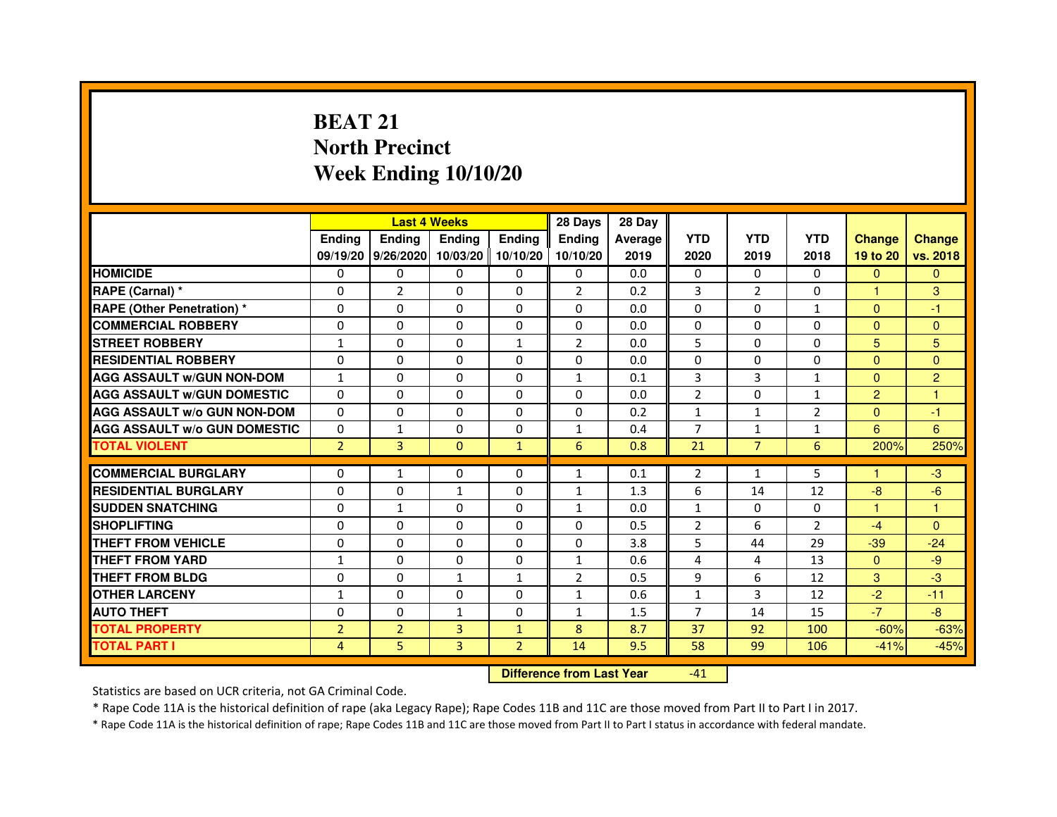# BEAT 21
## North Precinct
## Week Ending 10/10/20

| | Last 4 Weeks | | | | 28 Days | 28 Day | | | | | |
|---|---|---|---|---|---|---|---|---|---|---|---|
| | Ending 09/19/20 | Ending 9/26/2020 | Ending 10/03/20 | Ending 10/10/20 | Ending 10/10/20 | Average 2019 | YTD 2020 | YTD 2019 | YTD 2018 | Change 19 to 20 | Change vs. 2018 |
| **HOMICIDE** | 0 | 0 | 0 | 0 | 0 | 0.0 | 0 | 0 | 0 | 0 | 0 |
| **RAPE (Carnal) *** | 0 | 2 | 0 | 0 | 2 | 0.2 | 3 | 2 | 0 | 1 | 3 |
| **RAPE (Other Penetration) *** | 0 | 0 | 0 | 0 | 0 | 0.0 | 0 | 0 | 1 | 0 | -1 |
| **COMMERCIAL ROBBERY** | 0 | 0 | 0 | 0 | 0 | 0.0 | 0 | 0 | 0 | 0 | 0 |
| **STREET ROBBERY** | 1 | 0 | 0 | 1 | 2 | 0.0 | 5 | 0 | 0 | 5 | 5 |
| **RESIDENTIAL ROBBERY** | 0 | 0 | 0 | 0 | 0 | 0.0 | 0 | 0 | 0 | 0 | 0 |
| **AGG ASSAULT w/GUN NON-DOM** | 1 | 0 | 0 | 0 | 1 | 0.1 | 3 | 3 | 1 | 0 | 2 |
| **AGG ASSAULT w/GUN DOMESTIC** | 0 | 0 | 0 | 0 | 0 | 0.0 | 2 | 0 | 1 | 2 | 1 |
| **AGG ASSAULT w/o GUN NON-DOM** | 0 | 0 | 0 | 0 | 0 | 0.2 | 1 | 1 | 2 | 0 | -1 |
| **AGG ASSAULT w/o GUN DOMESTIC** | 0 | 1 | 0 | 0 | 1 | 0.4 | 7 | 1 | 1 | 6 | 6 |
| **TOTAL VIOLENT** | 2 | 3 | 0 | 1 | 6 | 0.8 | 21 | 7 | 6 | 200% | 250% |
| **COMMERCIAL BURGLARY** | 0 | 1 | 0 | 0 | 1 | 0.1 | 2 | 1 | 5 | 1 | -3 |
| **RESIDENTIAL BURGLARY** | 0 | 0 | 1 | 0 | 1 | 1.3 | 6 | 14 | 12 | -8 | -6 |
| **SUDDEN SNATCHING** | 0 | 1 | 0 | 0 | 1 | 0.0 | 1 | 0 | 0 | 1 | 1 |
| **SHOPLIFTING** | 0 | 0 | 0 | 0 | 0 | 0.5 | 2 | 6 | 2 | -4 | 0 |
| **THEFT FROM VEHICLE** | 0 | 0 | 0 | 0 | 0 | 3.8 | 5 | 44 | 29 | -39 | -24 |
| **THEFT FROM YARD** | 1 | 0 | 0 | 0 | 1 | 0.6 | 4 | 4 | 13 | 0 | -9 |
| **THEFT FROM BLDG** | 0 | 0 | 1 | 1 | 2 | 0.5 | 9 | 6 | 12 | 3 | -3 |
| **OTHER LARCENY** | 1 | 0 | 0 | 0 | 1 | 0.6 | 1 | 3 | 12 | -2 | -11 |
| **AUTO THEFT** | 0 | 0 | 1 | 0 | 1 | 1.5 | 7 | 14 | 15 | -7 | -8 |
| **TOTAL PROPERTY** | 2 | 2 | 3 | 1 | 8 | 8.7 | 37 | 92 | 100 | -60% | -63% |
| **TOTAL PART I** | 4 | 5 | 3 | 2 | 14 | 9.5 | 58 | 99 | 106 | -41% | -45% |

**Difference from Last Year** -41

Statistics are based on UCR criteria, not GA Criminal Code.

* Rape Code 11A is the historical definition of rape (aka Legacy Rape); Rape Codes 11B and 11C are those moved from Part II to Part I in 2017.

* Rape Code 11A is the historical definition of rape; Rape Codes 11B and 11C are those moved from Part II to Part I status in accordance with federal mandate.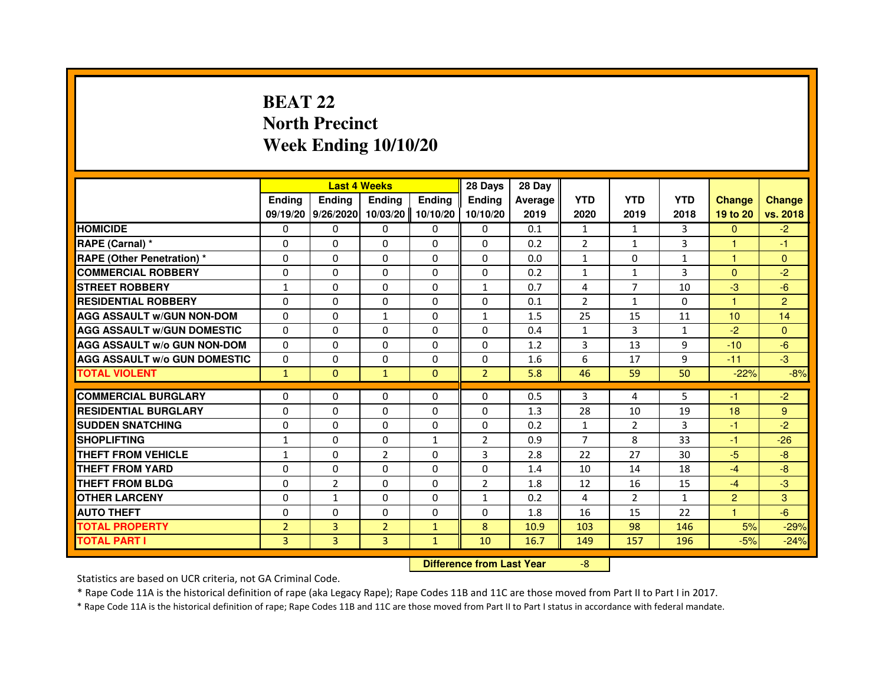# BEAT 22
# North Precinct
# Week Ending 10/10/20

| | Last 4 Weeks | | | | 28 Days | 28 Day | | | | | |
|---|---|---|---|---|---|---|---|---|---|---|---|
| | Ending 09/19/20 | Ending 9/26/2020 | Ending 10/03/20 | Ending 10/10/20 | Ending 10/10/20 | Average 2019 | YTD 2020 | YTD 2019 | YTD 2018 | Change 19 to 20 | Change vs. 2018 |
| HOMICIDE | 0 | 0 | 0 | 0 | 0 | 0.1 | 1 | 1 | 3 | 0 | -2 |
| RAPE (Carnal) * | 0 | 0 | 0 | 0 | 0 | 0.2 | 2 | 1 | 3 | 1 | -1 |
| RAPE (Other Penetration) * | 0 | 0 | 0 | 0 | 0 | 0.0 | 1 | 0 | 1 | 1 | 0 |
| COMMERCIAL ROBBERY | 0 | 0 | 0 | 0 | 0 | 0.2 | 1 | 1 | 3 | 0 | -2 |
| STREET ROBBERY | 1 | 0 | 0 | 0 | 1 | 0.7 | 4 | 7 | 10 | -3 | -6 |
| RESIDENTIAL ROBBERY | 0 | 0 | 0 | 0 | 0 | 0.1 | 2 | 1 | 0 | 1 | 2 |
| AGG ASSAULT w/GUN NON-DOM | 0 | 0 | 1 | 0 | 1 | 1.5 | 25 | 15 | 11 | 10 | 14 |
| AGG ASSAULT w/GUN DOMESTIC | 0 | 0 | 0 | 0 | 0 | 0.4 | 1 | 3 | 1 | -2 | 0 |
| AGG ASSAULT w/o GUN NON-DOM | 0 | 0 | 0 | 0 | 0 | 1.2 | 3 | 13 | 9 | -10 | -6 |
| AGG ASSAULT w/o GUN DOMESTIC | 0 | 0 | 0 | 0 | 0 | 1.6 | 6 | 17 | 9 | -11 | -3 |
| TOTAL VIOLENT | 1 | 0 | 1 | 0 | 2 | 5.8 | 46 | 59 | 50 | -22% | -8% |
| COMMERCIAL BURGLARY | 0 | 0 | 0 | 0 | 0 | 0.5 | 3 | 4 | 5 | -1 | -2 |
| RESIDENTIAL BURGLARY | 0 | 0 | 0 | 0 | 0 | 1.3 | 28 | 10 | 19 | 18 | 9 |
| SUDDEN SNATCHING | 0 | 0 | 0 | 0 | 0 | 0.2 | 1 | 2 | 3 | -1 | -2 |
| SHOPLIFTING | 1 | 0 | 0 | 1 | 2 | 0.9 | 7 | 8 | 33 | -1 | -26 |
| THEFT FROM VEHICLE | 1 | 0 | 2 | 0 | 3 | 2.8 | 22 | 27 | 30 | -5 | -8 |
| THEFT FROM YARD | 0 | 0 | 0 | 0 | 0 | 1.4 | 10 | 14 | 18 | -4 | -8 |
| THEFT FROM BLDG | 0 | 2 | 0 | 0 | 2 | 1.8 | 12 | 16 | 15 | -4 | -3 |
| OTHER LARCENY | 0 | 1 | 0 | 0 | 1 | 0.2 | 4 | 2 | 1 | 2 | 3 |
| AUTO THEFT | 0 | 0 | 0 | 0 | 0 | 1.8 | 16 | 15 | 22 | 1 | -6 |
| TOTAL PROPERTY | 2 | 3 | 2 | 1 | 8 | 10.9 | 103 | 98 | 146 | 5% | -29% |
| TOTAL PART I | 3 | 3 | 3 | 1 | 10 | 16.7 | 149 | 157 | 196 | -5% | -24% |

| Difference from Last Year | -8 |
|---|---|

Statistics are based on UCR criteria, not GA Criminal Code.

* Rape Code 11A is the historical definition of rape (aka Legacy Rape); Rape Codes 11B and 11C are those moved from Part II to Part I in 2017.

* Rape Code 11A is the historical definition of rape; Rape Codes 11B and 11C are those moved from Part II to Part I status in accordance with federal mandate.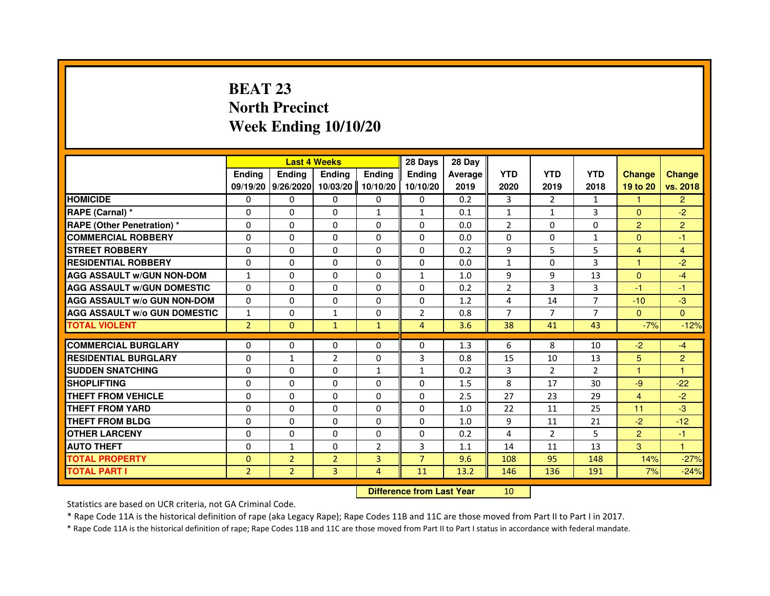# BEAT 23
# North Precinct
# Week Ending 10/10/20

| | Last 4 Weeks | | | | 28 Days | 28 Day | | | | | |
|---|---|---|---|---|---|---|---|---|---|---|---|
| | Ending 09/19/20 | Ending 9/26/2020 | Ending 10/03/20 | Ending 10/10/20 | Ending 10/10/20 | Average 2019 | YTD 2020 | YTD 2019 | YTD 2018 | Change 19 to 20 | Change vs. 2018 |
| **HOMICIDE** | 0 | 0 | 0 | 0 | 0 | 0.2 | 3 | 2 | 1 | 1 | 2 |
| **RAPE (Carnal) *** | 0 | 0 | 0 | 1 | 1 | 0.1 | 1 | 1 | 3 | 0 | -2 |
| **RAPE (Other Penetration) *** | 0 | 0 | 0 | 0 | 0 | 0.0 | 2 | 0 | 0 | 2 | 2 |
| **COMMERCIAL ROBBERY** | 0 | 0 | 0 | 0 | 0 | 0.0 | 0 | 0 | 1 | 0 | -1 |
| **STREET ROBBERY** | 0 | 0 | 0 | 0 | 0 | 0.2 | 9 | 5 | 5 | 4 | 4 |
| **RESIDENTIAL ROBBERY** | 0 | 0 | 0 | 0 | 0 | 0.0 | 1 | 0 | 3 | 1 | -2 |
| **AGG ASSAULT w/GUN NON-DOM** | 1 | 0 | 0 | 0 | 1 | 1.0 | 9 | 9 | 13 | 0 | -4 |
| **AGG ASSAULT w/GUN DOMESTIC** | 0 | 0 | 0 | 0 | 0 | 0.2 | 2 | 3 | 3 | -1 | -1 |
| **AGG ASSAULT w/o GUN NON-DOM** | 0 | 0 | 0 | 0 | 0 | 1.2 | 4 | 14 | 7 | -10 | -3 |
| **AGG ASSAULT w/o GUN DOMESTIC** | 1 | 0 | 1 | 0 | 2 | 0.8 | 7 | 7 | 7 | 0 | 0 |
| **TOTAL VIOLENT** | 2 | 0 | 1 | 1 | 4 | 3.6 | 38 | 41 | 43 | -7% | -12% |
| **COMMERCIAL BURGLARY** | 0 | 0 | 0 | 0 | 0 | 1.3 | 6 | 8 | 10 | -2 | -4 |
| **RESIDENTIAL BURGLARY** | 0 | 1 | 2 | 0 | 3 | 0.8 | 15 | 10 | 13 | 5 | 2 |
| **SUDDEN SNATCHING** | 0 | 0 | 0 | 1 | 1 | 0.2 | 3 | 2 | 2 | 1 | 1 |
| **SHOPLIFTING** | 0 | 0 | 0 | 0 | 0 | 1.5 | 8 | 17 | 30 | -9 | -22 |
| **THEFT FROM VEHICLE** | 0 | 0 | 0 | 0 | 0 | 2.5 | 27 | 23 | 29 | 4 | -2 |
| **THEFT FROM YARD** | 0 | 0 | 0 | 0 | 0 | 1.0 | 22 | 11 | 25 | 11 | -3 |
| **THEFT FROM BLDG** | 0 | 0 | 0 | 0 | 0 | 1.0 | 9 | 11 | 21 | -2 | -12 |
| **OTHER LARCENY** | 0 | 0 | 0 | 0 | 0 | 0.2 | 4 | 2 | 5 | 2 | -1 |
| **AUTO THEFT** | 0 | 1 | 0 | 2 | 3 | 1.1 | 14 | 11 | 13 | 3 | 1 |
| **TOTAL PROPERTY** | 0 | 2 | 2 | 3 | 7 | 9.6 | 108 | 95 | 148 | 14% | -27% |
| **TOTAL PART I** | 2 | 2 | 3 | 4 | 11 | 13.2 | 146 | 136 | 191 | 7% | -24% |

**Difference from Last Year** 10

Statistics are based on UCR criteria, not GA Criminal Code.

* Rape Code 11A is the historical definition of rape (aka Legacy Rape); Rape Codes 11B and 11C are those moved from Part II to Part I in 2017.

* Rape Code 11A is the historical definition of rape; Rape Codes 11B and 11C are those moved from Part II to Part I status in accordance with federal mandate.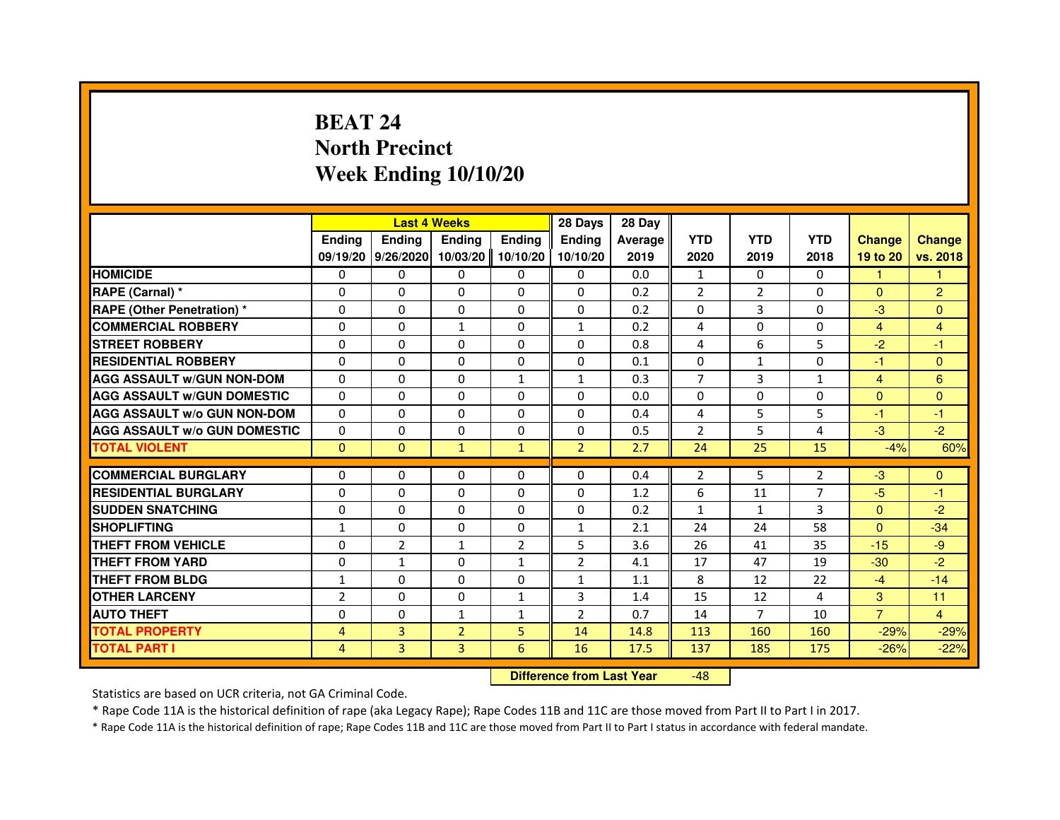# BEAT 24
## North Precinct
## Week Ending 10/10/20

| | Last 4 Weeks | | | | 28 Days | 28 Day | | | | | |
|---|---|---|---|---|---|---|---|---|---|---|---|
| | Ending 09/19/20 | Ending 9/26/2020 | Ending 10/03/20 | Ending 10/10/20 | Ending 10/10/20 | Average 2019 | YTD 2020 | YTD 2019 | YTD 2018 | Change 19 to 20 | Change vs. 2018 |
| HOMICIDE | 0 | 0 | 0 | 0 | 0 | 0.0 | 1 | 0 | 0 | 1 | 1 |
| RAPE (Carnal) * | 0 | 0 | 0 | 0 | 0 | 0.2 | 2 | 2 | 0 | 0 | 2 |
| RAPE (Other Penetration) * | 0 | 0 | 0 | 0 | 0 | 0.2 | 0 | 3 | 0 | -3 | 0 |
| COMMERCIAL ROBBERY | 0 | 0 | 1 | 0 | 1 | 0.2 | 4 | 0 | 0 | 4 | 4 |
| STREET ROBBERY | 0 | 0 | 0 | 0 | 0 | 0.8 | 4 | 6 | 5 | -2 | -1 |
| RESIDENTIAL ROBBERY | 0 | 0 | 0 | 0 | 0 | 0.1 | 0 | 1 | 0 | -1 | 0 |
| AGG ASSAULT w/GUN NON-DOM | 0 | 0 | 0 | 1 | 1 | 0.3 | 7 | 3 | 1 | 4 | 6 |
| AGG ASSAULT w/GUN DOMESTIC | 0 | 0 | 0 | 0 | 0 | 0.0 | 0 | 0 | 0 | 0 | 0 |
| AGG ASSAULT w/o GUN NON-DOM | 0 | 0 | 0 | 0 | 0 | 0.4 | 4 | 5 | 5 | -1 | -1 |
| AGG ASSAULT w/o GUN DOMESTIC | 0 | 0 | 0 | 0 | 0 | 0.5 | 2 | 5 | 4 | -3 | -2 |
| TOTAL VIOLENT | 0 | 0 | 1 | 1 | 2 | 2.7 | 24 | 25 | 15 | -4% | 60% |
| COMMERCIAL BURGLARY | 0 | 0 | 0 | 0 | 0 | 0.4 | 2 | 5 | 2 | -3 | 0 |
| RESIDENTIAL BURGLARY | 0 | 0 | 0 | 0 | 0 | 1.2 | 6 | 11 | 7 | -5 | -1 |
| SUDDEN SNATCHING | 0 | 0 | 0 | 0 | 0 | 0.2 | 1 | 1 | 3 | 0 | -2 |
| SHOPLIFTING | 1 | 0 | 0 | 0 | 1 | 2.1 | 24 | 24 | 58 | 0 | -34 |
| THEFT FROM VEHICLE | 0 | 2 | 1 | 2 | 5 | 3.6 | 26 | 41 | 35 | -15 | -9 |
| THEFT FROM YARD | 0 | 1 | 0 | 1 | 2 | 4.1 | 17 | 47 | 19 | -30 | -2 |
| THEFT FROM BLDG | 1 | 0 | 0 | 0 | 1 | 1.1 | 8 | 12 | 22 | -4 | -14 |
| OTHER LARCENY | 2 | 0 | 0 | 1 | 3 | 1.4 | 15 | 12 | 4 | 3 | 11 |
| AUTO THEFT | 0 | 0 | 1 | 1 | 2 | 0.7 | 14 | 7 | 10 | 7 | 4 |
| TOTAL PROPERTY | 4 | 3 | 2 | 5 | 14 | 14.8 | 113 | 160 | 160 | -29% | -29% |
| TOTAL PART I | 4 | 3 | 3 | 6 | 16 | 17.5 | 137 | 185 | 175 | -26% | -22% |

**Difference from Last Year** -48

Statistics are based on UCR criteria, not GA Criminal Code.

* Rape Code 11A is the historical definition of rape (aka Legacy Rape); Rape Codes 11B and 11C are those moved from Part II to Part I in 2017.

* Rape Code 11A is the historical definition of rape; Rape Codes 11B and 11C are those moved from Part II to Part I status in accordance with federal mandate.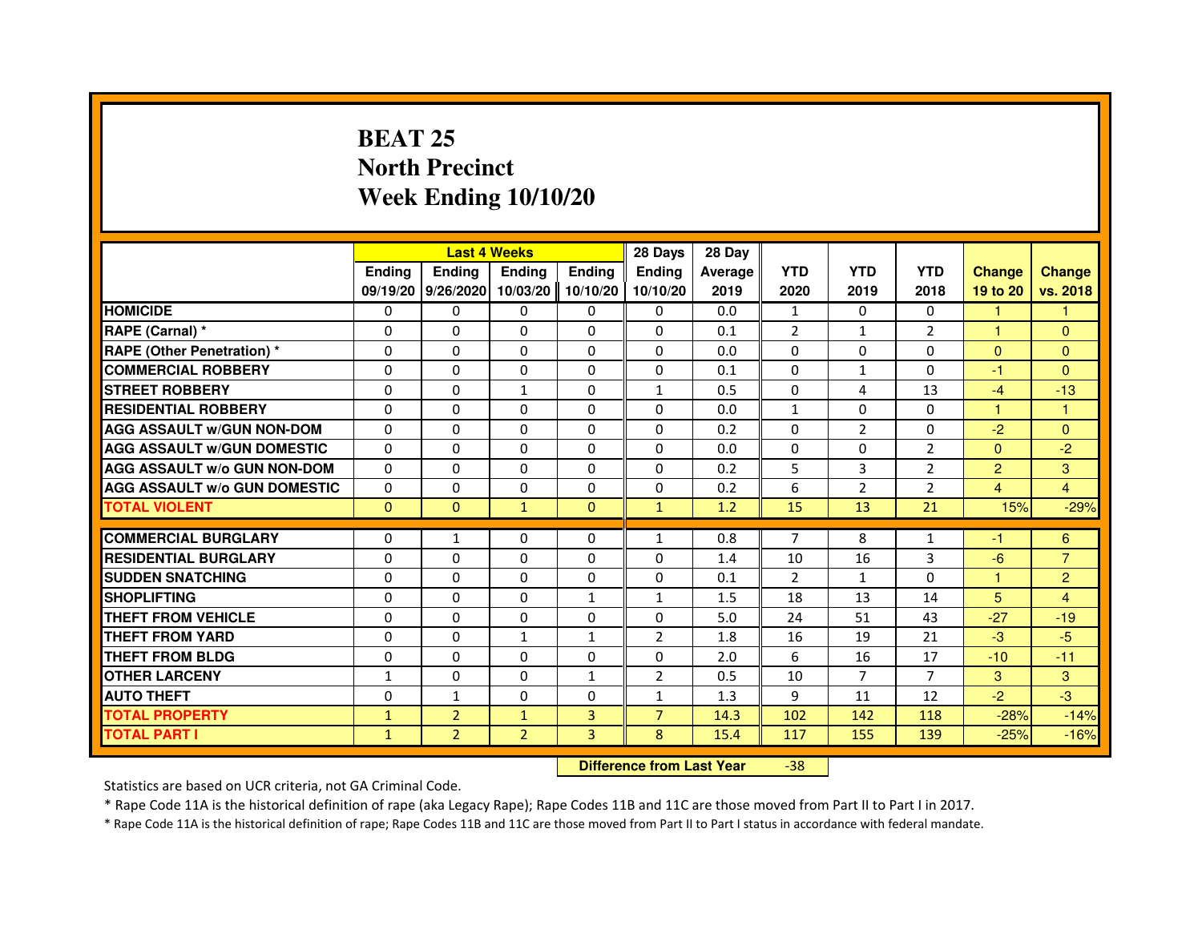# BEAT 25
# North Precinct
# Week Ending 10/10/20

| | Last 4 Weeks | | | | 28 Days | 28 Day | | | | | |
|---|---|---|---|---|---|---|---|---|---|---|---|
| | Ending 09/19/20 | Ending 9/26/2020 | Ending 10/03/20 | Ending 10/10/20 | Ending 10/10/20 | Average 2019 | YTD 2020 | YTD 2019 | YTD 2018 | Change 19 to 20 | Change vs. 2018 |
| HOMICIDE | 0 | 0 | 0 | 0 | 0 | 0.0 | 1 | 0 | 0 | 1 | 1 |
| RAPE (Carnal) * | 0 | 0 | 0 | 0 | 0 | 0.1 | 2 | 1 | 2 | 1 | 0 |
| RAPE (Other Penetration) * | 0 | 0 | 0 | 0 | 0 | 0.0 | 0 | 0 | 0 | 0 | 0 |
| COMMERCIAL ROBBERY | 0 | 0 | 0 | 0 | 0 | 0.1 | 0 | 1 | 0 | -1 | 0 |
| STREET ROBBERY | 0 | 0 | 1 | 0 | 1 | 0.5 | 0 | 4 | 13 | -4 | -13 |
| RESIDENTIAL ROBBERY | 0 | 0 | 0 | 0 | 0 | 0.0 | 1 | 0 | 0 | 1 | 1 |
| AGG ASSAULT w/GUN NON-DOM | 0 | 0 | 0 | 0 | 0 | 0.2 | 0 | 2 | 0 | -2 | 0 |
| AGG ASSAULT w/GUN DOMESTIC | 0 | 0 | 0 | 0 | 0 | 0.0 | 0 | 0 | 2 | 0 | -2 |
| AGG ASSAULT w/o GUN NON-DOM | 0 | 0 | 0 | 0 | 0 | 0.2 | 5 | 3 | 2 | 2 | 3 |
| AGG ASSAULT w/o GUN DOMESTIC | 0 | 0 | 0 | 0 | 0 | 0.2 | 6 | 2 | 2 | 4 | 4 |
| TOTAL VIOLENT | 0 | 0 | 1 | 0 | 1 | 1.2 | 15 | 13 | 21 | 15% | -29% |
| COMMERCIAL BURGLARY | 0 | 1 | 0 | 0 | 1 | 0.8 | 7 | 8 | 1 | -1 | 6 |
| RESIDENTIAL BURGLARY | 0 | 0 | 0 | 0 | 0 | 1.4 | 10 | 16 | 3 | -6 | 7 |
| SUDDEN SNATCHING | 0 | 0 | 0 | 0 | 0 | 0.1 | 2 | 1 | 0 | 1 | 2 |
| SHOPLIFTING | 0 | 0 | 0 | 1 | 1 | 1.5 | 18 | 13 | 14 | 5 | 4 |
| THEFT FROM VEHICLE | 0 | 0 | 0 | 0 | 0 | 5.0 | 24 | 51 | 43 | -27 | -19 |
| THEFT FROM YARD | 0 | 0 | 1 | 1 | 2 | 1.8 | 16 | 19 | 21 | -3 | -5 |
| THEFT FROM BLDG | 0 | 0 | 0 | 0 | 0 | 2.0 | 6 | 16 | 17 | -10 | -11 |
| OTHER LARCENY | 1 | 0 | 0 | 1 | 2 | 0.5 | 10 | 7 | 7 | 3 | 3 |
| AUTO THEFT | 0 | 1 | 0 | 0 | 1 | 1.3 | 9 | 11 | 12 | -2 | -3 |
| TOTAL PROPERTY | 1 | 2 | 1 | 3 | 7 | 14.3 | 102 | 142 | 118 | -28% | -14% |
| TOTAL PART I | 1 | 2 | 2 | 3 | 8 | 15.4 | 117 | 155 | 139 | -25% | -16% |

**Difference from Last Year** -38

Statistics are based on UCR criteria, not GA Criminal Code.

* Rape Code 11A is the historical definition of rape (aka Legacy Rape); Rape Codes 11B and 11C are those moved from Part II to Part I in 2017.

* Rape Code 11A is the historical definition of rape; Rape Codes 11B and 11C are those moved from Part II to Part I status in accordance with federal mandate.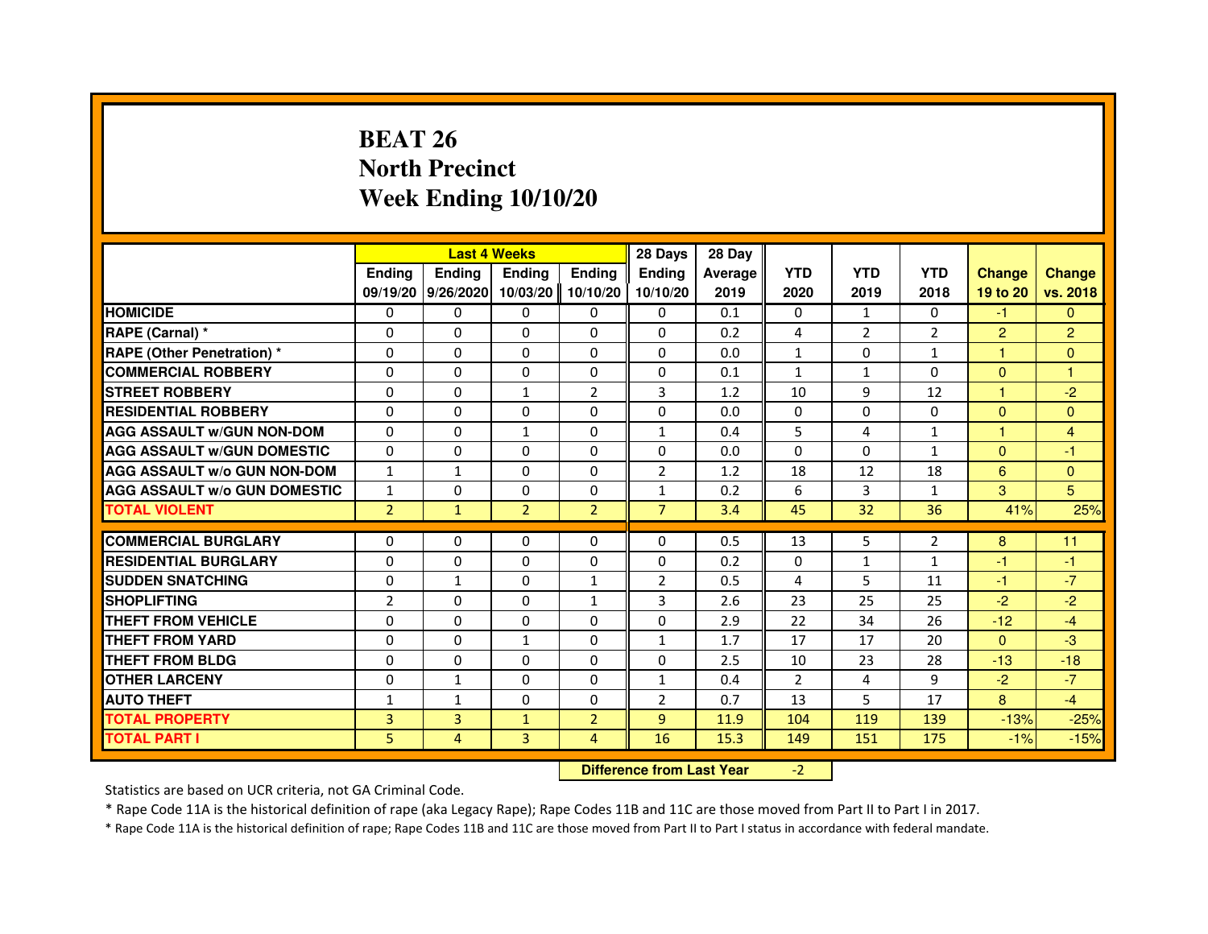# BEAT 26
# North Precinct
# Week Ending 10/10/20

| | Last 4 Weeks | | | | 28 Days | 28 Day | | | | | |
|---|---|---|---|---|---|---|---|---|---|---|---|
| | Ending 09/19/20 | Ending 9/26/2020 | Ending 10/03/20 | Ending 10/10/20 | Ending 10/10/20 | Average 2019 | YTD 2020 | YTD 2019 | YTD 2018 | Change 19 to 20 | Change vs. 2018 |
| HOMICIDE | 0 | 0 | 0 | 0 | 0 | 0.1 | 0 | 1 | 0 | -1 | 0 |
| RAPE (Carnal) * | 0 | 0 | 0 | 0 | 0 | 0.2 | 4 | 2 | 2 | 2 | 2 |
| RAPE (Other Penetration) * | 0 | 0 | 0 | 0 | 0 | 0.0 | 1 | 0 | 1 | 1 | 0 |
| COMMERCIAL ROBBERY | 0 | 0 | 0 | 0 | 0 | 0.1 | 1 | 1 | 0 | 0 | 1 |
| STREET ROBBERY | 0 | 0 | 1 | 2 | 3 | 1.2 | 10 | 9 | 12 | 1 | -2 |
| RESIDENTIAL ROBBERY | 0 | 0 | 0 | 0 | 0 | 0.0 | 0 | 0 | 0 | 0 | 0 |
| AGG ASSAULT w/GUN NON-DOM | 0 | 0 | 1 | 0 | 1 | 0.4 | 5 | 4 | 1 | 1 | 4 |
| AGG ASSAULT w/GUN DOMESTIC | 0 | 0 | 0 | 0 | 0 | 0.0 | 0 | 0 | 1 | 0 | -1 |
| AGG ASSAULT w/o GUN NON-DOM | 1 | 1 | 0 | 0 | 2 | 1.2 | 18 | 12 | 18 | 6 | 0 |
| AGG ASSAULT w/o GUN DOMESTIC | 1 | 0 | 0 | 0 | 1 | 0.2 | 6 | 3 | 1 | 3 | 5 |
| TOTAL VIOLENT | 2 | 1 | 2 | 2 | 7 | 3.4 | 45 | 32 | 36 | 41% | 25% |
| COMMERCIAL BURGLARY | 0 | 0 | 0 | 0 | 0 | 0.5 | 13 | 5 | 2 | 8 | 11 |
| RESIDENTIAL BURGLARY | 0 | 0 | 0 | 0 | 0 | 0.2 | 0 | 1 | 1 | -1 | -1 |
| SUDDEN SNATCHING | 0 | 1 | 0 | 1 | 2 | 0.5 | 4 | 5 | 11 | -1 | -7 |
| SHOPLIFTING | 2 | 0 | 0 | 1 | 3 | 2.6 | 23 | 25 | 25 | -2 | -2 |
| THEFT FROM VEHICLE | 0 | 0 | 0 | 0 | 0 | 2.9 | 22 | 34 | 26 | -12 | -4 |
| THEFT FROM YARD | 0 | 0 | 1 | 0 | 1 | 1.7 | 17 | 17 | 20 | 0 | -3 |
| THEFT FROM BLDG | 0 | 0 | 0 | 0 | 0 | 2.5 | 10 | 23 | 28 | -13 | -18 |
| OTHER LARCENY | 0 | 1 | 0 | 0 | 1 | 0.4 | 2 | 4 | 9 | -2 | -7 |
| AUTO THEFT | 1 | 1 | 0 | 0 | 2 | 0.7 | 13 | 5 | 17 | 8 | -4 |
| TOTAL PROPERTY | 3 | 3 | 1 | 2 | 9 | 11.9 | 104 | 119 | 139 | -13% | -25% |
| TOTAL PART I | 5 | 4 | 3 | 4 | 16 | 15.3 | 149 | 151 | 175 | -1% | -15% |

**Difference from Last Year** -2

Statistics are based on UCR criteria, not GA Criminal Code.

* Rape Code 11A is the historical definition of rape (aka Legacy Rape); Rape Codes 11B and 11C are those moved from Part II to Part I in 2017.

* Rape Code 11A is the historical definition of rape; Rape Codes 11B and 11C are those moved from Part II to Part I status in accordance with federal mandate.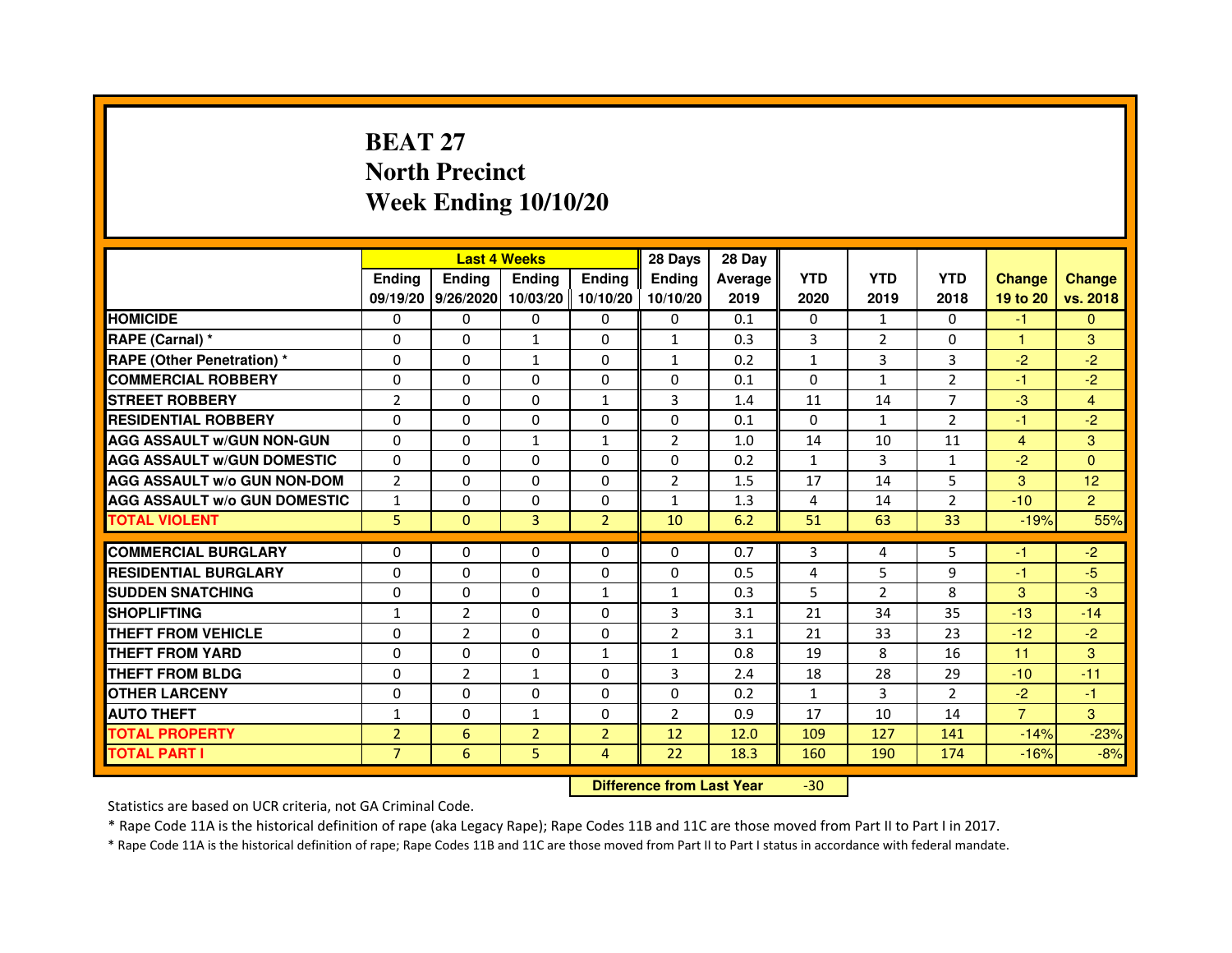# BEAT 27
## North Precinct
## Week Ending 10/10/20

| | Last 4 Weeks | | | | 28 Days | 28 Day | | | | | |
|---|---|---|---|---|---|---|---|---|---|---|---|
| | Ending 09/19/20 | Ending 9/26/2020 | Ending 10/03/20 | Ending 10/10/20 | Ending 10/10/20 | Average 2019 | YTD 2020 | YTD 2019 | YTD 2018 | Change 19 to 20 | Change vs. 2018 |
| HOMICIDE | 0 | 0 | 0 | 0 | 0 | 0.1 | 0 | 1 | 0 | -1 | 0 |
| RAPE (Carnal) * | 0 | 0 | 1 | 0 | 1 | 0.3 | 3 | 2 | 0 | 1 | 3 |
| RAPE (Other Penetration) * | 0 | 0 | 1 | 0 | 1 | 0.2 | 1 | 3 | 3 | -2 | -2 |
| COMMERCIAL ROBBERY | 0 | 0 | 0 | 0 | 0 | 0.1 | 0 | 1 | 2 | -1 | -2 |
| STREET ROBBERY | 2 | 0 | 0 | 1 | 3 | 1.4 | 11 | 14 | 7 | -3 | 4 |
| RESIDENTIAL ROBBERY | 0 | 0 | 0 | 0 | 0 | 0.1 | 0 | 1 | 2 | -1 | -2 |
| AGG ASSAULT w/GUN NON-GUN | 0 | 0 | 1 | 1 | 2 | 1.0 | 14 | 10 | 11 | 4 | 3 |
| AGG ASSAULT w/GUN DOMESTIC | 0 | 0 | 0 | 0 | 0 | 0.2 | 1 | 3 | 1 | -2 | 0 |
| AGG ASSAULT w/o GUN NON-DOM | 2 | 0 | 0 | 0 | 2 | 1.5 | 17 | 14 | 5 | 3 | 12 |
| AGG ASSAULT w/o GUN DOMESTIC | 1 | 0 | 0 | 0 | 1 | 1.3 | 4 | 14 | 2 | -10 | 2 |
| TOTAL VIOLENT | 5 | 0 | 3 | 2 | 10 | 6.2 | 51 | 63 | 33 | -19% | 55% |
| COMMERCIAL BURGLARY | 0 | 0 | 0 | 0 | 0 | 0.7 | 3 | 4 | 5 | -1 | -2 |
| RESIDENTIAL BURGLARY | 0 | 0 | 0 | 0 | 0 | 0.5 | 4 | 5 | 9 | -1 | -5 |
| SUDDEN SNATCHING | 0 | 0 | 0 | 1 | 1 | 0.3 | 5 | 2 | 8 | 3 | -3 |
| SHOPLIFTING | 1 | 2 | 0 | 0 | 3 | 3.1 | 21 | 34 | 35 | -13 | -14 |
| THEFT FROM VEHICLE | 0 | 2 | 0 | 0 | 2 | 3.1 | 21 | 33 | 23 | -12 | -2 |
| THEFT FROM YARD | 0 | 0 | 0 | 1 | 1 | 0.8 | 19 | 8 | 16 | 11 | 3 |
| THEFT FROM BLDG | 0 | 2 | 1 | 0 | 3 | 2.4 | 18 | 28 | 29 | -10 | -11 |
| OTHER LARCENY | 0 | 0 | 0 | 0 | 0 | 0.2 | 1 | 3 | 2 | -2 | -1 |
| AUTO THEFT | 1 | 0 | 1 | 0 | 2 | 0.9 | 17 | 10 | 14 | 7 | 3 |
| TOTAL PROPERTY | 2 | 6 | 2 | 2 | 12 | 12.0 | 109 | 127 | 141 | -14% | -23% |
| TOTAL PART I | 7 | 6 | 5 | 4 | 22 | 18.3 | 160 | 190 | 174 | -16% | -8% |

| Difference from Last Year | -30 |
|---|---|

Statistics are based on UCR criteria, not GA Criminal Code.

* Rape Code 11A is the historical definition of rape (aka Legacy Rape); Rape Codes 11B and 11C are those moved from Part II to Part I in 2017.

* Rape Code 11A is the historical definition of rape; Rape Codes 11B and 11C are those moved from Part II to Part I status in accordance with federal mandate.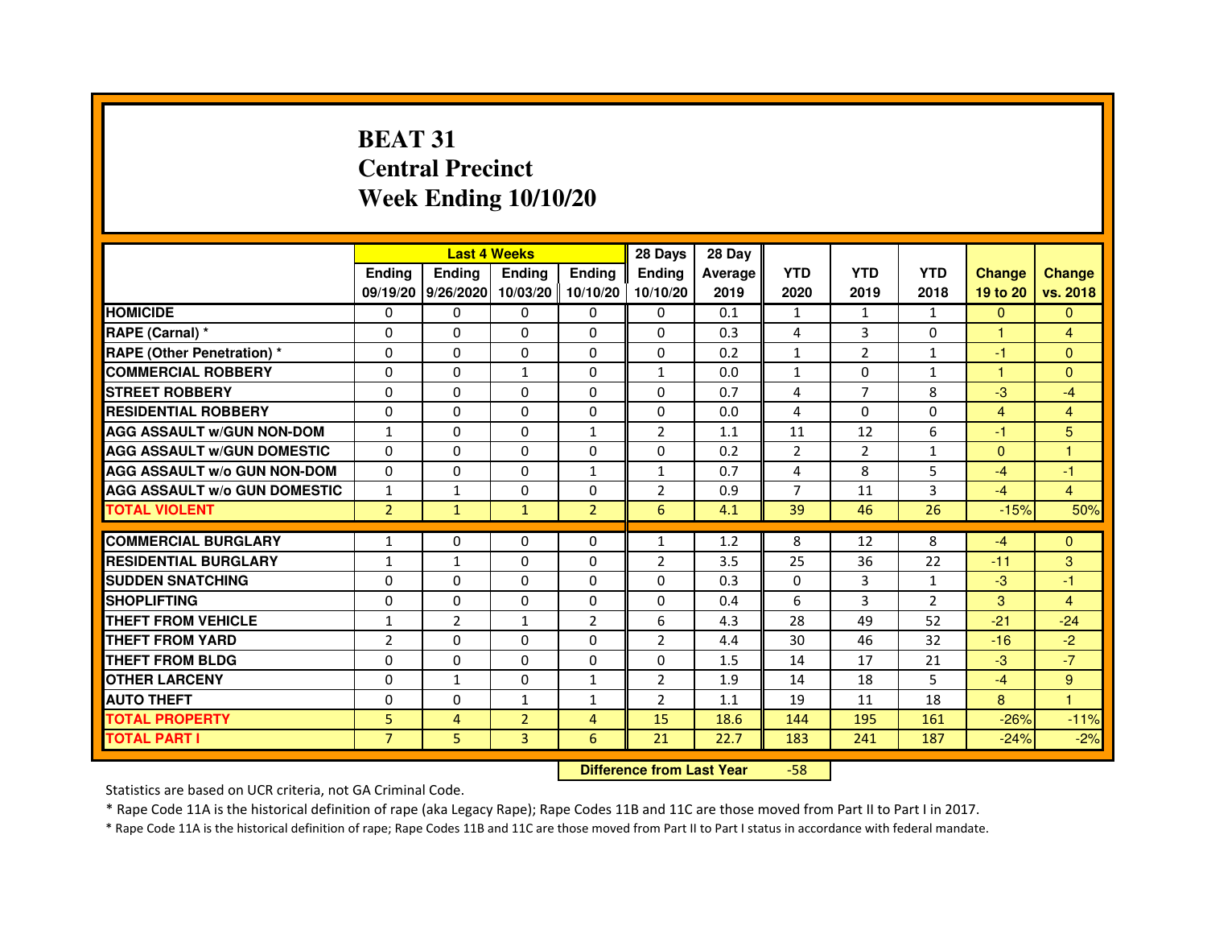# BEAT 31
# Central Precinct
# Week Ending 10/10/20

| | Last 4 Weeks | | | | 28 Days | 28 Day | | | | | |
|---|---|---|---|---|---|---|---|---|---|---|---|
| | Ending 09/19/20 | Ending 9/26/2020 | Ending 10/03/20 | Ending 10/10/20 | Ending 10/10/20 | Average 2019 | YTD 2020 | YTD 2019 | YTD 2018 | Change 19 to 20 | Change vs. 2018 |
| HOMICIDE | 0 | 0 | 0 | 0 | 0 | 0.1 | 1 | 1 | 1 | 0 | 0 |
| RAPE (Carnal) * | 0 | 0 | 0 | 0 | 0 | 0.3 | 4 | 3 | 0 | 1 | 4 |
| RAPE (Other Penetration) * | 0 | 0 | 0 | 0 | 0 | 0.2 | 1 | 2 | 1 | -1 | 0 |
| COMMERCIAL ROBBERY | 0 | 0 | 1 | 0 | 1 | 0.0 | 1 | 0 | 1 | 1 | 0 |
| STREET ROBBERY | 0 | 0 | 0 | 0 | 0 | 0.7 | 4 | 7 | 8 | -3 | -4 |
| RESIDENTIAL ROBBERY | 0 | 0 | 0 | 0 | 0 | 0.0 | 4 | 0 | 0 | 4 | 4 |
| AGG ASSAULT w/GUN NON-DOM | 1 | 0 | 0 | 1 | 2 | 1.1 | 11 | 12 | 6 | -1 | 5 |
| AGG ASSAULT w/GUN DOMESTIC | 0 | 0 | 0 | 0 | 0 | 0.2 | 2 | 2 | 1 | 0 | 1 |
| AGG ASSAULT w/o GUN NON-DOM | 0 | 0 | 0 | 1 | 1 | 0.7 | 4 | 8 | 5 | -4 | -1 |
| AGG ASSAULT w/o GUN DOMESTIC | 1 | 1 | 0 | 0 | 2 | 0.9 | 7 | 11 | 3 | -4 | 4 |
| TOTAL VIOLENT | 2 | 1 | 1 | 2 | 6 | 4.1 | 39 | 46 | 26 | -15% | 50% |
| COMMERCIAL BURGLARY | 1 | 0 | 0 | 0 | 1 | 1.2 | 8 | 12 | 8 | -4 | 0 |
| RESIDENTIAL BURGLARY | 1 | 1 | 0 | 0 | 2 | 3.5 | 25 | 36 | 22 | -11 | 3 |
| SUDDEN SNATCHING | 0 | 0 | 0 | 0 | 0 | 0.3 | 0 | 3 | 1 | -3 | -1 |
| SHOPLIFTING | 0 | 0 | 0 | 0 | 0 | 0.4 | 6 | 3 | 2 | 3 | 4 |
| THEFT FROM VEHICLE | 1 | 2 | 1 | 2 | 6 | 4.3 | 28 | 49 | 52 | -21 | -24 |
| THEFT FROM YARD | 2 | 0 | 0 | 0 | 2 | 4.4 | 30 | 46 | 32 | -16 | -2 |
| THEFT FROM BLDG | 0 | 0 | 0 | 0 | 0 | 1.5 | 14 | 17 | 21 | -3 | -7 |
| OTHER LARCENY | 0 | 1 | 0 | 1 | 2 | 1.9 | 14 | 18 | 5 | -4 | 9 |
| AUTO THEFT | 0 | 0 | 1 | 1 | 2 | 1.1 | 19 | 11 | 18 | 8 | 1 |
| TOTAL PROPERTY | 5 | 4 | 2 | 4 | 15 | 18.6 | 144 | 195 | 161 | -26% | -11% |
| TOTAL PART I | 7 | 5 | 3 | 6 | 21 | 22.7 | 183 | 241 | 187 | -24% | -2% |

**Difference from Last Year** -58

Statistics are based on UCR criteria, not GA Criminal Code.

* Rape Code 11A is the historical definition of rape (aka Legacy Rape); Rape Codes 11B and 11C are those moved from Part II to Part I in 2017.

* Rape Code 11A is the historical definition of rape; Rape Codes 11B and 11C are those moved from Part II to Part I status in accordance with federal mandate.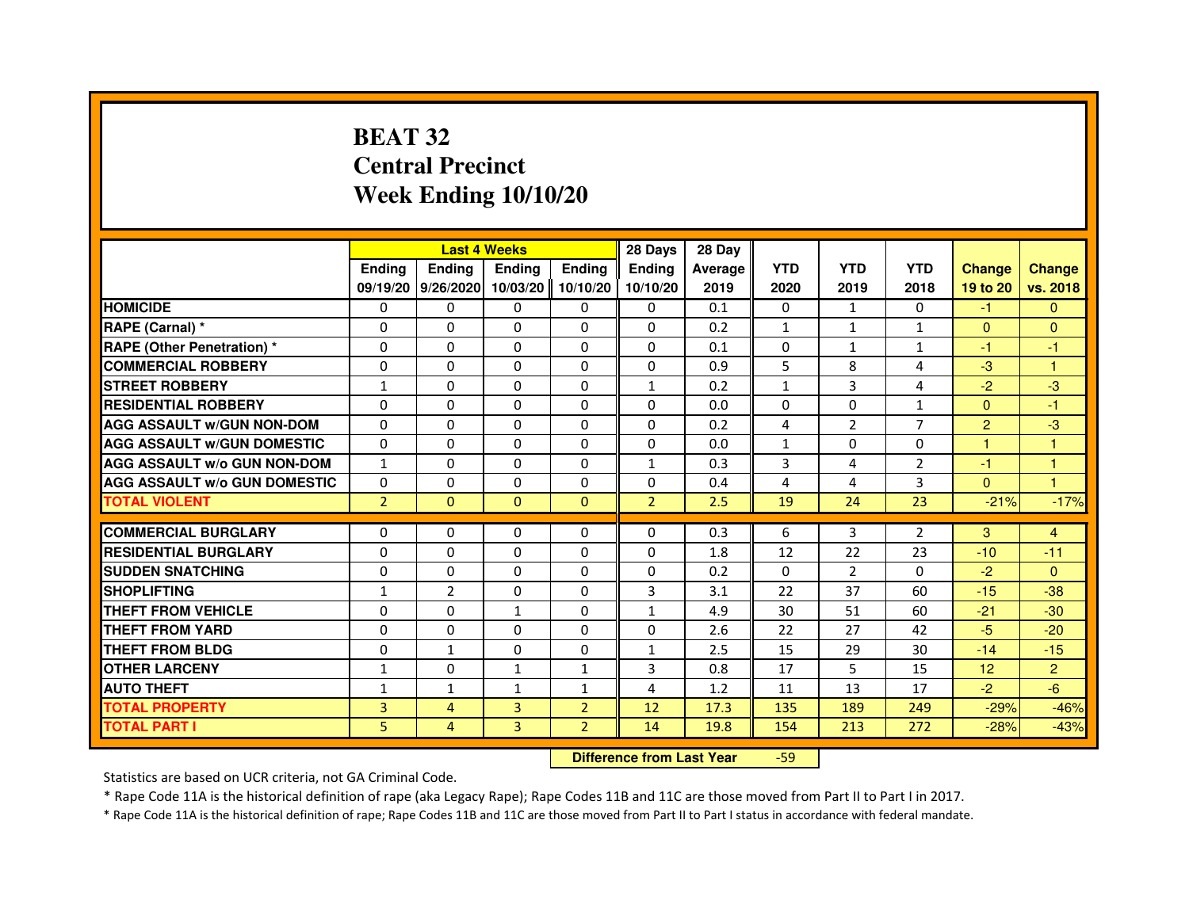# BEAT 32
## Central Precinct
## Week Ending 10/10/20

| | Last 4 Weeks | | | | 28 Days | 28 Day | | | | | |
|---|---|---|---|---|---|---|---|---|---|---|---|
| | Ending 09/19/20 | Ending 9/26/2020 | Ending 10/03/20 | Ending 10/10/20 | Ending 10/10/20 | Average 2019 | YTD 2020 | YTD 2019 | YTD 2018 | Change 19 to 20 | Change vs. 2018 |
| **HOMICIDE** | 0 | 0 | 0 | 0 | 0 | 0.1 | 0 | 1 | 0 | -1 | 0 |
| **RAPE (Carnal) *** | 0 | 0 | 0 | 0 | 0 | 0.2 | 1 | 1 | 1 | 0 | 0 |
| **RAPE (Other Penetration) *** | 0 | 0 | 0 | 0 | 0 | 0.1 | 0 | 1 | 1 | -1 | -1 |
| **COMMERCIAL ROBBERY** | 0 | 0 | 0 | 0 | 0 | 0.9 | 5 | 8 | 4 | -3 | 1 |
| **STREET ROBBERY** | 1 | 0 | 0 | 0 | 1 | 0.2 | 1 | 3 | 4 | -2 | -3 |
| **RESIDENTIAL ROBBERY** | 0 | 0 | 0 | 0 | 0 | 0.0 | 0 | 0 | 1 | 0 | -1 |
| **AGG ASSAULT w/GUN NON-DOM** | 0 | 0 | 0 | 0 | 0 | 0.2 | 4 | 2 | 7 | 2 | -3 |
| **AGG ASSAULT w/GUN DOMESTIC** | 0 | 0 | 0 | 0 | 0 | 0.0 | 1 | 0 | 0 | 1 | 1 |
| **AGG ASSAULT w/o GUN NON-DOM** | 1 | 0 | 0 | 0 | 1 | 0.3 | 3 | 4 | 2 | -1 | 1 |
| **AGG ASSAULT w/o GUN DOMESTIC** | 0 | 0 | 0 | 0 | 0 | 0.4 | 4 | 4 | 3 | 0 | 1 |
| **TOTAL VIOLENT** | 2 | 0 | 0 | 0 | 2 | 2.5 | 19 | 24 | 23 | -21% | -17% |
| **COMMERCIAL BURGLARY** | 0 | 0 | 0 | 0 | 0 | 0.3 | 6 | 3 | 2 | 3 | 4 |
| **RESIDENTIAL BURGLARY** | 0 | 0 | 0 | 0 | 0 | 1.8 | 12 | 22 | 23 | -10 | -11 |
| **SUDDEN SNATCHING** | 0 | 0 | 0 | 0 | 0 | 0.2 | 0 | 2 | 0 | -2 | 0 |
| **SHOPLIFTING** | 1 | 2 | 0 | 0 | 3 | 3.1 | 22 | 37 | 60 | -15 | -38 |
| **THEFT FROM VEHICLE** | 0 | 0 | 1 | 0 | 1 | 4.9 | 30 | 51 | 60 | -21 | -30 |
| **THEFT FROM YARD** | 0 | 0 | 0 | 0 | 0 | 2.6 | 22 | 27 | 42 | -5 | -20 |
| **THEFT FROM BLDG** | 0 | 1 | 0 | 0 | 1 | 2.5 | 15 | 29 | 30 | -14 | -15 |
| **OTHER LARCENY** | 1 | 0 | 1 | 1 | 3 | 0.8 | 17 | 5 | 15 | 12 | 2 |
| **AUTO THEFT** | 1 | 1 | 1 | 1 | 4 | 1.2 | 11 | 13 | 17 | -2 | -6 |
| **TOTAL PROPERTY** | 3 | 4 | 3 | 2 | 12 | 17.3 | 135 | 189 | 249 | -29% | -46% |
| **TOTAL PART I** | 5 | 4 | 3 | 2 | 14 | 19.8 | 154 | 213 | 272 | -28% | -43% |

**Difference from Last Year** -59

Statistics are based on UCR criteria, not GA Criminal Code.

* Rape Code 11A is the historical definition of rape (aka Legacy Rape); Rape Codes 11B and 11C are those moved from Part II to Part I in 2017.

* Rape Code 11A is the historical definition of rape; Rape Codes 11B and 11C are those moved from Part II to Part I status in accordance with federal mandate.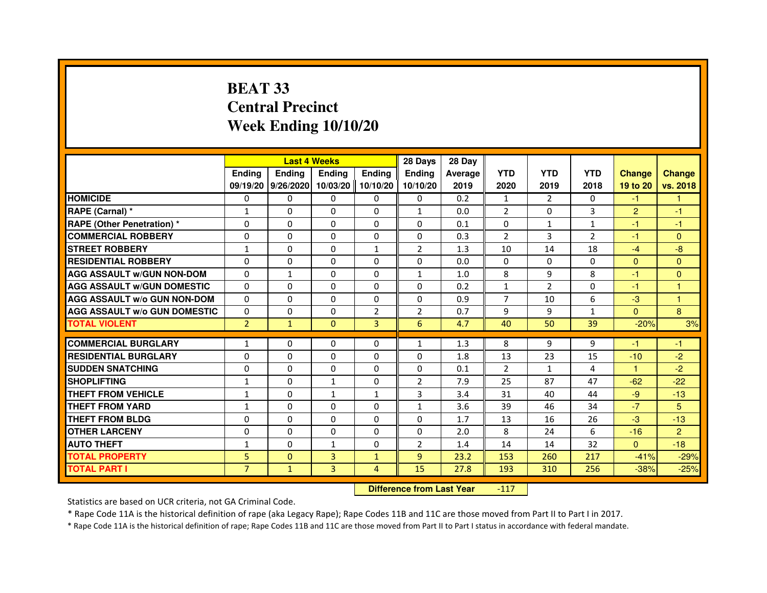# BEAT 33
# Central Precinct
# Week Ending 10/10/20

| | Last 4 Weeks | | | | 28 Days | 28 Day | | | | | |
|---|---|---|---|---|---|---|---|---|---|---|---|
| | Ending 09/19/20 | Ending 9/26/2020 | Ending 10/03/20 | Ending 10/10/20 | Ending 10/10/20 | Average 2019 | YTD 2020 | YTD 2019 | YTD 2018 | Change 19 to 20 | Change vs. 2018 |
| **HOMICIDE** | 0 | 0 | 0 | 0 | 0 | 0.2 | 1 | 2 | 0 | -1 | 1 |
| **RAPE (Carnal) *** | 1 | 0 | 0 | 0 | 1 | 0.0 | 2 | 0 | 3 | 2 | -1 |
| **RAPE (Other Penetration) *** | 0 | 0 | 0 | 0 | 0 | 0.1 | 0 | 1 | 1 | -1 | -1 |
| **COMMERCIAL ROBBERY** | 0 | 0 | 0 | 0 | 0 | 0.3 | 2 | 3 | 2 | -1 | 0 |
| **STREET ROBBERY** | 1 | 0 | 0 | 1 | 2 | 1.3 | 10 | 14 | 18 | -4 | -8 |
| **RESIDENTIAL ROBBERY** | 0 | 0 | 0 | 0 | 0 | 0.0 | 0 | 0 | 0 | 0 | 0 |
| **AGG ASSAULT w/GUN NON-DOM** | 0 | 1 | 0 | 0 | 1 | 1.0 | 8 | 9 | 8 | -1 | 0 |
| **AGG ASSAULT w/GUN DOMESTIC** | 0 | 0 | 0 | 0 | 0 | 0.2 | 1 | 2 | 0 | -1 | 1 |
| **AGG ASSAULT w/o GUN NON-DOM** | 0 | 0 | 0 | 0 | 0 | 0.9 | 7 | 10 | 6 | -3 | 1 |
| **AGG ASSAULT w/o GUN DOMESTIC** | 0 | 0 | 0 | 2 | 2 | 0.7 | 9 | 9 | 1 | 0 | 8 |
| **TOTAL VIOLENT** | 2 | 1 | 0 | 3 | 6 | 4.7 | 40 | 50 | 39 | -20% | 3% |
| **COMMERCIAL BURGLARY** | 1 | 0 | 0 | 0 | 1 | 1.3 | 8 | 9 | 9 | -1 | -1 |
| **RESIDENTIAL BURGLARY** | 0 | 0 | 0 | 0 | 0 | 1.8 | 13 | 23 | 15 | -10 | -2 |
| **SUDDEN SNATCHING** | 0 | 0 | 0 | 0 | 0 | 0.1 | 2 | 1 | 4 | 1 | -2 |
| **SHOPLIFTING** | 1 | 0 | 1 | 0 | 2 | 7.9 | 25 | 87 | 47 | -62 | -22 |
| **THEFT FROM VEHICLE** | 1 | 0 | 1 | 1 | 3 | 3.4 | 31 | 40 | 44 | -9 | -13 |
| **THEFT FROM YARD** | 1 | 0 | 0 | 0 | 1 | 3.6 | 39 | 46 | 34 | -7 | 5 |
| **THEFT FROM BLDG** | 0 | 0 | 0 | 0 | 0 | 1.7 | 13 | 16 | 26 | -3 | -13 |
| **OTHER LARCENY** | 0 | 0 | 0 | 0 | 0 | 2.0 | 8 | 24 | 6 | -16 | 2 |
| **AUTO THEFT** | 1 | 0 | 1 | 0 | 2 | 1.4 | 14 | 14 | 32 | 0 | -18 |
| **TOTAL PROPERTY** | 5 | 0 | 3 | 1 | 9 | 23.2 | 153 | 260 | 217 | -41% | -29% |
| **TOTAL PART I** | 7 | 1 | 3 | 4 | 15 | 27.8 | 193 | 310 | 256 | -38% | -25% |

**Difference from Last Year** -117

Statistics are based on UCR criteria, not GA Criminal Code.

* Rape Code 11A is the historical definition of rape (aka Legacy Rape); Rape Codes 11B and 11C are those moved from Part II to Part I in 2017.

* Rape Code 11A is the historical definition of rape; Rape Codes 11B and 11C are those moved from Part II to Part I status in accordance with federal mandate.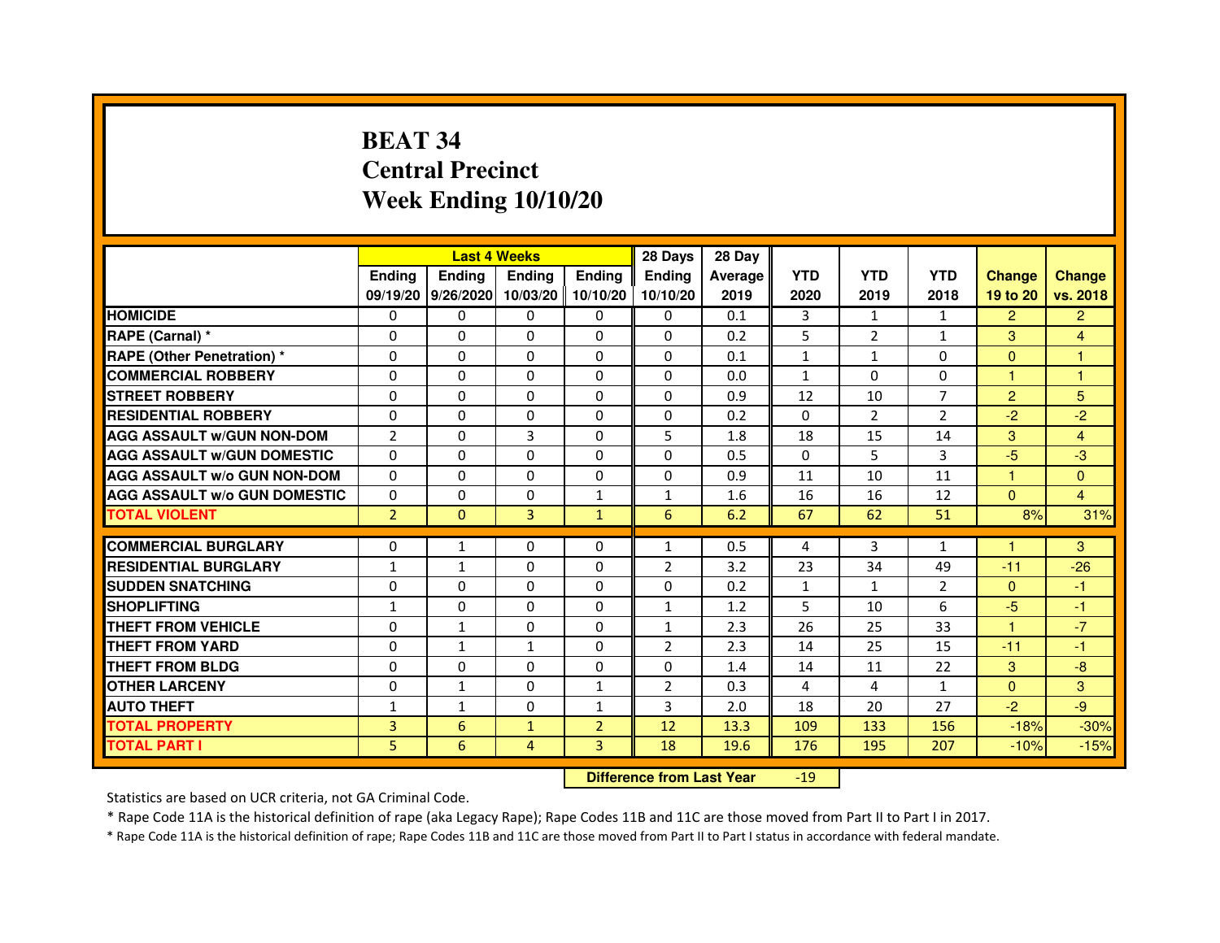# BEAT 34
# Central Precinct
# Week Ending 10/10/20

| | Last 4 Weeks | | | | 28 Days | 28 Day | | | | | |
|---|---|---|---|---|---|---|---|---|---|---|---|
| | Ending 09/19/20 | Ending 9/26/2020 | Ending 10/03/20 | Ending 10/10/20 | Ending 10/10/20 | Average 2019 | YTD 2020 | YTD 2019 | YTD 2018 | Change 19 to 20 | Change vs. 2018 |
| HOMICIDE | 0 | 0 | 0 | 0 | 0 | 0.1 | 3 | 1 | 1 | 2 | 2 |
| RAPE (Carnal) * | 0 | 0 | 0 | 0 | 0 | 0.2 | 5 | 2 | 1 | 3 | 4 |
| RAPE (Other Penetration) * | 0 | 0 | 0 | 0 | 0 | 0.1 | 1 | 1 | 0 | 0 | 1 |
| COMMERCIAL ROBBERY | 0 | 0 | 0 | 0 | 0 | 0.0 | 1 | 0 | 0 | 1 | 1 |
| STREET ROBBERY | 0 | 0 | 0 | 0 | 0 | 0.9 | 12 | 10 | 7 | 2 | 5 |
| RESIDENTIAL ROBBERY | 0 | 0 | 0 | 0 | 0 | 0.2 | 0 | 2 | 2 | -2 | -2 |
| AGG ASSAULT w/GUN NON-DOM | 2 | 0 | 3 | 0 | 5 | 1.8 | 18 | 15 | 14 | 3 | 4 |
| AGG ASSAULT w/GUN DOMESTIC | 0 | 0 | 0 | 0 | 0 | 0.5 | 0 | 5 | 3 | -5 | -3 |
| AGG ASSAULT w/o GUN NON-DOM | 0 | 0 | 0 | 0 | 0 | 0.9 | 11 | 10 | 11 | 1 | 0 |
| AGG ASSAULT w/o GUN DOMESTIC | 0 | 0 | 0 | 1 | 1 | 1.6 | 16 | 16 | 12 | 0 | 4 |
| TOTAL VIOLENT | 2 | 0 | 3 | 1 | 6 | 6.2 | 67 | 62 | 51 | 8% | 31% |
| COMMERCIAL BURGLARY | 0 | 1 | 0 | 0 | 1 | 0.5 | 4 | 3 | 1 | 1 | 3 |
| RESIDENTIAL BURGLARY | 1 | 1 | 0 | 0 | 2 | 3.2 | 23 | 34 | 49 | -11 | -26 |
| SUDDEN SNATCHING | 0 | 0 | 0 | 0 | 0 | 0.2 | 1 | 1 | 2 | 0 | -1 |
| SHOPLIFTING | 1 | 0 | 0 | 0 | 1 | 1.2 | 5 | 10 | 6 | -5 | -1 |
| THEFT FROM VEHICLE | 0 | 1 | 0 | 0 | 1 | 2.3 | 26 | 25 | 33 | 1 | -7 |
| THEFT FROM YARD | 0 | 1 | 1 | 0 | 2 | 2.3 | 14 | 25 | 15 | -11 | -1 |
| THEFT FROM BLDG | 0 | 0 | 0 | 0 | 0 | 1.4 | 14 | 11 | 22 | 3 | -8 |
| OTHER LARCENY | 0 | 1 | 0 | 1 | 2 | 0.3 | 4 | 4 | 1 | 0 | 3 |
| AUTO THEFT | 1 | 1 | 0 | 1 | 3 | 2.0 | 18 | 20 | 27 | -2 | -9 |
| TOTAL PROPERTY | 3 | 6 | 1 | 2 | 12 | 13.3 | 109 | 133 | 156 | -18% | -30% |
| TOTAL PART I | 5 | 6 | 4 | 3 | 18 | 19.6 | 176 | 195 | 207 | -10% | -15% |

**Difference from Last Year** -19

Statistics are based on UCR criteria, not GA Criminal Code.

* Rape Code 11A is the historical definition of rape (aka Legacy Rape); Rape Codes 11B and 11C are those moved from Part II to Part I in 2017.

* Rape Code 11A is the historical definition of rape; Rape Codes 11B and 11C are those moved from Part II to Part I status in accordance with federal mandate.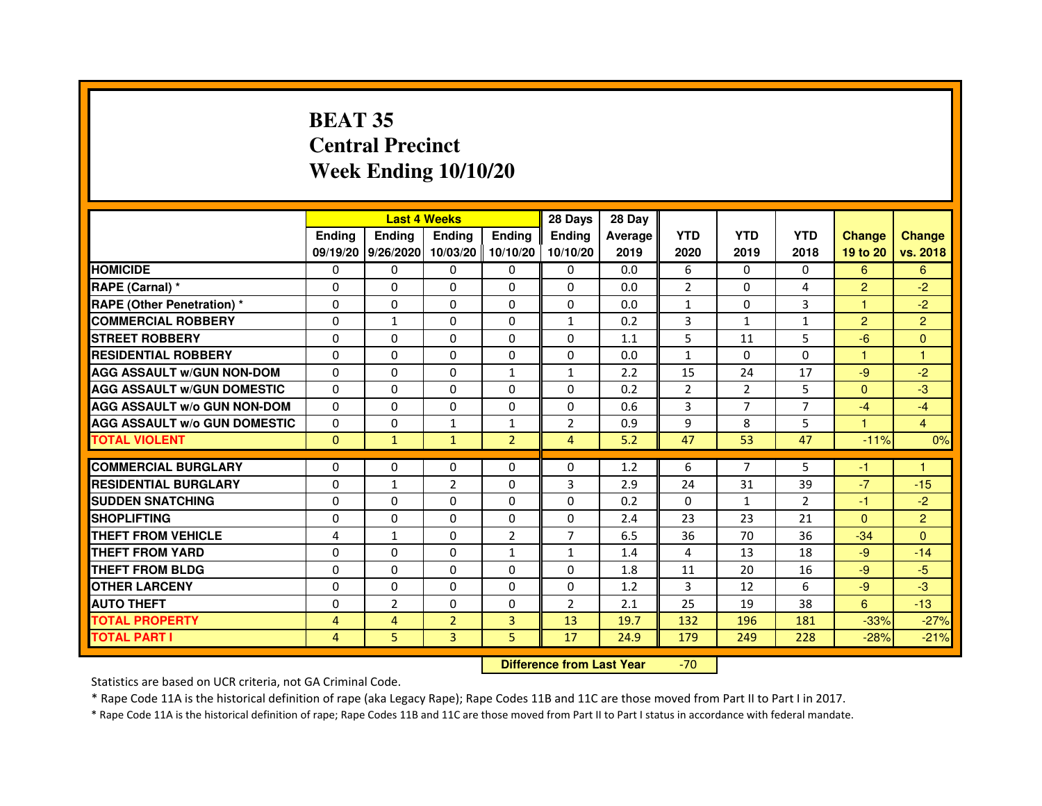# BEAT 35
# Central Precinct
# Week Ending 10/10/20

| | Last 4 Weeks | | | | 28 Days | 28 Day | | | | | |
|---|---|---|---|---|---|---|---|---|---|---|---|
| | Ending 09/19/20 | Ending 9/26/2020 | Ending 10/03/20 | Ending 10/10/20 | Ending 10/10/20 | Average 2019 | YTD 2020 | YTD 2019 | YTD 2018 | Change 19 to 20 | Change vs. 2018 |
| HOMICIDE | 0 | 0 | 0 | 0 | 0 | 0.0 | 6 | 0 | 0 | 6 | 6 |
| RAPE (Carnal) * | 0 | 0 | 0 | 0 | 0 | 0.0 | 2 | 0 | 4 | 2 | -2 |
| RAPE (Other Penetration) * | 0 | 0 | 0 | 0 | 0 | 0.0 | 1 | 0 | 3 | 1 | -2 |
| COMMERCIAL ROBBERY | 0 | 1 | 0 | 0 | 1 | 0.2 | 3 | 1 | 1 | 2 | 2 |
| STREET ROBBERY | 0 | 0 | 0 | 0 | 0 | 1.1 | 5 | 11 | 5 | -6 | 0 |
| RESIDENTIAL ROBBERY | 0 | 0 | 0 | 0 | 0 | 0.0 | 1 | 0 | 0 | 1 | 1 |
| AGG ASSAULT w/GUN NON-DOM | 0 | 0 | 0 | 1 | 1 | 2.2 | 15 | 24 | 17 | -9 | -2 |
| AGG ASSAULT w/GUN DOMESTIC | 0 | 0 | 0 | 0 | 0 | 0.2 | 2 | 2 | 5 | 0 | -3 |
| AGG ASSAULT w/o GUN NON-DOM | 0 | 0 | 0 | 0 | 0 | 0.6 | 3 | 7 | 7 | -4 | -4 |
| AGG ASSAULT w/o GUN DOMESTIC | 0 | 0 | 1 | 1 | 2 | 0.9 | 9 | 8 | 5 | 1 | 4 |
| TOTAL VIOLENT | 0 | 1 | 1 | 2 | 4 | 5.2 | 47 | 53 | 47 | -11% | 0% |
| COMMERCIAL BURGLARY | 0 | 0 | 0 | 0 | 0 | 1.2 | 6 | 7 | 5 | -1 | 1 |
| RESIDENTIAL BURGLARY | 0 | 1 | 2 | 0 | 3 | 2.9 | 24 | 31 | 39 | -7 | -15 |
| SUDDEN SNATCHING | 0 | 0 | 0 | 0 | 0 | 0.2 | 0 | 1 | 2 | -1 | -2 |
| SHOPLIFTING | 0 | 0 | 0 | 0 | 0 | 2.4 | 23 | 23 | 21 | 0 | 2 |
| THEFT FROM VEHICLE | 4 | 1 | 0 | 2 | 7 | 6.5 | 36 | 70 | 36 | -34 | 0 |
| THEFT FROM YARD | 0 | 0 | 0 | 1 | 1 | 1.4 | 4 | 13 | 18 | -9 | -14 |
| THEFT FROM BLDG | 0 | 0 | 0 | 0 | 0 | 1.8 | 11 | 20 | 16 | -9 | -5 |
| OTHER LARCENY | 0 | 0 | 0 | 0 | 0 | 1.2 | 3 | 12 | 6 | -9 | -3 |
| AUTO THEFT | 0 | 2 | 0 | 0 | 2 | 2.1 | 25 | 19 | 38 | 6 | -13 |
| TOTAL PROPERTY | 4 | 4 | 2 | 3 | 13 | 19.7 | 132 | 196 | 181 | -33% | -27% |
| TOTAL PART I | 4 | 5 | 3 | 5 | 17 | 24.9 | 179 | 249 | 228 | -28% | -21% |

**Difference from Last Year** -70

Statistics are based on UCR criteria, not GA Criminal Code.

* Rape Code 11A is the historical definition of rape (aka Legacy Rape); Rape Codes 11B and 11C are those moved from Part II to Part I in 2017.

* Rape Code 11A is the historical definition of rape; Rape Codes 11B and 11C are those moved from Part II to Part I status in accordance with federal mandate.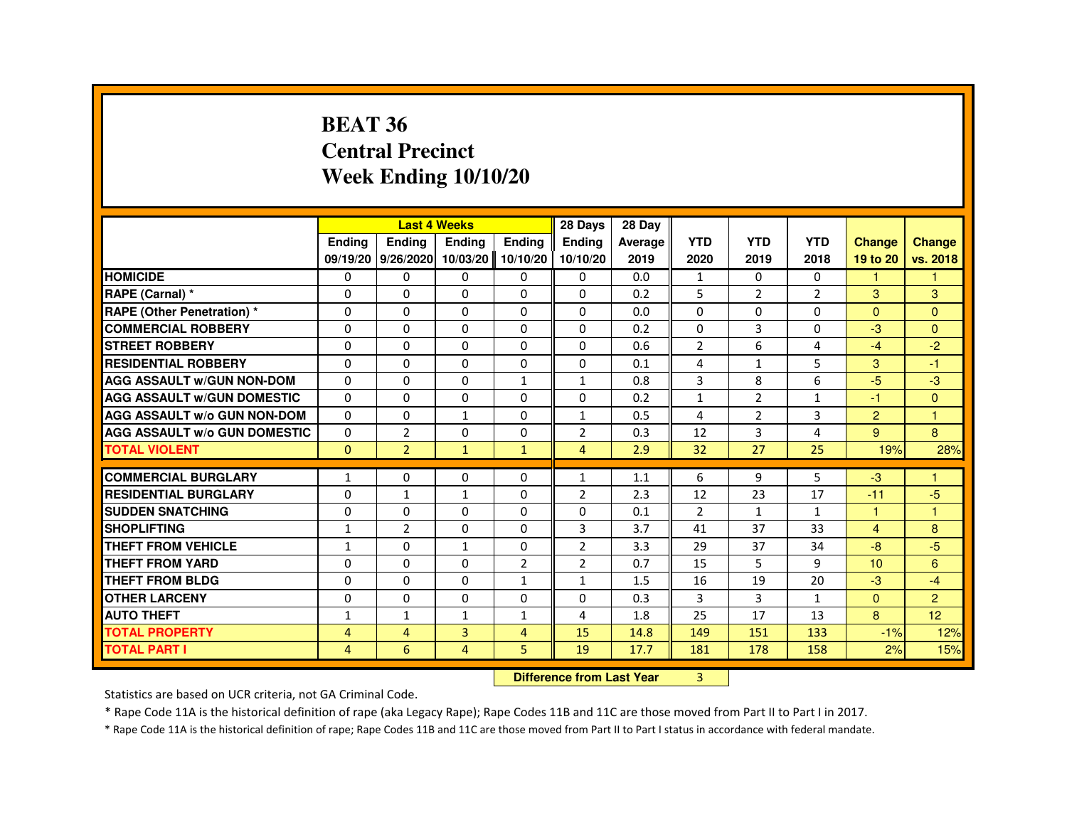# BEAT 36
# Central Precinct
# Week Ending 10/10/20

| | Last 4 Weeks | | | | 28 Days | 28 Day | | | | | |
|---|---|---|---|---|---|---|---|---|---|---|---|
| | Ending 09/19/20 | Ending 9/26/2020 | Ending 10/03/20 | Ending 10/10/20 | Ending 10/10/20 | Average 2019 | YTD 2020 | YTD 2019 | YTD 2018 | Change 19 to 20 | Change vs. 2018 |
| HOMICIDE | 0 | 0 | 0 | 0 | 0 | 0.0 | 1 | 0 | 0 | 1 | 1 |
| RAPE (Carnal) * | 0 | 0 | 0 | 0 | 0 | 0.2 | 5 | 2 | 2 | 3 | 3 |
| RAPE (Other Penetration) * | 0 | 0 | 0 | 0 | 0 | 0.0 | 0 | 0 | 0 | 0 | 0 |
| COMMERCIAL ROBBERY | 0 | 0 | 0 | 0 | 0 | 0.2 | 0 | 3 | 0 | -3 | 0 |
| STREET ROBBERY | 0 | 0 | 0 | 0 | 0 | 0.6 | 2 | 6 | 4 | -4 | -2 |
| RESIDENTIAL ROBBERY | 0 | 0 | 0 | 0 | 0 | 0.1 | 4 | 1 | 5 | 3 | -1 |
| AGG ASSAULT w/GUN NON-DOM | 0 | 0 | 0 | 1 | 1 | 0.8 | 3 | 8 | 6 | -5 | -3 |
| AGG ASSAULT w/GUN DOMESTIC | 0 | 0 | 0 | 0 | 0 | 0.2 | 1 | 2 | 1 | -1 | 0 |
| AGG ASSAULT w/o GUN NON-DOM | 0 | 0 | 1 | 0 | 1 | 0.5 | 4 | 2 | 3 | 2 | 1 |
| AGG ASSAULT w/o GUN DOMESTIC | 0 | 2 | 0 | 0 | 2 | 0.3 | 12 | 3 | 4 | 9 | 8 |
| TOTAL VIOLENT | 0 | 2 | 1 | 1 | 4 | 2.9 | 32 | 27 | 25 | 19% | 28% |
| COMMERCIAL BURGLARY | 1 | 0 | 0 | 0 | 1 | 1.1 | 6 | 9 | 5 | -3 | 1 |
| RESIDENTIAL BURGLARY | 0 | 1 | 1 | 0 | 2 | 2.3 | 12 | 23 | 17 | -11 | -5 |
| SUDDEN SNATCHING | 0 | 0 | 0 | 0 | 0 | 0.1 | 2 | 1 | 1 | 1 | 1 |
| SHOPLIFTING | 1 | 2 | 0 | 0 | 3 | 3.7 | 41 | 37 | 33 | 4 | 8 |
| THEFT FROM VEHICLE | 1 | 0 | 1 | 0 | 2 | 3.3 | 29 | 37 | 34 | -8 | -5 |
| THEFT FROM YARD | 0 | 0 | 0 | 2 | 2 | 0.7 | 15 | 5 | 9 | 10 | 6 |
| THEFT FROM BLDG | 0 | 0 | 0 | 1 | 1 | 1.5 | 16 | 19 | 20 | -3 | -4 |
| OTHER LARCENY | 0 | 0 | 0 | 0 | 0 | 0.3 | 3 | 3 | 1 | 0 | 2 |
| AUTO THEFT | 1 | 1 | 1 | 1 | 4 | 1.8 | 25 | 17 | 13 | 8 | 12 |
| TOTAL PROPERTY | 4 | 4 | 3 | 4 | 15 | 14.8 | 149 | 151 | 133 | -1% | 12% |
| TOTAL PART I | 4 | 6 | 4 | 5 | 19 | 17.7 | 181 | 178 | 158 | 2% | 15% |

**Difference from Last Year** 3

Statistics are based on UCR criteria, not GA Criminal Code.

* Rape Code 11A is the historical definition of rape (aka Legacy Rape); Rape Codes 11B and 11C are those moved from Part II to Part I in 2017.

* Rape Code 11A is the historical definition of rape; Rape Codes 11B and 11C are those moved from Part II to Part I status in accordance with federal mandate.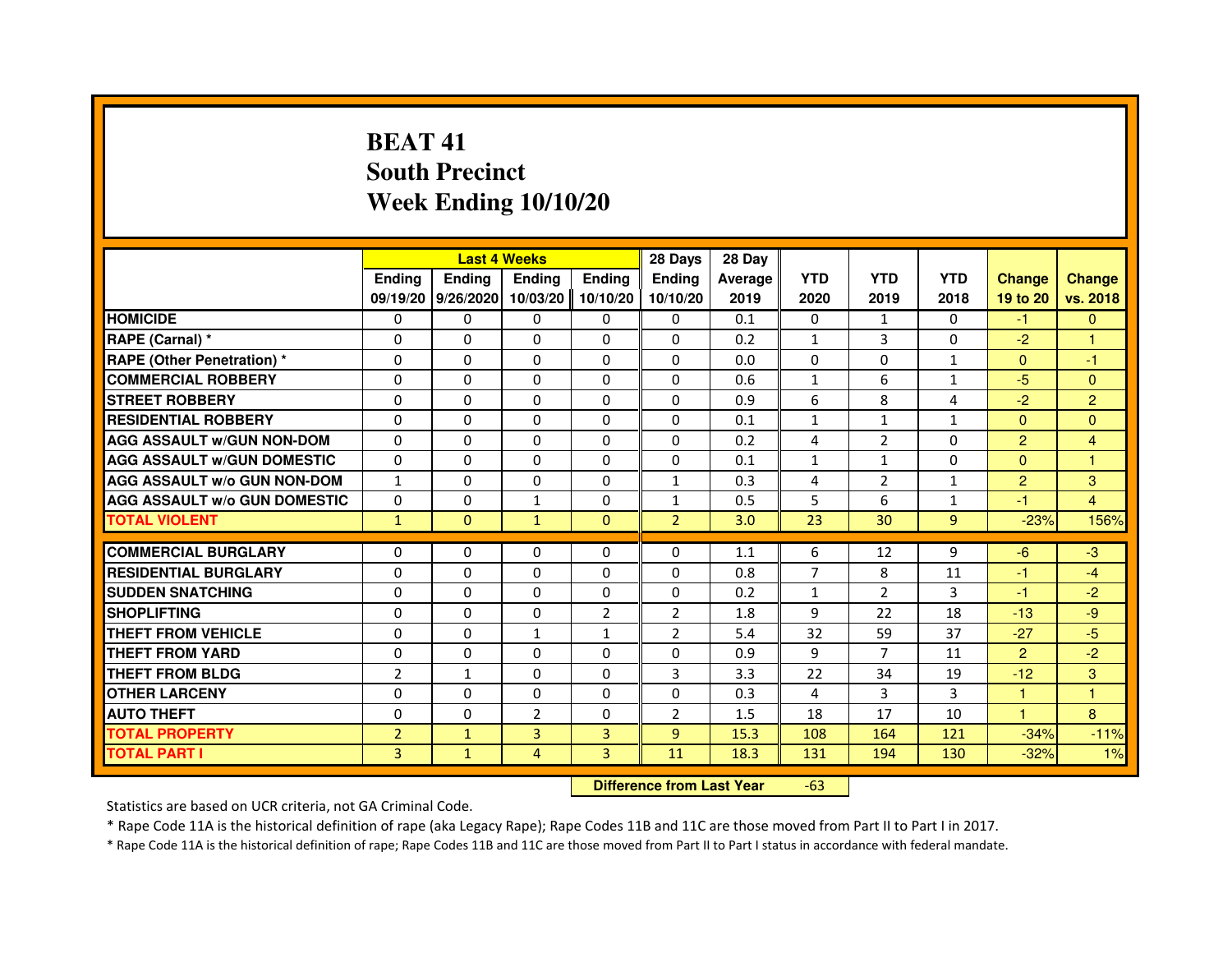# BEAT 41
## South Precinct
## Week Ending 10/10/20

| | Last 4 Weeks | | | | 28 Days | 28 Day | | | | | |
|---|---|---|---|---|---|---|---|---|---|---|---|
| | Ending 09/19/20 | Ending 9/26/2020 | Ending 10/03/20 | Ending 10/10/20 | Ending 10/10/20 | Average 2019 | YTD 2020 | YTD 2019 | YTD 2018 | Change 19 to 20 | Change vs. 2018 |
| HOMICIDE | 0 | 0 | 0 | 0 | 0 | 0.1 | 0 | 1 | 0 | -1 | 0 |
| RAPE (Carnal) * | 0 | 0 | 0 | 0 | 0 | 0.2 | 1 | 3 | 0 | -2 | 1 |
| RAPE (Other Penetration) * | 0 | 0 | 0 | 0 | 0 | 0.0 | 0 | 0 | 1 | 0 | -1 |
| COMMERCIAL ROBBERY | 0 | 0 | 0 | 0 | 0 | 0.6 | 1 | 6 | 1 | -5 | 0 |
| STREET ROBBERY | 0 | 0 | 0 | 0 | 0 | 0.9 | 6 | 8 | 4 | -2 | 2 |
| RESIDENTIAL ROBBERY | 0 | 0 | 0 | 0 | 0 | 0.1 | 1 | 1 | 1 | 0 | 0 |
| AGG ASSAULT w/GUN NON-DOM | 0 | 0 | 0 | 0 | 0 | 0.2 | 4 | 2 | 0 | 2 | 4 |
| AGG ASSAULT w/GUN DOMESTIC | 0 | 0 | 0 | 0 | 0 | 0.1 | 1 | 1 | 0 | 0 | 1 |
| AGG ASSAULT w/o GUN NON-DOM | 1 | 0 | 0 | 0 | 1 | 0.3 | 4 | 2 | 1 | 2 | 3 |
| AGG ASSAULT w/o GUN DOMESTIC | 0 | 0 | 1 | 0 | 1 | 0.5 | 5 | 6 | 1 | -1 | 4 |
| TOTAL VIOLENT | 1 | 0 | 1 | 0 | 2 | 3.0 | 23 | 30 | 9 | -23% | 156% |
| COMMERCIAL BURGLARY | 0 | 0 | 0 | 0 | 0 | 1.1 | 6 | 12 | 9 | -6 | -3 |
| RESIDENTIAL BURGLARY | 0 | 0 | 0 | 0 | 0 | 0.8 | 7 | 8 | 11 | -1 | -4 |
| SUDDEN SNATCHING | 0 | 0 | 0 | 0 | 0 | 0.2 | 1 | 2 | 3 | -1 | -2 |
| SHOPLIFTING | 0 | 0 | 0 | 2 | 2 | 1.8 | 9 | 22 | 18 | -13 | -9 |
| THEFT FROM VEHICLE | 0 | 0 | 1 | 1 | 2 | 5.4 | 32 | 59 | 37 | -27 | -5 |
| THEFT FROM YARD | 0 | 0 | 0 | 0 | 0 | 0.9 | 9 | 7 | 11 | 2 | -2 |
| THEFT FROM BLDG | 2 | 1 | 0 | 0 | 3 | 3.3 | 22 | 34 | 19 | -12 | 3 |
| OTHER LARCENY | 0 | 0 | 0 | 0 | 0 | 0.3 | 4 | 3 | 3 | 1 | 1 |
| AUTO THEFT | 0 | 0 | 2 | 0 | 2 | 1.5 | 18 | 17 | 10 | 1 | 8 |
| TOTAL PROPERTY | 2 | 1 | 3 | 3 | 9 | 15.3 | 108 | 164 | 121 | -34% | -11% |
| TOTAL PART I | 3 | 1 | 4 | 3 | 11 | 18.3 | 131 | 194 | 130 | -32% | 1% |

**Difference from Last Year** -63

Statistics are based on UCR criteria, not GA Criminal Code.

* Rape Code 11A is the historical definition of rape (aka Legacy Rape); Rape Codes 11B and 11C are those moved from Part II to Part I in 2017.

* Rape Code 11A is the historical definition of rape; Rape Codes 11B and 11C are those moved from Part II to Part I status in accordance with federal mandate.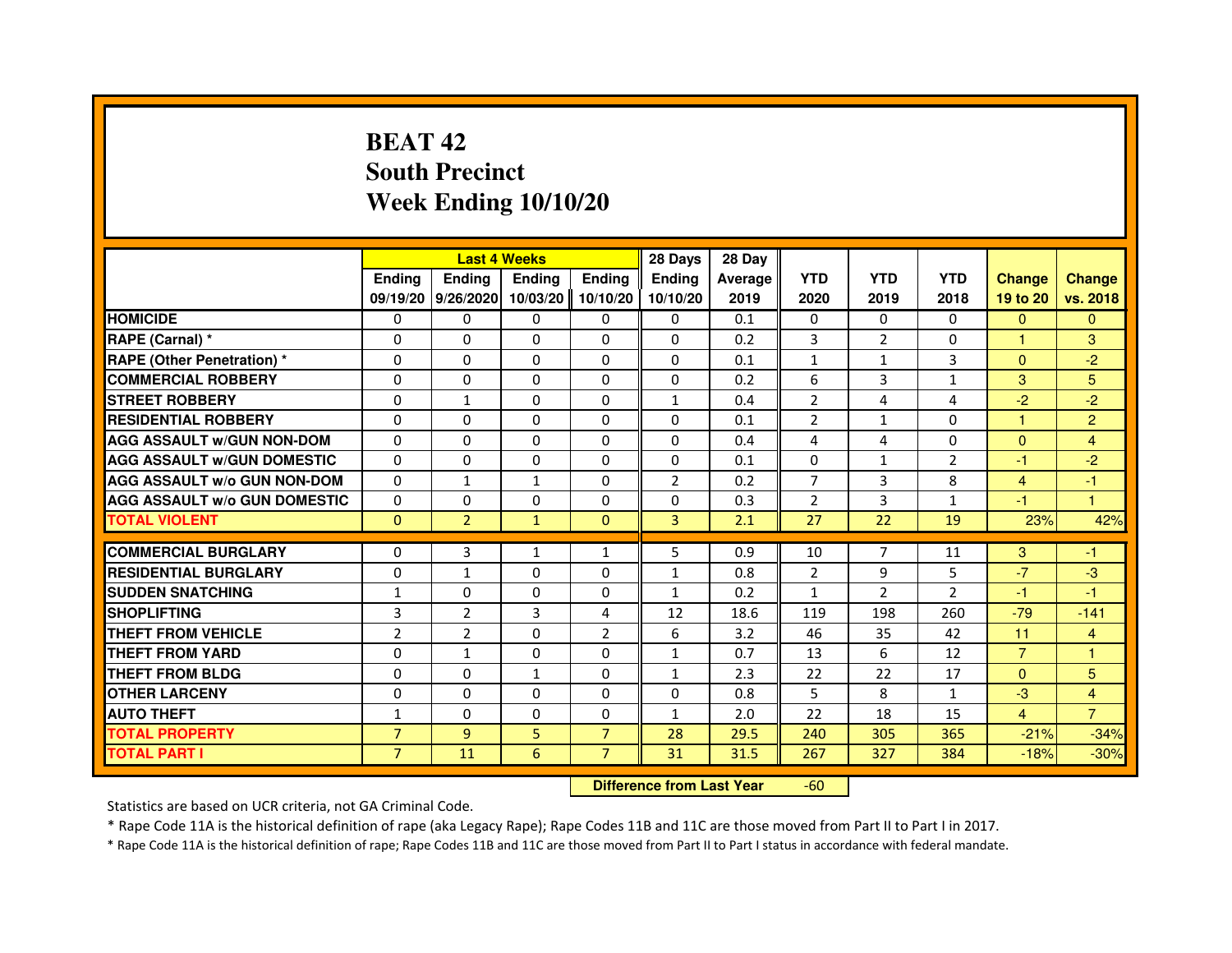# BEAT 42
## South Precinct
## Week Ending 10/10/20

| | Last 4 Weeks | | | | 28 Days | 28 Day | | | | | |
|---|---|---|---|---|---|---|---|---|---|---|---|
| | Ending 09/19/20 | Ending 9/26/2020 | Ending 10/03/20 | Ending 10/10/20 | Ending 10/10/20 | Average 2019 | YTD 2020 | YTD 2019 | YTD 2018 | Change 19 to 20 | Change vs. 2018 |
| HOMICIDE | 0 | 0 | 0 | 0 | 0 | 0.1 | 0 | 0 | 0 | 0 | 0 |
| RAPE (Carnal) * | 0 | 0 | 0 | 0 | 0 | 0.2 | 3 | 2 | 0 | 1 | 3 |
| RAPE (Other Penetration) * | 0 | 0 | 0 | 0 | 0 | 0.1 | 1 | 1 | 3 | 0 | -2 |
| COMMERCIAL ROBBERY | 0 | 0 | 0 | 0 | 0 | 0.2 | 6 | 3 | 1 | 3 | 5 |
| STREET ROBBERY | 0 | 1 | 0 | 0 | 1 | 0.4 | 2 | 4 | 4 | -2 | -2 |
| RESIDENTIAL ROBBERY | 0 | 0 | 0 | 0 | 0 | 0.1 | 2 | 1 | 0 | 1 | 2 |
| AGG ASSAULT w/GUN NON-DOM | 0 | 0 | 0 | 0 | 0 | 0.4 | 4 | 4 | 0 | 0 | 4 |
| AGG ASSAULT w/GUN DOMESTIC | 0 | 0 | 0 | 0 | 0 | 0.1 | 0 | 1 | 2 | -1 | -2 |
| AGG ASSAULT w/o GUN NON-DOM | 0 | 1 | 1 | 0 | 2 | 0.2 | 7 | 3 | 8 | 4 | -1 |
| AGG ASSAULT w/o GUN DOMESTIC | 0 | 0 | 0 | 0 | 0 | 0.3 | 2 | 3 | 1 | -1 | 1 |
| TOTAL VIOLENT | 0 | 2 | 1 | 0 | 3 | 2.1 | 27 | 22 | 19 | 23% | 42% |
| COMMERCIAL BURGLARY | 0 | 3 | 1 | 1 | 5 | 0.9 | 10 | 7 | 11 | 3 | -1 |
| RESIDENTIAL BURGLARY | 0 | 1 | 0 | 0 | 1 | 0.8 | 2 | 9 | 5 | -7 | -3 |
| SUDDEN SNATCHING | 1 | 0 | 0 | 0 | 1 | 0.2 | 1 | 2 | 2 | -1 | -1 |
| SHOPLIFTING | 3 | 2 | 3 | 4 | 12 | 18.6 | 119 | 198 | 260 | -79 | -141 |
| THEFT FROM VEHICLE | 2 | 2 | 0 | 2 | 6 | 3.2 | 46 | 35 | 42 | 11 | 4 |
| THEFT FROM YARD | 0 | 1 | 0 | 0 | 1 | 0.7 | 13 | 6 | 12 | 7 | 1 |
| THEFT FROM BLDG | 0 | 0 | 1 | 0 | 1 | 2.3 | 22 | 22 | 17 | 0 | 5 |
| OTHER LARCENY | 0 | 0 | 0 | 0 | 0 | 0.8 | 5 | 8 | 1 | -3 | 4 |
| AUTO THEFT | 1 | 0 | 0 | 0 | 1 | 2.0 | 22 | 18 | 15 | 4 | 7 |
| TOTAL PROPERTY | 7 | 9 | 5 | 7 | 28 | 29.5 | 240 | 305 | 365 | -21% | -34% |
| TOTAL PART I | 7 | 11 | 6 | 7 | 31 | 31.5 | 267 | 327 | 384 | -18% | -30% |

**Difference from Last Year** -60

Statistics are based on UCR criteria, not GA Criminal Code.

* Rape Code 11A is the historical definition of rape (aka Legacy Rape); Rape Codes 11B and 11C are those moved from Part II to Part I in 2017.

* Rape Code 11A is the historical definition of rape; Rape Codes 11B and 11C are those moved from Part II to Part I status in accordance with federal mandate.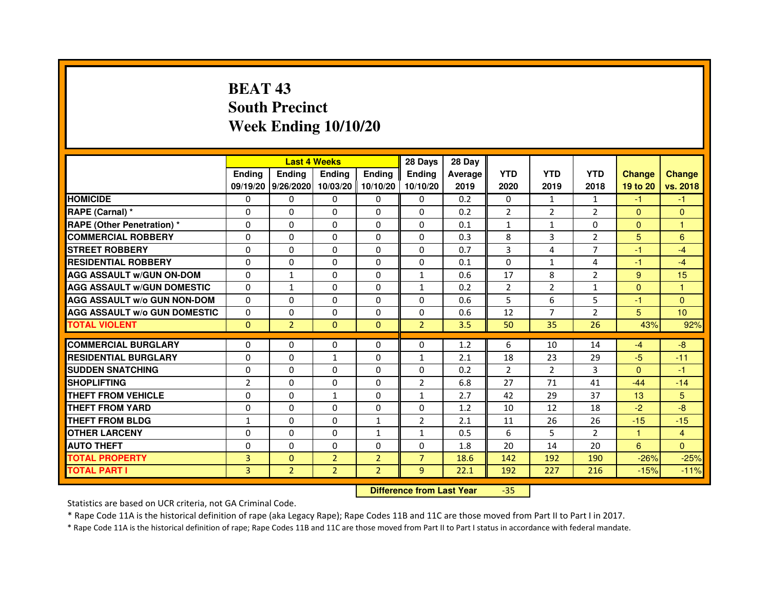# BEAT 43
# South Precinct
# Week Ending 10/10/20

| | Last 4 Weeks | | | | 28 Days | 28 Day | | | | | |
|---|---|---|---|---|---|---|---|---|---|---|---|
| | Ending 09/19/20 | Ending 9/26/2020 | Ending 10/03/20 | Ending 10/10/20 | Ending 10/10/20 | Average 2019 | YTD 2020 | YTD 2019 | YTD 2018 | Change 19 to 20 | Change vs. 2018 |
| **HOMICIDE** | 0 | 0 | 0 | 0 | 0 | 0.2 | 0 | 1 | 1 | -1 | -1 |
| **RAPE (Carnal) *** | 0 | 0 | 0 | 0 | 0 | 0.2 | 2 | 2 | 2 | 0 | 0 |
| **RAPE (Other Penetration) *** | 0 | 0 | 0 | 0 | 0 | 0.1 | 1 | 1 | 0 | 0 | 1 |
| **COMMERCIAL ROBBERY** | 0 | 0 | 0 | 0 | 0 | 0.3 | 8 | 3 | 2 | 5 | 6 |
| **STREET ROBBERY** | 0 | 0 | 0 | 0 | 0 | 0.7 | 3 | 4 | 7 | -1 | -4 |
| **RESIDENTIAL ROBBERY** | 0 | 0 | 0 | 0 | 0 | 0.1 | 0 | 1 | 4 | -1 | -4 |
| **AGG ASSAULT w/GUN ON-DOM** | 0 | 1 | 0 | 0 | 1 | 0.6 | 17 | 8 | 2 | 9 | 15 |
| **AGG ASSAULT w/GUN DOMESTIC** | 0 | 1 | 0 | 0 | 1 | 0.2 | 2 | 2 | 1 | 0 | 1 |
| **AGG ASSAULT w/o GUN NON-DOM** | 0 | 0 | 0 | 0 | 0 | 0.6 | 5 | 6 | 5 | -1 | 0 |
| **AGG ASSAULT w/o GUN DOMESTIC** | 0 | 0 | 0 | 0 | 0 | 0.6 | 12 | 7 | 2 | 5 | 10 |
| **TOTAL VIOLENT** | 0 | 2 | 0 | 0 | 2 | 3.5 | 50 | 35 | 26 | 43% | 92% |
| **COMMERCIAL BURGLARY** | 0 | 0 | 0 | 0 | 0 | 1.2 | 6 | 10 | 14 | -4 | -8 |
| **RESIDENTIAL BURGLARY** | 0 | 0 | 1 | 0 | 1 | 2.1 | 18 | 23 | 29 | -5 | -11 |
| **SUDDEN SNATCHING** | 0 | 0 | 0 | 0 | 0 | 0.2 | 2 | 2 | 3 | 0 | -1 |
| **SHOPLIFTING** | 2 | 0 | 0 | 0 | 2 | 6.8 | 27 | 71 | 41 | -44 | -14 |
| **THEFT FROM VEHICLE** | 0 | 0 | 1 | 0 | 1 | 2.7 | 42 | 29 | 37 | 13 | 5 |
| **THEFT FROM YARD** | 0 | 0 | 0 | 0 | 0 | 1.2 | 10 | 12 | 18 | -2 | -8 |
| **THEFT FROM BLDG** | 1 | 0 | 0 | 1 | 2 | 2.1 | 11 | 26 | 26 | -15 | -15 |
| **OTHER LARCENY** | 0 | 0 | 0 | 1 | 1 | 0.5 | 6 | 5 | 2 | 1 | 4 |
| **AUTO THEFT** | 0 | 0 | 0 | 0 | 0 | 1.8 | 20 | 14 | 20 | 6 | 0 |
| **TOTAL PROPERTY** | 3 | 0 | 2 | 2 | 7 | 18.6 | 142 | 192 | 190 | -26% | -25% |
| **TOTAL PART I** | 3 | 2 | 2 | 2 | 9 | 22.1 | 192 | 227 | 216 | -15% | -11% |

**Difference from Last Year** -35

Statistics are based on UCR criteria, not GA Criminal Code.

* Rape Code 11A is the historical definition of rape (aka Legacy Rape); Rape Codes 11B and 11C are those moved from Part II to Part I in 2017.

* Rape Code 11A is the historical definition of rape; Rape Codes 11B and 11C are those moved from Part II to Part I status in accordance with federal mandate.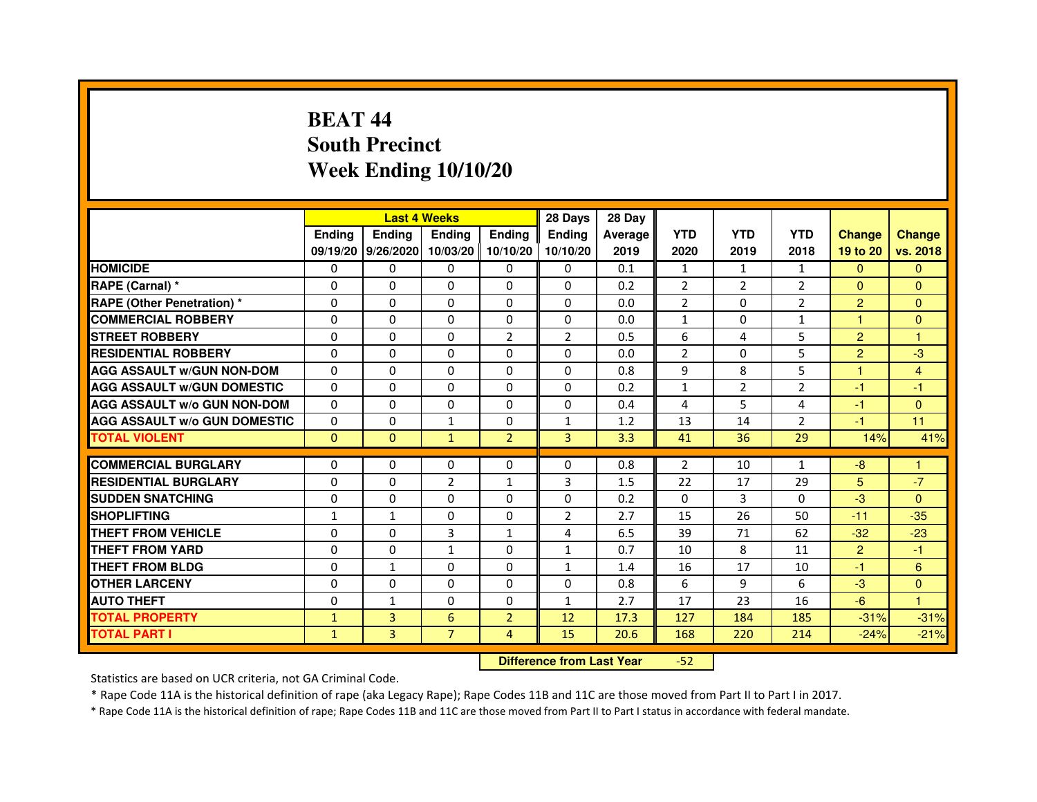# BEAT 44
## South Precinct
## Week Ending 10/10/20

| | Last 4 Weeks | | | | 28 Days | 28 Day | | | | | |
|---|---|---|---|---|---|---|---|---|---|---|---|
| | Ending 09/19/20 | Ending 9/26/2020 | Ending 10/03/20 | Ending 10/10/20 | Ending 10/10/20 | Average 2019 | YTD 2020 | YTD 2019 | YTD 2018 | Change 19 to 20 | Change vs. 2018 |
| **HOMICIDE** | 0 | 0 | 0 | 0 | 0 | 0.1 | 1 | 1 | 1 | 0 | 0 |
| **RAPE (Carnal) *** | 0 | 0 | 0 | 0 | 0 | 0.2 | 2 | 2 | 2 | 0 | 0 |
| **RAPE (Other Penetration) *** | 0 | 0 | 0 | 0 | 0 | 0.0 | 2 | 0 | 2 | 2 | 0 |
| **COMMERCIAL ROBBERY** | 0 | 0 | 0 | 0 | 0 | 0.0 | 1 | 0 | 1 | 1 | 0 |
| **STREET ROBBERY** | 0 | 0 | 0 | 2 | 2 | 0.5 | 6 | 4 | 5 | 2 | 1 |
| **RESIDENTIAL ROBBERY** | 0 | 0 | 0 | 0 | 0 | 0.0 | 2 | 0 | 5 | 2 | -3 |
| **AGG ASSAULT w/GUN NON-DOM** | 0 | 0 | 0 | 0 | 0 | 0.8 | 9 | 8 | 5 | 1 | 4 |
| **AGG ASSAULT w/GUN DOMESTIC** | 0 | 0 | 0 | 0 | 0 | 0.2 | 1 | 2 | 2 | -1 | -1 |
| **AGG ASSAULT w/o GUN NON-DOM** | 0 | 0 | 0 | 0 | 0 | 0.4 | 4 | 5 | 4 | -1 | 0 |
| **AGG ASSAULT w/o GUN DOMESTIC** | 0 | 0 | 1 | 0 | 1 | 1.2 | 13 | 14 | 2 | -1 | 11 |
| **TOTAL VIOLENT** | 0 | 0 | 1 | 2 | 3 | 3.3 | 41 | 36 | 29 | 14% | 41% |
| **COMMERCIAL BURGLARY** | 0 | 0 | 0 | 0 | 0 | 0.8 | 2 | 10 | 1 | -8 | 1 |
| **RESIDENTIAL BURGLARY** | 0 | 0 | 2 | 1 | 3 | 1.5 | 22 | 17 | 29 | 5 | -7 |
| **SUDDEN SNATCHING** | 0 | 0 | 0 | 0 | 0 | 0.2 | 0 | 3 | 0 | -3 | 0 |
| **SHOPLIFTING** | 1 | 1 | 0 | 0 | 2 | 2.7 | 15 | 26 | 50 | -11 | -35 |
| **THEFT FROM VEHICLE** | 0 | 0 | 3 | 1 | 4 | 6.5 | 39 | 71 | 62 | -32 | -23 |
| **THEFT FROM YARD** | 0 | 0 | 1 | 0 | 1 | 0.7 | 10 | 8 | 11 | 2 | -1 |
| **THEFT FROM BLDG** | 0 | 1 | 0 | 0 | 1 | 1.4 | 16 | 17 | 10 | -1 | 6 |
| **OTHER LARCENY** | 0 | 0 | 0 | 0 | 0 | 0.8 | 6 | 9 | 6 | -3 | 0 |
| **AUTO THEFT** | 0 | 1 | 0 | 0 | 1 | 2.7 | 17 | 23 | 16 | -6 | 1 |
| **TOTAL PROPERTY** | 1 | 3 | 6 | 2 | 12 | 17.3 | 127 | 184 | 185 | -31% | -31% |
| **TOTAL PART I** | 1 | 3 | 7 | 4 | 15 | 20.6 | 168 | 220 | 214 | -24% | -21% |

**Difference from Last Year** -52

Statistics are based on UCR criteria, not GA Criminal Code.

* Rape Code 11A is the historical definition of rape (aka Legacy Rape); Rape Codes 11B and 11C are those moved from Part II to Part I in 2017.

* Rape Code 11A is the historical definition of rape; Rape Codes 11B and 11C are those moved from Part II to Part I status in accordance with federal mandate.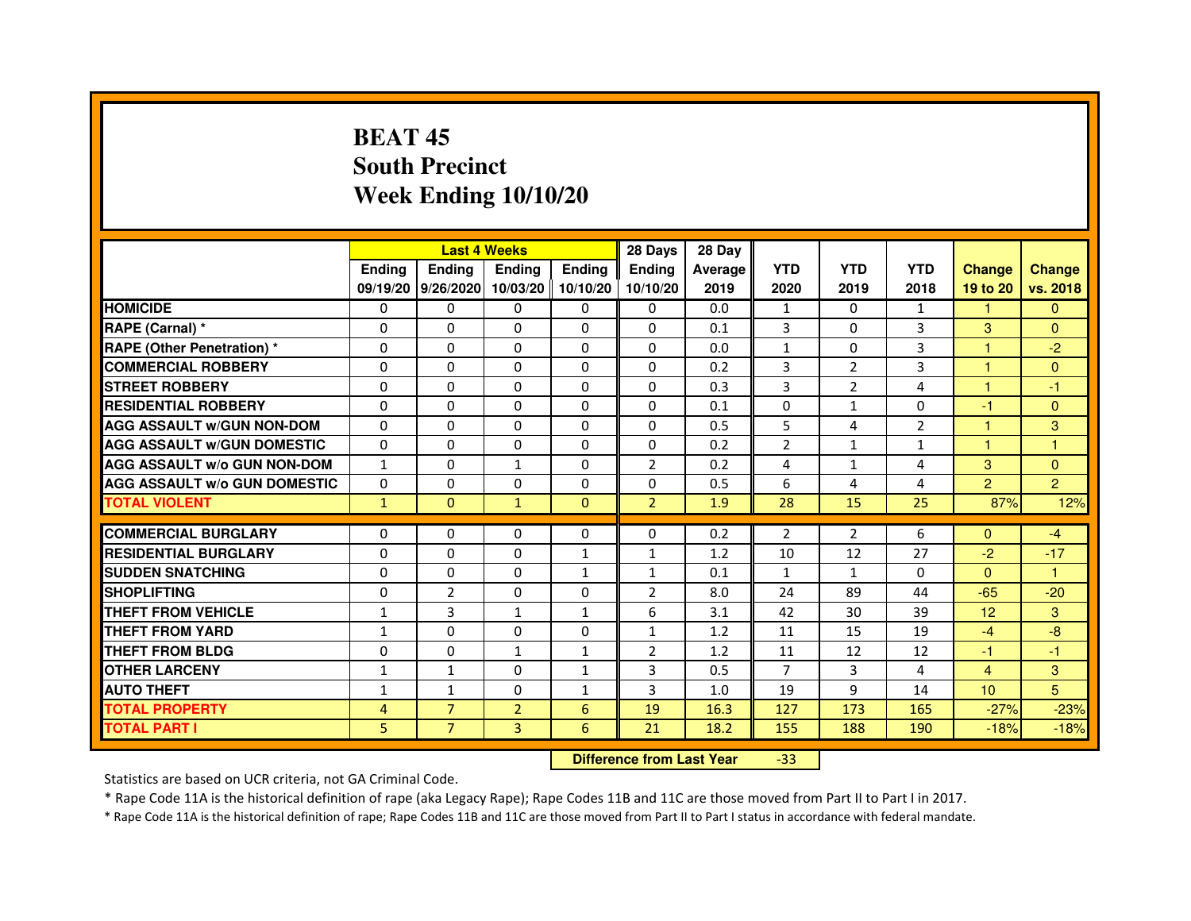# BEAT 45
## South Precinct
## Week Ending 10/10/20

| | Last 4 Weeks | | | | 28 Days | 28 Day | | | | | |
|---|---|---|---|---|---|---|---|---|---|---|---|
| | Ending 09/19/20 | Ending 9/26/2020 | Ending 10/03/20 | Ending 10/10/20 | Ending 10/10/20 | Average 2019 | YTD 2020 | YTD 2019 | YTD 2018 | Change 19 to 20 | Change vs. 2018 |
| HOMICIDE | 0 | 0 | 0 | 0 | 0 | 0.0 | 1 | 0 | 1 | 1 | 0 |
| RAPE (Carnal) * | 0 | 0 | 0 | 0 | 0 | 0.1 | 3 | 0 | 3 | 3 | 0 |
| RAPE (Other Penetration) * | 0 | 0 | 0 | 0 | 0 | 0.0 | 1 | 0 | 3 | 1 | -2 |
| COMMERCIAL ROBBERY | 0 | 0 | 0 | 0 | 0 | 0.2 | 3 | 2 | 3 | 1 | 0 |
| STREET ROBBERY | 0 | 0 | 0 | 0 | 0 | 0.3 | 3 | 2 | 4 | 1 | -1 |
| RESIDENTIAL ROBBERY | 0 | 0 | 0 | 0 | 0 | 0.1 | 0 | 1 | 0 | -1 | 0 |
| AGG ASSAULT w/GUN NON-DOM | 0 | 0 | 0 | 0 | 0 | 0.5 | 5 | 4 | 2 | 1 | 3 |
| AGG ASSAULT w/GUN DOMESTIC | 0 | 0 | 0 | 0 | 0 | 0.2 | 2 | 1 | 1 | 1 | 1 |
| AGG ASSAULT w/o GUN NON-DOM | 1 | 0 | 1 | 0 | 2 | 0.2 | 4 | 1 | 4 | 3 | 0 |
| AGG ASSAULT w/o GUN DOMESTIC | 0 | 0 | 0 | 0 | 0 | 0.5 | 6 | 4 | 4 | 2 | 2 |
| TOTAL VIOLENT | 1 | 0 | 1 | 0 | 2 | 1.9 | 28 | 15 | 25 | 87% | 12% |
| COMMERCIAL BURGLARY | 0 | 0 | 0 | 0 | 0 | 0.2 | 2 | 2 | 6 | 0 | -4 |
| RESIDENTIAL BURGLARY | 0 | 0 | 0 | 1 | 1 | 1.2 | 10 | 12 | 27 | -2 | -17 |
| SUDDEN SNATCHING | 0 | 0 | 0 | 1 | 1 | 0.1 | 1 | 1 | 0 | 0 | 1 |
| SHOPLIFTING | 0 | 2 | 0 | 0 | 2 | 8.0 | 24 | 89 | 44 | -65 | -20 |
| THEFT FROM VEHICLE | 1 | 3 | 1 | 1 | 6 | 3.1 | 42 | 30 | 39 | 12 | 3 |
| THEFT FROM YARD | 1 | 0 | 0 | 0 | 1 | 1.2 | 11 | 15 | 19 | -4 | -8 |
| THEFT FROM BLDG | 0 | 0 | 1 | 1 | 2 | 1.2 | 11 | 12 | 12 | -1 | -1 |
| OTHER LARCENY | 1 | 1 | 0 | 1 | 3 | 0.5 | 7 | 3 | 4 | 4 | 3 |
| AUTO THEFT | 1 | 1 | 0 | 1 | 3 | 1.0 | 19 | 9 | 14 | 10 | 5 |
| TOTAL PROPERTY | 4 | 7 | 2 | 6 | 19 | 16.3 | 127 | 173 | 165 | -27% | -23% |
| TOTAL PART I | 5 | 7 | 3 | 6 | 21 | 18.2 | 155 | 188 | 190 | -18% | -18% |

| Difference from Last Year | -33 |
|---|---|

Statistics are based on UCR criteria, not GA Criminal Code.

* Rape Code 11A is the historical definition of rape (aka Legacy Rape); Rape Codes 11B and 11C are those moved from Part II to Part I in 2017.

* Rape Code 11A is the historical definition of rape; Rape Codes 11B and 11C are those moved from Part II to Part I status in accordance with federal mandate.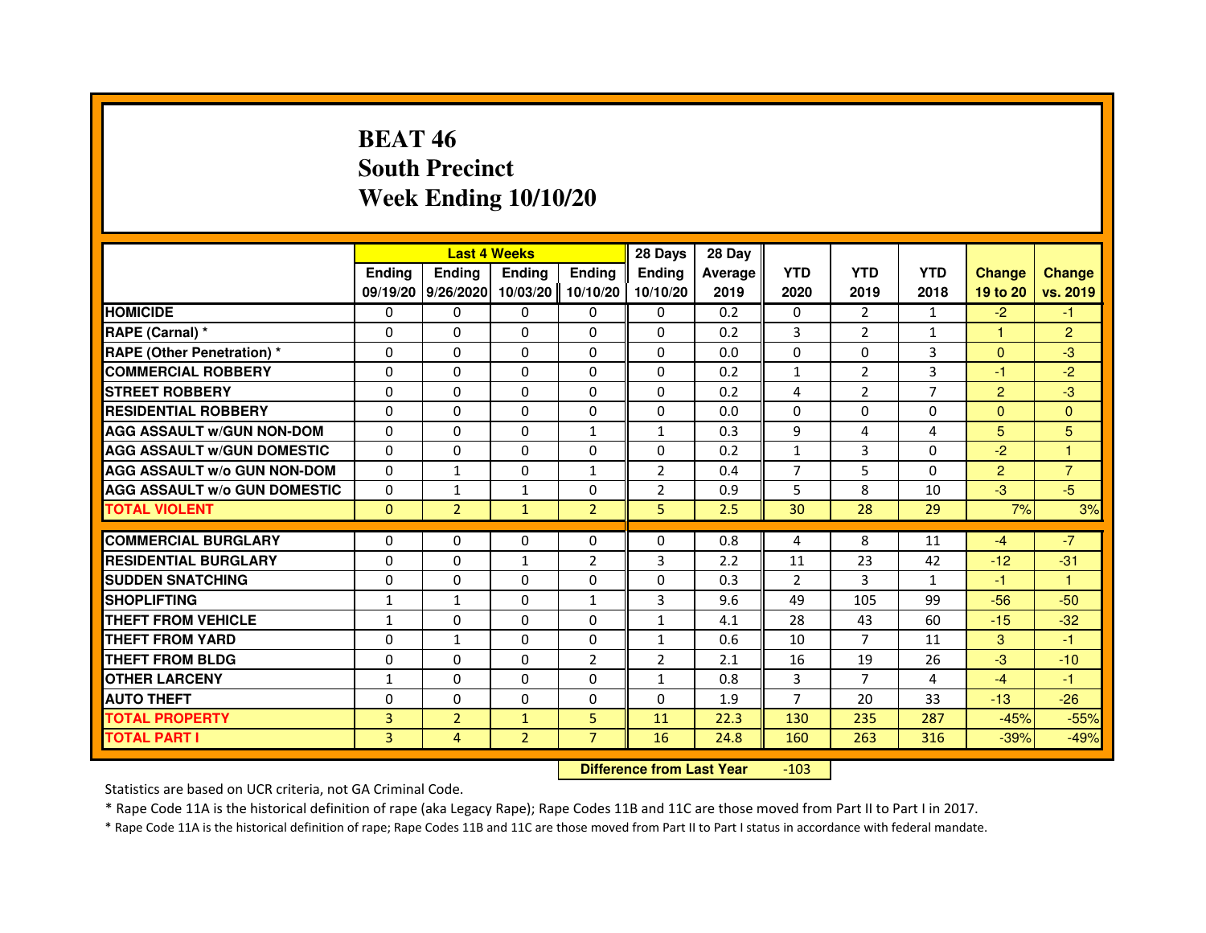# BEAT 46
## South Precinct
## Week Ending 10/10/20

| | Last 4 Weeks | | | | 28 Days | 28 Day | | | | | |
|---|---|---|---|---|---|---|---|---|---|---|---|
| | Ending 09/19/20 | Ending 9/26/2020 | Ending 10/03/20 | Ending 10/10/20 | Ending 10/10/20 | Average 2019 | YTD 2020 | YTD 2019 | YTD 2018 | Change 19 to 20 | Change vs. 2019 |
| **HOMICIDE** | 0 | 0 | 0 | 0 | 0 | 0.2 | 0 | 2 | 1 | -2 | -1 |
| **RAPE (Carnal) *** | 0 | 0 | 0 | 0 | 0 | 0.2 | 3 | 2 | 1 | 1 | 2 |
| **RAPE (Other Penetration) *** | 0 | 0 | 0 | 0 | 0 | 0.0 | 0 | 0 | 3 | 0 | -3 |
| **COMMERCIAL ROBBERY** | 0 | 0 | 0 | 0 | 0 | 0.2 | 1 | 2 | 3 | -1 | -2 |
| **STREET ROBBERY** | 0 | 0 | 0 | 0 | 0 | 0.2 | 4 | 2 | 7 | 2 | -3 |
| **RESIDENTIAL ROBBERY** | 0 | 0 | 0 | 0 | 0 | 0.0 | 0 | 0 | 0 | 0 | 0 |
| **AGG ASSAULT w/GUN NON-DOM** | 0 | 0 | 0 | 1 | 1 | 0.3 | 9 | 4 | 4 | 5 | 5 |
| **AGG ASSAULT w/GUN DOMESTIC** | 0 | 0 | 0 | 0 | 0 | 0.2 | 1 | 3 | 0 | -2 | 1 |
| **AGG ASSAULT w/o GUN NON-DOM** | 0 | 1 | 0 | 1 | 2 | 0.4 | 7 | 5 | 0 | 2 | 7 |
| **AGG ASSAULT w/o GUN DOMESTIC** | 0 | 1 | 1 | 0 | 2 | 0.9 | 5 | 8 | 10 | -3 | -5 |
| **TOTAL VIOLENT** | 0 | 2 | 1 | 2 | 5 | 2.5 | 30 | 28 | 29 | 7% | 3% |
| **COMMERCIAL BURGLARY** | 0 | 0 | 0 | 0 | 0 | 0.8 | 4 | 8 | 11 | -4 | -7 |
| **RESIDENTIAL BURGLARY** | 0 | 0 | 1 | 2 | 3 | 2.2 | 11 | 23 | 42 | -12 | -31 |
| **SUDDEN SNATCHING** | 0 | 0 | 0 | 0 | 0 | 0.3 | 2 | 3 | 1 | -1 | 1 |
| **SHOPLIFTING** | 1 | 1 | 0 | 1 | 3 | 9.6 | 49 | 105 | 99 | -56 | -50 |
| **THEFT FROM VEHICLE** | 1 | 0 | 0 | 0 | 1 | 4.1 | 28 | 43 | 60 | -15 | -32 |
| **THEFT FROM YARD** | 0 | 1 | 0 | 0 | 1 | 0.6 | 10 | 7 | 11 | 3 | -1 |
| **THEFT FROM BLDG** | 0 | 0 | 0 | 2 | 2 | 2.1 | 16 | 19 | 26 | -3 | -10 |
| **OTHER LARCENY** | 1 | 0 | 0 | 0 | 1 | 0.8 | 3 | 7 | 4 | -4 | -1 |
| **AUTO THEFT** | 0 | 0 | 0 | 0 | 0 | 1.9 | 7 | 20 | 33 | -13 | -26 |
| **TOTAL PROPERTY** | 3 | 2 | 1 | 5 | 11 | 22.3 | 130 | 235 | 287 | -45% | -55% |
| **TOTAL PART I** | 3 | 4 | 2 | 7 | 16 | 24.8 | 160 | 263 | 316 | -39% | -49% |

**Difference from Last Year** -103

Statistics are based on UCR criteria, not GA Criminal Code.

* Rape Code 11A is the historical definition of rape (aka Legacy Rape); Rape Codes 11B and 11C are those moved from Part II to Part I in 2017.

* Rape Code 11A is the historical definition of rape; Rape Codes 11B and 11C are those moved from Part II to Part I status in accordance with federal mandate.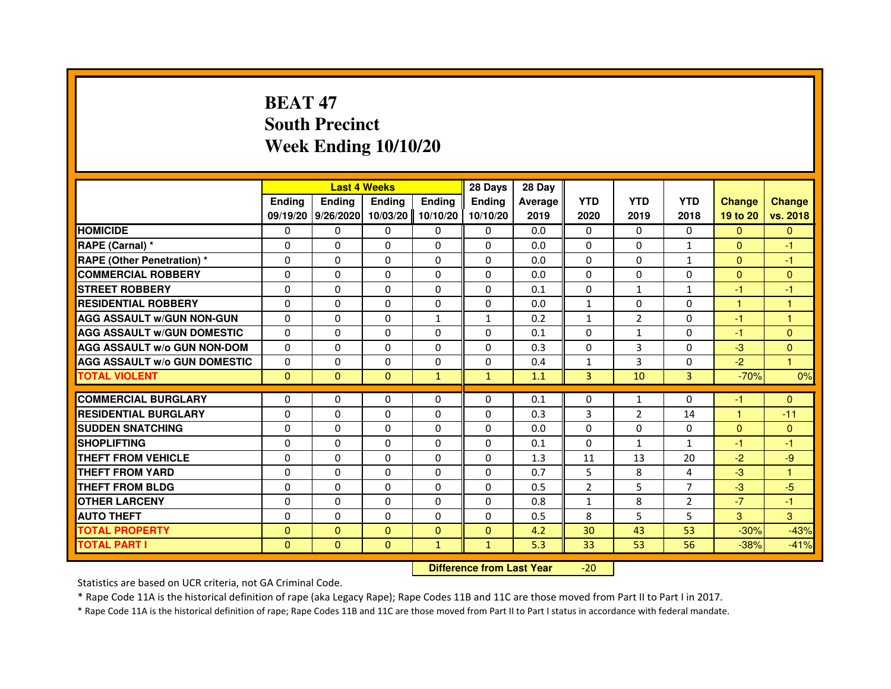# BEAT 47
## South Precinct
## Week Ending 10/10/20

| | Last 4 Weeks | | | | 28 Days | 28 Day | | | | | |
|---|---|---|---|---|---|---|---|---|---|---|---|
| | Ending 09/19/20 | Ending 9/26/2020 | Ending 10/03/20 | Ending 10/10/20 | Ending 10/10/20 | Average 2019 | YTD 2020 | YTD 2019 | YTD 2018 | Change 19 to 20 | Change vs. 2018 |
| HOMICIDE | 0 | 0 | 0 | 0 | 0 | 0.0 | 0 | 0 | 0 | 0 | 0 |
| RAPE (Carnal) * | 0 | 0 | 0 | 0 | 0 | 0.0 | 0 | 0 | 1 | 0 | -1 |
| RAPE (Other Penetration) * | 0 | 0 | 0 | 0 | 0 | 0.0 | 0 | 0 | 1 | 0 | -1 |
| COMMERCIAL ROBBERY | 0 | 0 | 0 | 0 | 0 | 0.0 | 0 | 0 | 0 | 0 | 0 |
| STREET ROBBERY | 0 | 0 | 0 | 0 | 0 | 0.1 | 0 | 1 | 1 | -1 | -1 |
| RESIDENTIAL ROBBERY | 0 | 0 | 0 | 0 | 0 | 0.0 | 1 | 0 | 0 | 1 | 1 |
| AGG ASSAULT w/GUN NON-GUN | 0 | 0 | 0 | 1 | 1 | 0.2 | 1 | 2 | 0 | -1 | 1 |
| AGG ASSAULT w/GUN DOMESTIC | 0 | 0 | 0 | 0 | 0 | 0.1 | 0 | 1 | 0 | -1 | 0 |
| AGG ASSAULT w/o GUN NON-DOM | 0 | 0 | 0 | 0 | 0 | 0.3 | 0 | 3 | 0 | -3 | 0 |
| AGG ASSAULT w/o GUN DOMESTIC | 0 | 0 | 0 | 0 | 0 | 0.4 | 1 | 3 | 0 | -2 | 1 |
| TOTAL VIOLENT | 0 | 0 | 0 | 1 | 1 | 1.1 | 3 | 10 | 3 | -70% | 0% |
| COMMERCIAL BURGLARY | 0 | 0 | 0 | 0 | 0 | 0.1 | 0 | 1 | 0 | -1 | 0 |
| RESIDENTIAL BURGLARY | 0 | 0 | 0 | 0 | 0 | 0.3 | 3 | 2 | 14 | 1 | -11 |
| SUDDEN SNATCHING | 0 | 0 | 0 | 0 | 0 | 0.0 | 0 | 0 | 0 | 0 | 0 |
| SHOPLIFTING | 0 | 0 | 0 | 0 | 0 | 0.1 | 0 | 1 | 1 | -1 | -1 |
| THEFT FROM VEHICLE | 0 | 0 | 0 | 0 | 0 | 1.3 | 11 | 13 | 20 | -2 | -9 |
| THEFT FROM YARD | 0 | 0 | 0 | 0 | 0 | 0.7 | 5 | 8 | 4 | -3 | 1 |
| THEFT FROM BLDG | 0 | 0 | 0 | 0 | 0 | 0.5 | 2 | 5 | 7 | -3 | -5 |
| OTHER LARCENY | 0 | 0 | 0 | 0 | 0 | 0.8 | 1 | 8 | 2 | -7 | -1 |
| AUTO THEFT | 0 | 0 | 0 | 0 | 0 | 0.5 | 8 | 5 | 5 | 3 | 3 |
| TOTAL PROPERTY | 0 | 0 | 0 | 0 | 0 | 4.2 | 30 | 43 | 53 | -30% | -43% |
| TOTAL PART I | 0 | 0 | 0 | 1 | 1 | 5.3 | 33 | 53 | 56 | -38% | -41% |

**Difference from Last Year** -20

Statistics are based on UCR criteria, not GA Criminal Code.

* Rape Code 11A is the historical definition of rape (aka Legacy Rape); Rape Codes 11B and 11C are those moved from Part II to Part I in 2017.

* Rape Code 11A is the historical definition of rape; Rape Codes 11B and 11C are those moved from Part II to Part I status in accordance with federal mandate.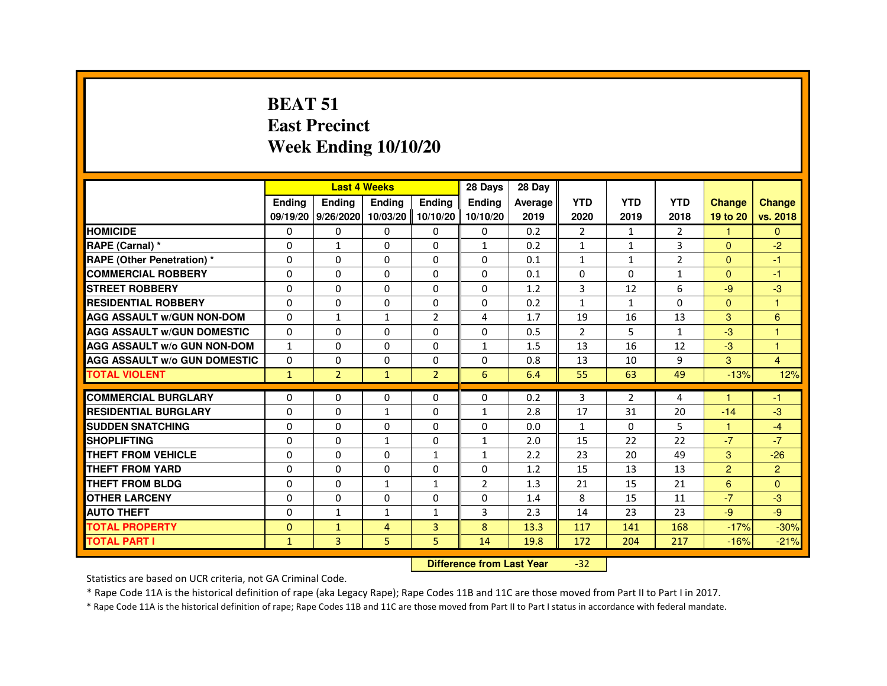# BEAT 51
# East Precinct
# Week Ending 10/10/20

| | Last 4 Weeks | | | | 28 Days | 28 Day | | | | | |
|---|---|---|---|---|---|---|---|---|---|---|---|
| | Ending 09/19/20 | Ending 9/26/2020 | Ending 10/03/20 | Ending 10/10/20 | Ending 10/10/20 | Average 2019 | YTD 2020 | YTD 2019 | YTD 2018 | Change 19 to 20 | Change vs. 2018 |
| HOMICIDE | 0 | 0 | 0 | 0 | 0 | 0.2 | 2 | 1 | 2 | 1 | 0 |
| RAPE (Carnal) * | 0 | 1 | 0 | 0 | 1 | 0.2 | 1 | 1 | 3 | 0 | -2 |
| RAPE (Other Penetration) * | 0 | 0 | 0 | 0 | 0 | 0.1 | 1 | 1 | 2 | 0 | -1 |
| COMMERCIAL ROBBERY | 0 | 0 | 0 | 0 | 0 | 0.1 | 0 | 0 | 1 | 0 | -1 |
| STREET ROBBERY | 0 | 0 | 0 | 0 | 0 | 1.2 | 3 | 12 | 6 | -9 | -3 |
| RESIDENTIAL ROBBERY | 0 | 0 | 0 | 0 | 0 | 0.2 | 1 | 1 | 0 | 0 | 1 |
| AGG ASSAULT w/GUN NON-DOM | 0 | 1 | 1 | 2 | 4 | 1.7 | 19 | 16 | 13 | 3 | 6 |
| AGG ASSAULT w/GUN DOMESTIC | 0 | 0 | 0 | 0 | 0 | 0.5 | 2 | 5 | 1 | -3 | 1 |
| AGG ASSAULT w/o GUN NON-DOM | 1 | 0 | 0 | 0 | 1 | 1.5 | 13 | 16 | 12 | -3 | 1 |
| AGG ASSAULT w/o GUN DOMESTIC | 0 | 0 | 0 | 0 | 0 | 0.8 | 13 | 10 | 9 | 3 | 4 |
| TOTAL VIOLENT | 1 | 2 | 1 | 2 | 6 | 6.4 | 55 | 63 | 49 | -13% | 12% |
| COMMERCIAL BURGLARY | 0 | 0 | 0 | 0 | 0 | 0.2 | 3 | 2 | 4 | 1 | -1 |
| RESIDENTIAL BURGLARY | 0 | 0 | 1 | 0 | 1 | 2.8 | 17 | 31 | 20 | -14 | -3 |
| SUDDEN SNATCHING | 0 | 0 | 0 | 0 | 0 | 0.0 | 1 | 0 | 5 | 1 | -4 |
| SHOPLIFTING | 0 | 0 | 1 | 0 | 1 | 2.0 | 15 | 22 | 22 | -7 | -7 |
| THEFT FROM VEHICLE | 0 | 0 | 0 | 1 | 1 | 2.2 | 23 | 20 | 49 | 3 | -26 |
| THEFT FROM YARD | 0 | 0 | 0 | 0 | 0 | 1.2 | 15 | 13 | 13 | 2 | 2 |
| THEFT FROM BLDG | 0 | 0 | 1 | 1 | 2 | 1.3 | 21 | 15 | 21 | 6 | 0 |
| OTHER LARCENY | 0 | 0 | 0 | 0 | 0 | 1.4 | 8 | 15 | 11 | -7 | -3 |
| AUTO THEFT | 0 | 1 | 1 | 1 | 3 | 2.3 | 14 | 23 | 23 | -9 | -9 |
| TOTAL PROPERTY | 0 | 1 | 4 | 3 | 8 | 13.3 | 117 | 141 | 168 | -17% | -30% |
| TOTAL PART I | 1 | 3 | 5 | 5 | 14 | 19.8 | 172 | 204 | 217 | -16% | -21% |

**Difference from Last Year** -32

Statistics are based on UCR criteria, not GA Criminal Code.

* Rape Code 11A is the historical definition of rape (aka Legacy Rape); Rape Codes 11B and 11C are those moved from Part II to Part I in 2017.

* Rape Code 11A is the historical definition of rape; Rape Codes 11B and 11C are those moved from Part II to Part I status in accordance with federal mandate.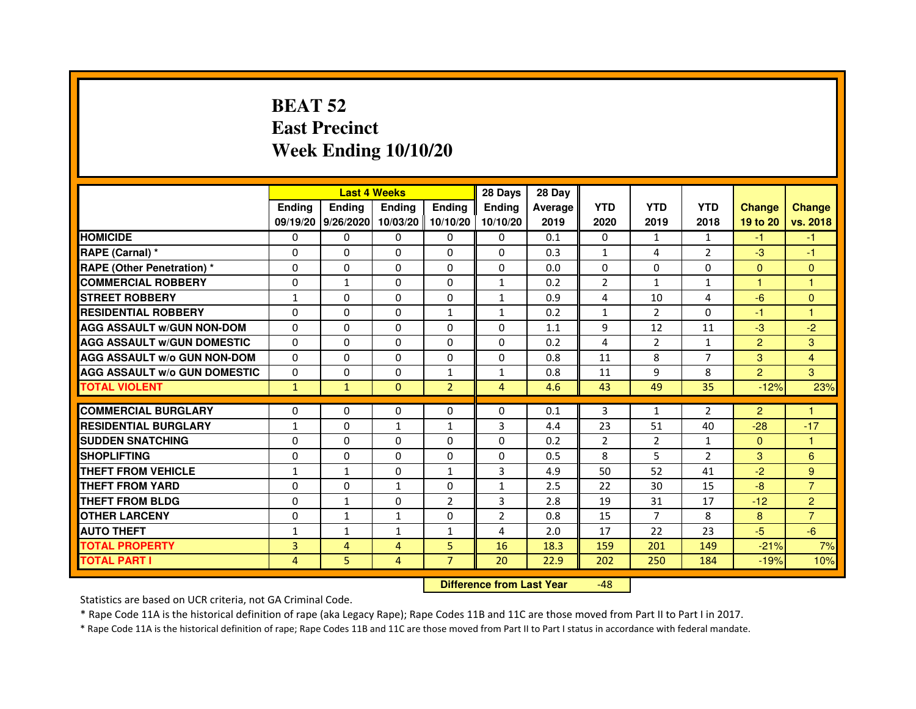# BEAT 52
# East Precinct
# Week Ending 10/10/20

| | Last 4 Weeks | | | | 28 Days | 28 Day | | | | | |
|---|---|---|---|---|---|---|---|---|---|---|---|
| | Ending 09/19/20 | Ending 9/26/2020 | Ending 10/03/20 | Ending 10/10/20 | Ending 10/10/20 | Average 2019 | YTD 2020 | YTD 2019 | YTD 2018 | Change 19 to 20 | Change vs. 2018 |
| HOMICIDE | 0 | 0 | 0 | 0 | 0 | 0.1 | 0 | 1 | 1 | -1 | -1 |
| RAPE (Carnal) * | 0 | 0 | 0 | 0 | 0 | 0.3 | 1 | 4 | 2 | -3 | -1 |
| RAPE (Other Penetration) * | 0 | 0 | 0 | 0 | 0 | 0.0 | 0 | 0 | 0 | 0 | 0 |
| COMMERCIAL ROBBERY | 0 | 1 | 0 | 0 | 1 | 0.2 | 2 | 1 | 1 | 1 | 1 |
| STREET ROBBERY | 1 | 0 | 0 | 0 | 1 | 0.9 | 4 | 10 | 4 | -6 | 0 |
| RESIDENTIAL ROBBERY | 0 | 0 | 0 | 1 | 1 | 0.2 | 1 | 2 | 0 | -1 | 1 |
| AGG ASSAULT w/GUN NON-DOM | 0 | 0 | 0 | 0 | 0 | 1.1 | 9 | 12 | 11 | -3 | -2 |
| AGG ASSAULT w/GUN DOMESTIC | 0 | 0 | 0 | 0 | 0 | 0.2 | 4 | 2 | 1 | 2 | 3 |
| AGG ASSAULT w/o GUN NON-DOM | 0 | 0 | 0 | 0 | 0 | 0.8 | 11 | 8 | 7 | 3 | 4 |
| AGG ASSAULT w/o GUN DOMESTIC | 0 | 0 | 0 | 1 | 1 | 0.8 | 11 | 9 | 8 | 2 | 3 |
| TOTAL VIOLENT | 1 | 1 | 0 | 2 | 4 | 4.6 | 43 | 49 | 35 | -12% | 23% |
| COMMERCIAL BURGLARY | 0 | 0 | 0 | 0 | 0 | 0.1 | 3 | 1 | 2 | 2 | 1 |
| RESIDENTIAL BURGLARY | 1 | 0 | 1 | 1 | 3 | 4.4 | 23 | 51 | 40 | -28 | -17 |
| SUDDEN SNATCHING | 0 | 0 | 0 | 0 | 0 | 0.2 | 2 | 2 | 1 | 0 | 1 |
| SHOPLIFTING | 0 | 0 | 0 | 0 | 0 | 0.5 | 8 | 5 | 2 | 3 | 6 |
| THEFT FROM VEHICLE | 1 | 1 | 0 | 1 | 3 | 4.9 | 50 | 52 | 41 | -2 | 9 |
| THEFT FROM YARD | 0 | 0 | 1 | 0 | 1 | 2.5 | 22 | 30 | 15 | -8 | 7 |
| THEFT FROM BLDG | 0 | 1 | 0 | 2 | 3 | 2.8 | 19 | 31 | 17 | -12 | 2 |
| OTHER LARCENY | 0 | 1 | 1 | 0 | 2 | 0.8 | 15 | 7 | 8 | 8 | 7 |
| AUTO THEFT | 1 | 1 | 1 | 1 | 4 | 2.0 | 17 | 22 | 23 | -5 | -6 |
| TOTAL PROPERTY | 3 | 4 | 4 | 5 | 16 | 18.3 | 159 | 201 | 149 | -21% | 7% |
| TOTAL PART I | 4 | 5 | 4 | 7 | 20 | 22.9 | 202 | 250 | 184 | -19% | 10% |

**Difference from Last Year** -48

Statistics are based on UCR criteria, not GA Criminal Code.

* Rape Code 11A is the historical definition of rape (aka Legacy Rape); Rape Codes 11B and 11C are those moved from Part II to Part I in 2017.

* Rape Code 11A is the historical definition of rape; Rape Codes 11B and 11C are those moved from Part II to Part I status in accordance with federal mandate.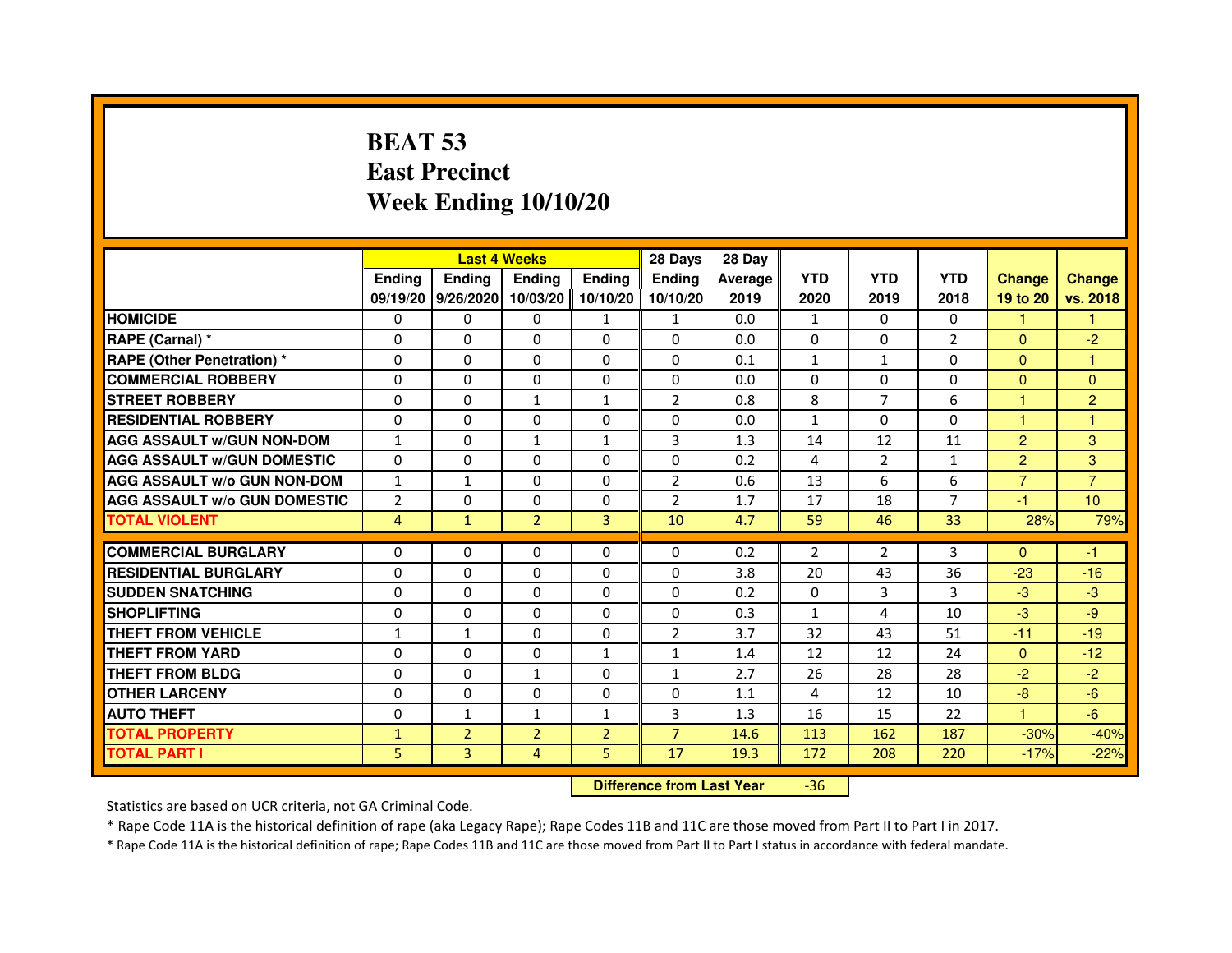# BEAT 53
# East Precinct
# Week Ending 10/10/20

| | Last 4 Weeks | | | | 28 Days | 28 Day | | | | | |
|---|---|---|---|---|---|---|---|---|---|---|---|
| | Ending 09/19/20 | Ending 9/26/2020 | Ending 10/03/20 | Ending 10/10/20 | Ending 10/10/20 | Average 2019 | YTD 2020 | YTD 2019 | YTD 2018 | Change 19 to 20 | Change vs. 2018 |
| HOMICIDE | 0 | 0 | 0 | 1 | 1 | 0.0 | 1 | 0 | 0 | 1 | 1 |
| RAPE (Carnal) * | 0 | 0 | 0 | 0 | 0 | 0.0 | 0 | 0 | 2 | 0 | -2 |
| RAPE (Other Penetration) * | 0 | 0 | 0 | 0 | 0 | 0.1 | 1 | 1 | 0 | 0 | 1 |
| COMMERCIAL ROBBERY | 0 | 0 | 0 | 0 | 0 | 0.0 | 0 | 0 | 0 | 0 | 0 |
| STREET ROBBERY | 0 | 0 | 1 | 1 | 2 | 0.8 | 8 | 7 | 6 | 1 | 2 |
| RESIDENTIAL ROBBERY | 0 | 0 | 0 | 0 | 0 | 0.0 | 1 | 0 | 0 | 1 | 1 |
| AGG ASSAULT w/GUN NON-DOM | 1 | 0 | 1 | 1 | 3 | 1.3 | 14 | 12 | 11 | 2 | 3 |
| AGG ASSAULT w/GUN DOMESTIC | 0 | 0 | 0 | 0 | 0 | 0.2 | 4 | 2 | 1 | 2 | 3 |
| AGG ASSAULT w/o GUN NON-DOM | 1 | 1 | 0 | 0 | 2 | 0.6 | 13 | 6 | 6 | 7 | 7 |
| AGG ASSAULT w/o GUN DOMESTIC | 2 | 0 | 0 | 0 | 2 | 1.7 | 17 | 18 | 7 | -1 | 10 |
| TOTAL VIOLENT | 4 | 1 | 2 | 3 | 10 | 4.7 | 59 | 46 | 33 | 28% | 79% |
| COMMERCIAL BURGLARY | 0 | 0 | 0 | 0 | 0 | 0.2 | 2 | 2 | 3 | 0 | -1 |
| RESIDENTIAL BURGLARY | 0 | 0 | 0 | 0 | 0 | 3.8 | 20 | 43 | 36 | -23 | -16 |
| SUDDEN SNATCHING | 0 | 0 | 0 | 0 | 0 | 0.2 | 0 | 3 | 3 | -3 | -3 |
| SHOPLIFTING | 0 | 0 | 0 | 0 | 0 | 0.3 | 1 | 4 | 10 | -3 | -9 |
| THEFT FROM VEHICLE | 1 | 1 | 0 | 0 | 2 | 3.7 | 32 | 43 | 51 | -11 | -19 |
| THEFT FROM YARD | 0 | 0 | 0 | 1 | 1 | 1.4 | 12 | 12 | 24 | 0 | -12 |
| THEFT FROM BLDG | 0 | 0 | 1 | 0 | 1 | 2.7 | 26 | 28 | 28 | -2 | -2 |
| OTHER LARCENY | 0 | 0 | 0 | 0 | 0 | 1.1 | 4 | 12 | 10 | -8 | -6 |
| AUTO THEFT | 0 | 1 | 1 | 1 | 3 | 1.3 | 16 | 15 | 22 | 1 | -6 |
| TOTAL PROPERTY | 1 | 2 | 2 | 2 | 7 | 14.6 | 113 | 162 | 187 | -30% | -40% |
| TOTAL PART I | 5 | 3 | 4 | 5 | 17 | 19.3 | 172 | 208 | 220 | -17% | -22% |

**Difference from Last Year** -36

Statistics are based on UCR criteria, not GA Criminal Code.

* Rape Code 11A is the historical definition of rape (aka Legacy Rape); Rape Codes 11B and 11C are those moved from Part II to Part I in 2017.

* Rape Code 11A is the historical definition of rape; Rape Codes 11B and 11C are those moved from Part II to Part I status in accordance with federal mandate.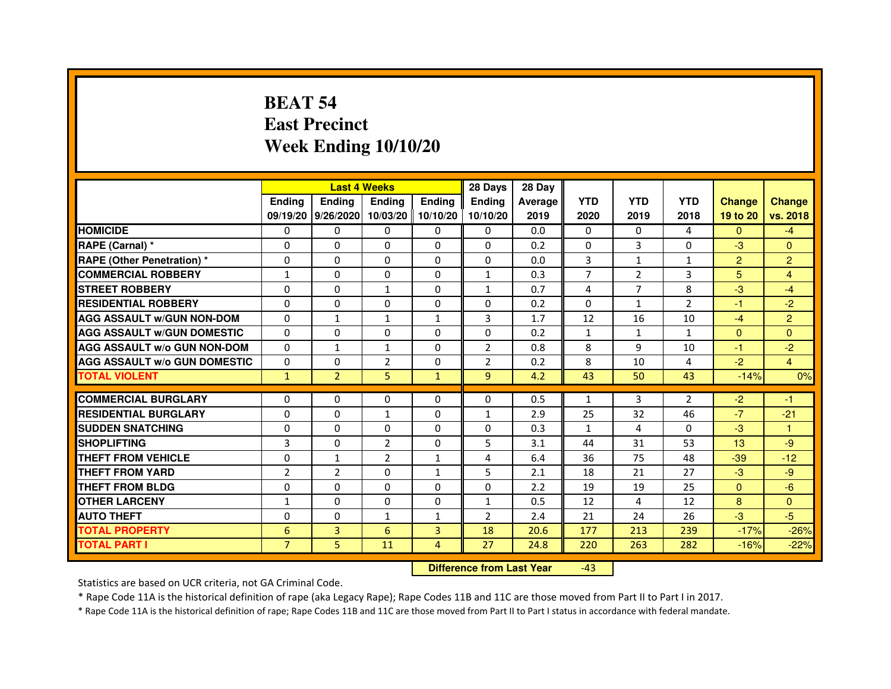# BEAT 54
# East Precinct
# Week Ending 10/10/20

| | Last 4 Weeks | | | | 28 Days | 28 Day | | | | | |
|---|---|---|---|---|---|---|---|---|---|---|---|
| | Ending 09/19/20 | Ending 9/26/2020 | Ending 10/03/20 | Ending 10/10/20 | Ending 10/10/20 | Average 2019 | YTD 2020 | YTD 2019 | YTD 2018 | Change 19 to 20 | Change vs. 2018 |
| **HOMICIDE** | 0 | 0 | 0 | 0 | 0 | 0.0 | 0 | 0 | 4 | 0 | -4 |
| **RAPE (Carnal) *** | 0 | 0 | 0 | 0 | 0 | 0.2 | 0 | 3 | 0 | -3 | 0 |
| **RAPE (Other Penetration) *** | 0 | 0 | 0 | 0 | 0 | 0.0 | 3 | 1 | 1 | 2 | 2 |
| **COMMERCIAL ROBBERY** | 1 | 0 | 0 | 0 | 1 | 0.3 | 7 | 2 | 3 | 5 | 4 |
| **STREET ROBBERY** | 0 | 0 | 1 | 0 | 1 | 0.7 | 4 | 7 | 8 | -3 | -4 |
| **RESIDENTIAL ROBBERY** | 0 | 0 | 0 | 0 | 0 | 0.2 | 0 | 1 | 2 | -1 | -2 |
| **AGG ASSAULT w/GUN NON-DOM** | 0 | 1 | 1 | 1 | 3 | 1.7 | 12 | 16 | 10 | -4 | 2 |
| **AGG ASSAULT w/GUN DOMESTIC** | 0 | 0 | 0 | 0 | 0 | 0.2 | 1 | 1 | 1 | 0 | 0 |
| **AGG ASSAULT w/o GUN NON-DOM** | 0 | 1 | 1 | 0 | 2 | 0.8 | 8 | 9 | 10 | -1 | -2 |
| **AGG ASSAULT w/o GUN DOMESTIC** | 0 | 0 | 2 | 0 | 2 | 0.2 | 8 | 10 | 4 | -2 | 4 |
| **TOTAL VIOLENT** | 1 | 2 | 5 | 1 | 9 | 4.2 | 43 | 50 | 43 | -14% | 0% |
| **COMMERCIAL BURGLARY** | 0 | 0 | 0 | 0 | 0 | 0.5 | 1 | 3 | 2 | -2 | -1 |
| **RESIDENTIAL BURGLARY** | 0 | 0 | 1 | 0 | 1 | 2.9 | 25 | 32 | 46 | -7 | -21 |
| **SUDDEN SNATCHING** | 0 | 0 | 0 | 0 | 0 | 0.3 | 1 | 4 | 0 | -3 | 1 |
| **SHOPLIFTING** | 3 | 0 | 2 | 0 | 5 | 3.1 | 44 | 31 | 53 | 13 | -9 |
| **THEFT FROM VEHICLE** | 0 | 1 | 2 | 1 | 4 | 6.4 | 36 | 75 | 48 | -39 | -12 |
| **THEFT FROM YARD** | 2 | 2 | 0 | 1 | 5 | 2.1 | 18 | 21 | 27 | -3 | -9 |
| **THEFT FROM BLDG** | 0 | 0 | 0 | 0 | 0 | 2.2 | 19 | 19 | 25 | 0 | -6 |
| **OTHER LARCENY** | 1 | 0 | 0 | 0 | 1 | 0.5 | 12 | 4 | 12 | 8 | 0 |
| **AUTO THEFT** | 0 | 0 | 1 | 1 | 2 | 2.4 | 21 | 24 | 26 | -3 | -5 |
| **TOTAL PROPERTY** | 6 | 3 | 6 | 3 | 18 | 20.6 | 177 | 213 | 239 | -17% | -26% |
| **TOTAL PART I** | 7 | 5 | 11 | 4 | 27 | 24.8 | 220 | 263 | 282 | -16% | -22% |

**Difference from Last Year** -43

Statistics are based on UCR criteria, not GA Criminal Code.

* Rape Code 11A is the historical definition of rape (aka Legacy Rape); Rape Codes 11B and 11C are those moved from Part II to Part I in 2017.

* Rape Code 11A is the historical definition of rape; Rape Codes 11B and 11C are those moved from Part II to Part I status in accordance with federal mandate.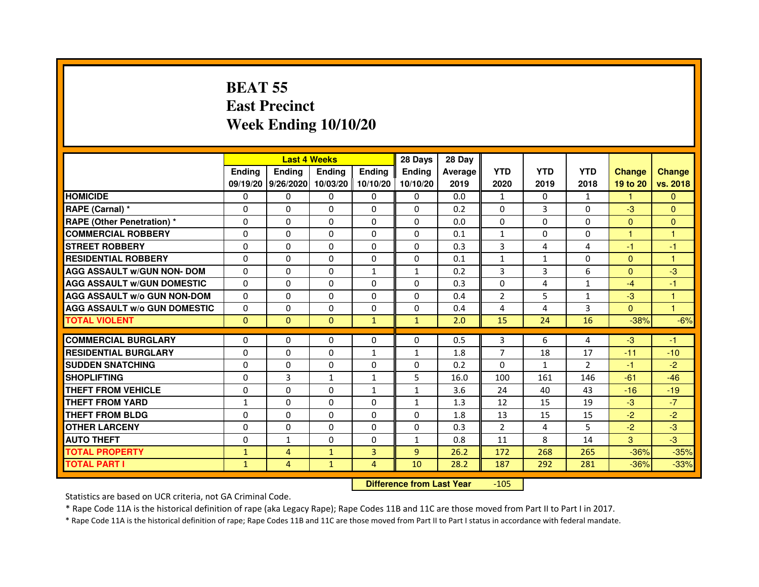# BEAT 55
# East Precinct
# Week Ending 10/10/20

| | Last 4 Weeks | | | | 28 Days | 28 Day | | | | | |
|---|---|---|---|---|---|---|---|---|---|---|---|
| | Ending 09/19/20 | Ending 9/26/2020 | Ending 10/03/20 | Ending 10/10/20 | Ending 10/10/20 | Average 2019 | YTD 2020 | YTD 2019 | YTD 2018 | Change 19 to 20 | Change vs. 2018 |
| HOMICIDE | 0 | 0 | 0 | 0 | 0 | 0.0 | 1 | 0 | 1 | 1 | 0 |
| RAPE (Carnal) * | 0 | 0 | 0 | 0 | 0 | 0.2 | 0 | 3 | 0 | -3 | 0 |
| RAPE (Other Penetration) * | 0 | 0 | 0 | 0 | 0 | 0.0 | 0 | 0 | 0 | 0 | 0 |
| COMMERCIAL ROBBERY | 0 | 0 | 0 | 0 | 0 | 0.1 | 1 | 0 | 0 | 1 | 1 |
| STREET ROBBERY | 0 | 0 | 0 | 0 | 0 | 0.3 | 3 | 4 | 4 | -1 | -1 |
| RESIDENTIAL ROBBERY | 0 | 0 | 0 | 0 | 0 | 0.1 | 1 | 1 | 0 | 0 | 1 |
| AGG ASSAULT w/GUN NON- DOM | 0 | 0 | 0 | 1 | 1 | 0.2 | 3 | 3 | 6 | 0 | -3 |
| AGG ASSAULT w/GUN DOMESTIC | 0 | 0 | 0 | 0 | 0 | 0.3 | 0 | 4 | 1 | -4 | -1 |
| AGG ASSAULT w/o GUN NON-DOM | 0 | 0 | 0 | 0 | 0 | 0.4 | 2 | 5 | 1 | -3 | 1 |
| AGG ASSAULT w/o GUN DOMESTIC | 0 | 0 | 0 | 0 | 0 | 0.4 | 4 | 4 | 3 | 0 | 1 |
| TOTAL VIOLENT | 0 | 0 | 0 | 1 | 1 | 2.0 | 15 | 24 | 16 | -38% | -6% |
| COMMERCIAL BURGLARY | 0 | 0 | 0 | 0 | 0 | 0.5 | 3 | 6 | 4 | -3 | -1 |
| RESIDENTIAL BURGLARY | 0 | 0 | 0 | 1 | 1 | 1.8 | 7 | 18 | 17 | -11 | -10 |
| SUDDEN SNATCHING | 0 | 0 | 0 | 0 | 0 | 0.2 | 0 | 1 | 2 | -1 | -2 |
| SHOPLIFTING | 0 | 3 | 1 | 1 | 5 | 16.0 | 100 | 161 | 146 | -61 | -46 |
| THEFT FROM VEHICLE | 0 | 0 | 0 | 1 | 1 | 3.6 | 24 | 40 | 43 | -16 | -19 |
| THEFT FROM YARD | 1 | 0 | 0 | 0 | 1 | 1.3 | 12 | 15 | 19 | -3 | -7 |
| THEFT FROM BLDG | 0 | 0 | 0 | 0 | 0 | 1.8 | 13 | 15 | 15 | -2 | -2 |
| OTHER LARCENY | 0 | 0 | 0 | 0 | 0 | 0.3 | 2 | 4 | 5 | -2 | -3 |
| AUTO THEFT | 0 | 1 | 0 | 0 | 1 | 0.8 | 11 | 8 | 14 | 3 | -3 |
| TOTAL PROPERTY | 1 | 4 | 1 | 3 | 9 | 26.2 | 172 | 268 | 265 | -36% | -35% |
| TOTAL PART I | 1 | 4 | 1 | 4 | 10 | 28.2 | 187 | 292 | 281 | -36% | -33% |

**Difference from Last Year** -105

Statistics are based on UCR criteria, not GA Criminal Code.

* Rape Code 11A is the historical definition of rape (aka Legacy Rape); Rape Codes 11B and 11C are those moved from Part II to Part I in 2017.

* Rape Code 11A is the historical definition of rape; Rape Codes 11B and 11C are those moved from Part II to Part I status in accordance with federal mandate.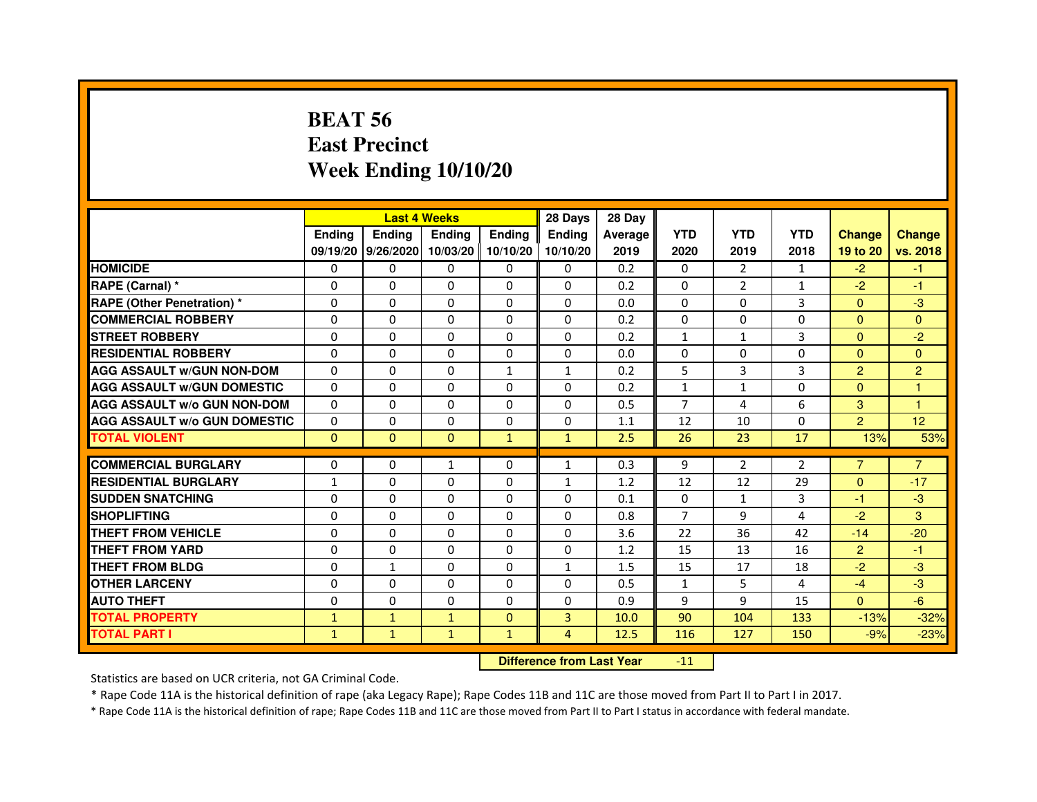# BEAT 56
## East Precinct
## Week Ending 10/10/20

| | Last 4 Weeks | | | | 28 Days | 28 Day | | | | | |
|---|---|---|---|---|---|---|---|---|---|---|---|
| | Ending 09/19/20 | Ending 9/26/2020 | Ending 10/03/20 | Ending 10/10/20 | Ending 10/10/20 | Average 2019 | YTD 2020 | YTD 2019 | YTD 2018 | Change 19 to 20 | Change vs. 2018 |
| **HOMICIDE** | 0 | 0 | 0 | 0 | 0 | 0.2 | 0 | 2 | 1 | -2 | -1 |
| **RAPE (Carnal) *** | 0 | 0 | 0 | 0 | 0 | 0.2 | 0 | 2 | 1 | -2 | -1 |
| **RAPE (Other Penetration) *** | 0 | 0 | 0 | 0 | 0 | 0.0 | 0 | 0 | 3 | 0 | -3 |
| **COMMERCIAL ROBBERY** | 0 | 0 | 0 | 0 | 0 | 0.2 | 0 | 0 | 0 | 0 | 0 |
| **STREET ROBBERY** | 0 | 0 | 0 | 0 | 0 | 0.2 | 1 | 1 | 3 | 0 | -2 |
| **RESIDENTIAL ROBBERY** | 0 | 0 | 0 | 0 | 0 | 0.0 | 0 | 0 | 0 | 0 | 0 |
| **AGG ASSAULT w/GUN NON-DOM** | 0 | 0 | 0 | 1 | 1 | 0.2 | 5 | 3 | 3 | 2 | 2 |
| **AGG ASSAULT w/GUN DOMESTIC** | 0 | 0 | 0 | 0 | 0 | 0.2 | 1 | 1 | 0 | 0 | 1 |
| **AGG ASSAULT w/o GUN NON-DOM** | 0 | 0 | 0 | 0 | 0 | 0.5 | 7 | 4 | 6 | 3 | 1 |
| **AGG ASSAULT w/o GUN DOMESTIC** | 0 | 0 | 0 | 0 | 0 | 1.1 | 12 | 10 | 0 | 2 | 12 |
| **TOTAL VIOLENT** | 0 | 0 | 0 | 1 | 1 | 2.5 | 26 | 23 | 17 | 13% | 53% |
| **COMMERCIAL BURGLARY** | 0 | 0 | 1 | 0 | 1 | 0.3 | 9 | 2 | 2 | 7 | 7 |
| **RESIDENTIAL BURGLARY** | 1 | 0 | 0 | 0 | 1 | 1.2 | 12 | 12 | 29 | 0 | -17 |
| **SUDDEN SNATCHING** | 0 | 0 | 0 | 0 | 0 | 0.1 | 0 | 1 | 3 | -1 | -3 |
| **SHOPLIFTING** | 0 | 0 | 0 | 0 | 0 | 0.8 | 7 | 9 | 4 | -2 | 3 |
| **THEFT FROM VEHICLE** | 0 | 0 | 0 | 0 | 0 | 3.6 | 22 | 36 | 42 | -14 | -20 |
| **THEFT FROM YARD** | 0 | 0 | 0 | 0 | 0 | 1.2 | 15 | 13 | 16 | 2 | -1 |
| **THEFT FROM BLDG** | 0 | 1 | 0 | 0 | 1 | 1.5 | 15 | 17 | 18 | -2 | -3 |
| **OTHER LARCENY** | 0 | 0 | 0 | 0 | 0 | 0.5 | 1 | 5 | 4 | -4 | -3 |
| **AUTO THEFT** | 0 | 0 | 0 | 0 | 0 | 0.9 | 9 | 9 | 15 | 0 | -6 |
| **TOTAL PROPERTY** | 1 | 1 | 1 | 0 | 3 | 10.0 | 90 | 104 | 133 | -13% | -32% |
| **TOTAL PART I** | 1 | 1 | 1 | 1 | 4 | 12.5 | 116 | 127 | 150 | -9% | -23% |

**Difference from Last Year** -11

Statistics are based on UCR criteria, not GA Criminal Code.

* Rape Code 11A is the historical definition of rape (aka Legacy Rape); Rape Codes 11B and 11C are those moved from Part II to Part I in 2017.

* Rape Code 11A is the historical definition of rape; Rape Codes 11B and 11C are those moved from Part II to Part I status in accordance with federal mandate.